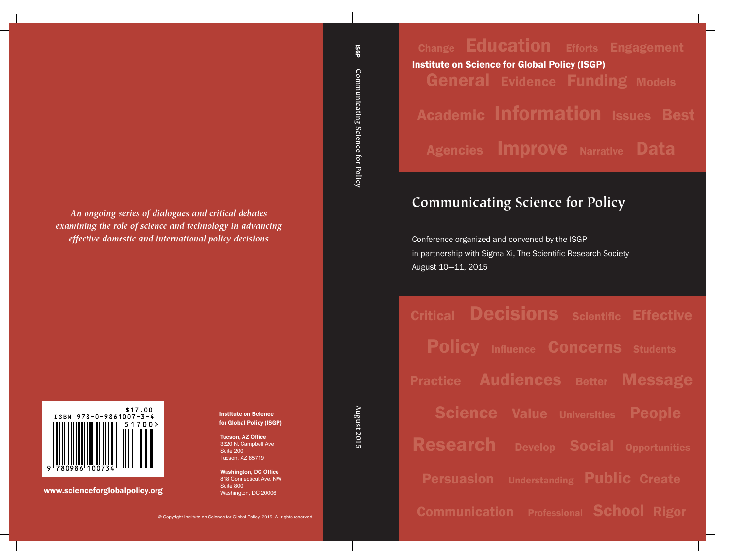Change Education Efforts Engagement

**Institute on Science for Global Policy (ISGP)**

General Evidence Funding Models

Academic Information Issues Best

Agencies Improve Narrative Data

# Communicating Science for Policy

Conference organized and convened by the ISGP
in partnership with Sigma Xi, The Scientific Research Society
August 10–11, 2015

Critical Decisions Scientific Effective

Policy Influence Concerns Students

Practice Audiences Better Message

Science Value Universities People

Research Develop Social Opportunities

Persuasion Understanding Public Create

Communication Professional School Rigor

ISGP Communicating Science for Policy August 2015

*An ongoing series of dialogues and critical debates examining the role of science and technology in advancing effective domestic and international policy decisions*

$17.00
ISBN 978-0-9861007-3-4
51700>
9 780986 100734

**www.scienceforglobalpolicy.org**

**Institute on Science for Global Policy (ISGP)**

**Tucson, AZ Office**
3320 N. Campbell Ave
Suite 200
Tucson, AZ 85719

**Washington, DC Office**
818 Connecticut Ave. NW
Suite 800
Washington, DC 20006

© Copyright Institute on Science for Global Policy, 2015. All rights reserved.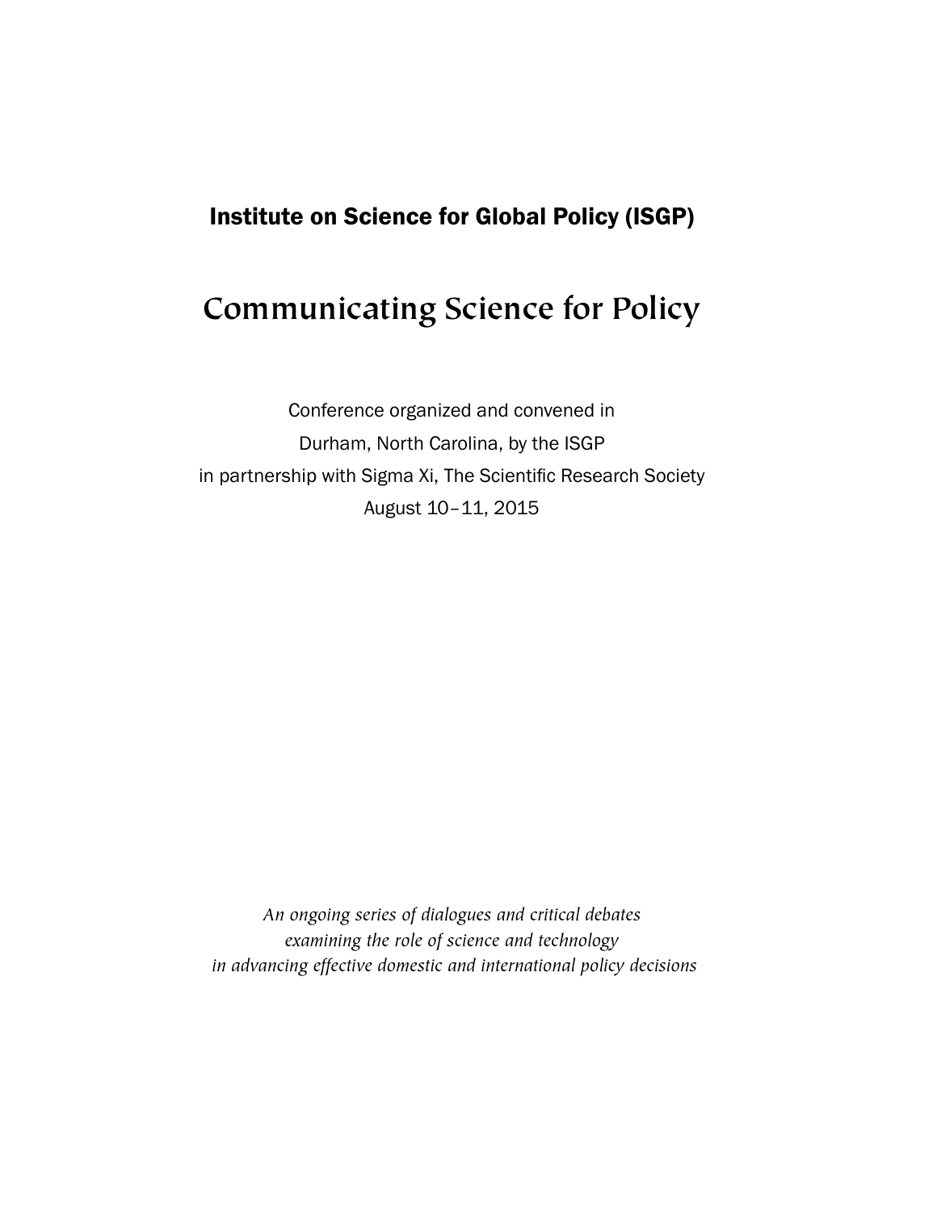## Institute on Science for Global Policy (ISGP)

# Communicating Science for Policy

Conference organized and convened in
Durham, North Carolina, by the ISGP
in partnership with Sigma Xi, The Scientific Research Society
August 10–11, 2015

*An ongoing series of dialogues and critical debates*
*examining the role of science and technology*
*in advancing effective domestic and international policy decisions*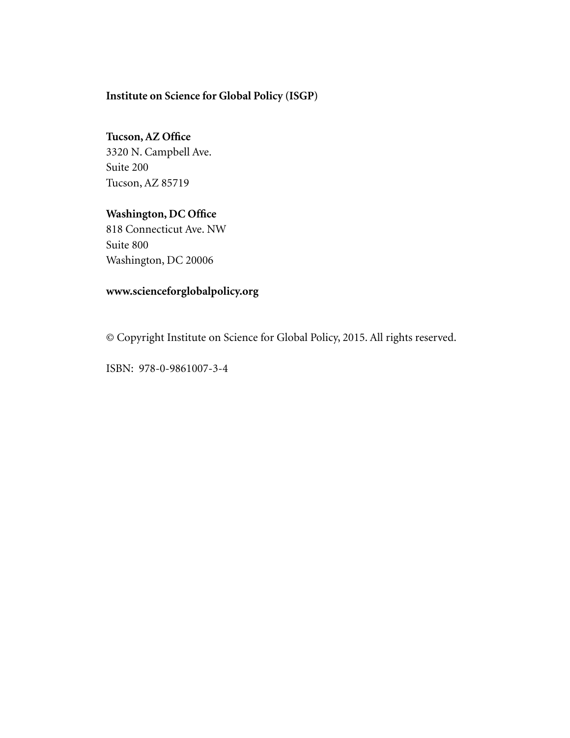**Institute on Science for Global Policy (ISGP)**

**Tucson, AZ Office**
3320 N. Campbell Ave.
Suite 200
Tucson, AZ 85719

**Washington, DC Office**
818 Connecticut Ave. NW
Suite 800
Washington, DC 20006

**www.scienceforglobalpolicy.org**

© Copyright Institute on Science for Global Policy, 2015. All rights reserved.

ISBN: 978-0-9861007-3-4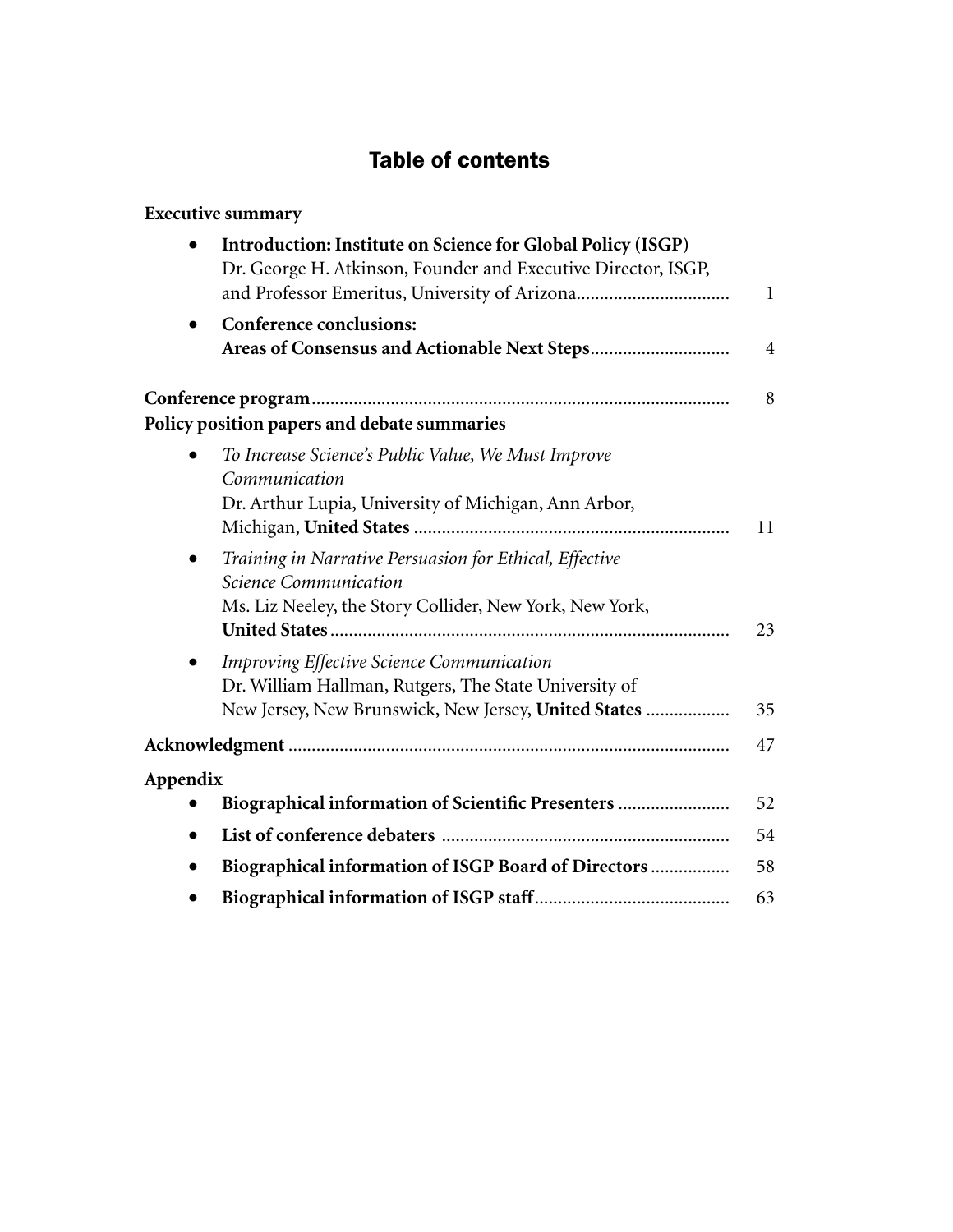# Table of contents

**Executive summary**

- **Introduction: Institute on Science for Global Policy (ISGP)**
  Dr. George H. Atkinson, Founder and Executive Director, ISGP, and Professor Emeritus, University of Arizona ................................ 1
- **Conference conclusions:**
  **Areas of Consensus and Actionable Next Steps** ............................. 4

**Conference program** ......................................................................................... 8

**Policy position papers and debate summaries**

- *To Increase Science's Public Value, We Must Improve Communication*
  Dr. Arthur Lupia, University of Michigan, Ann Arbor, Michigan, **United States** .................................................................... 11
- *Training in Narrative Persuasion for Ethical, Effective Science Communication*
  Ms. Liz Neeley, the Story Collider, New York, New York, **United States** ..................................................................................... 23
- *Improving Effective Science Communication*
  Dr. William Hallman, Rutgers, The State University of New Jersey, New Brunswick, New Jersey, **United States** ................. 35

**Acknowledgment** ............................................................................................ 47

**Appendix**

- **Biographical information of Scientific Presenters** ........................ 52
- **List of conference debaters** ............................................................. 54
- **Biographical information of ISGP Board of Directors** ................. 58
- **Biographical information of ISGP staff** .......................................... 63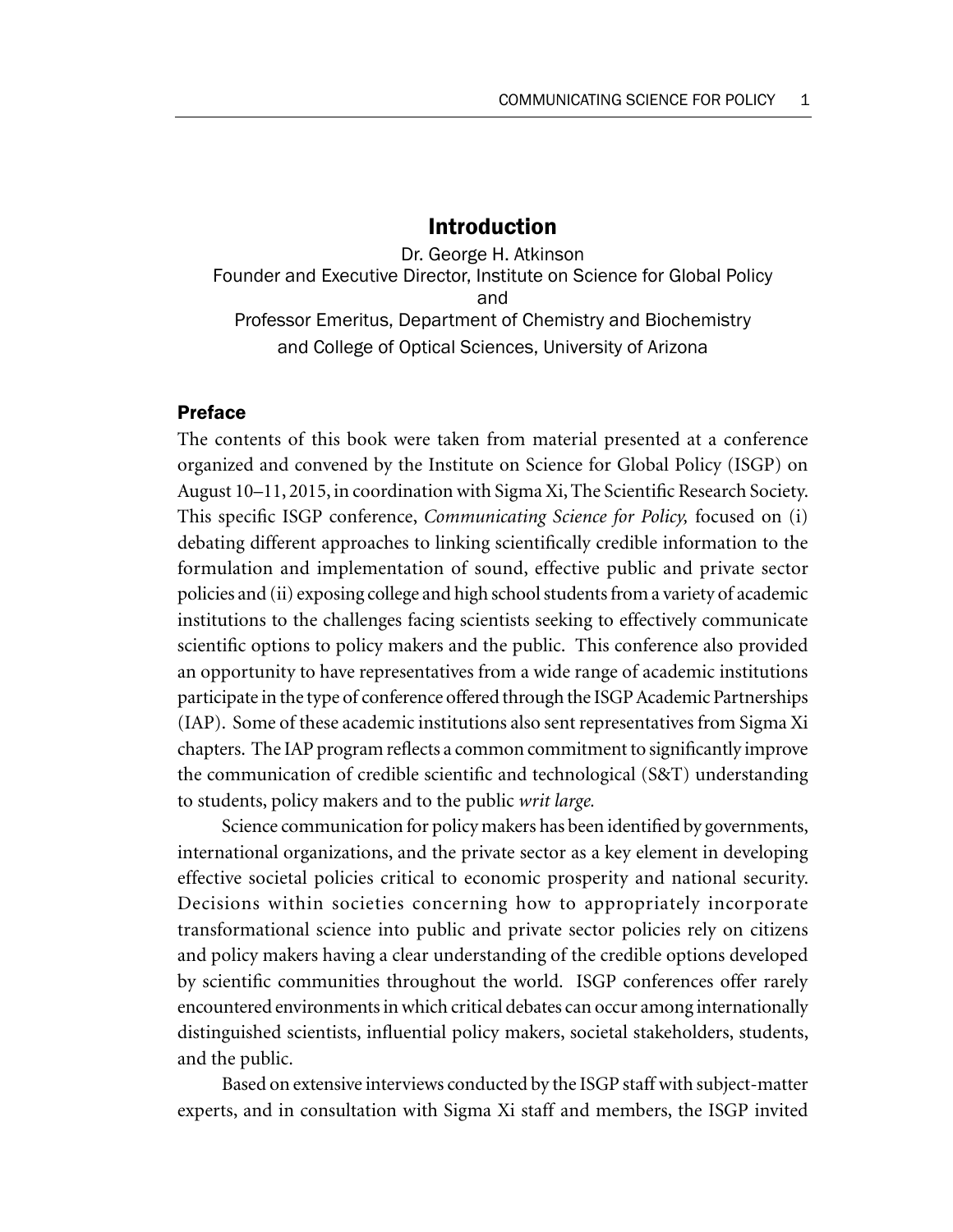# Introduction

Dr. George H. Atkinson
Founder and Executive Director, Institute on Science for Global Policy
and
Professor Emeritus, Department of Chemistry and Biochemistry
and College of Optical Sciences, University of Arizona

## Preface

The contents of this book were taken from material presented at a conference organized and convened by the Institute on Science for Global Policy (ISGP) on August 10–11, 2015, in coordination with Sigma Xi, The Scientific Research Society. This specific ISGP conference, *Communicating Science for Policy,* focused on (i) debating different approaches to linking scientifically credible information to the formulation and implementation of sound, effective public and private sector policies and (ii) exposing college and high school students from a variety of academic institutions to the challenges facing scientists seeking to effectively communicate scientific options to policy makers and the public. This conference also provided an opportunity to have representatives from a wide range of academic institutions participate in the type of conference offered through the ISGP Academic Partnerships (IAP). Some of these academic institutions also sent representatives from Sigma Xi chapters. The IAP program reflects a common commitment to significantly improve the communication of credible scientific and technological (S&T) understanding to students, policy makers and to the public *writ large.*

Science communication for policy makers has been identified by governments, international organizations, and the private sector as a key element in developing effective societal policies critical to economic prosperity and national security. Decisions within societies concerning how to appropriately incorporate transformational science into public and private sector policies rely on citizens and policy makers having a clear understanding of the credible options developed by scientific communities throughout the world. ISGP conferences offer rarely encountered environments in which critical debates can occur among internationally distinguished scientists, influential policy makers, societal stakeholders, students, and the public.

Based on extensive interviews conducted by the ISGP staff with subject-matter experts, and in consultation with Sigma Xi staff and members, the ISGP invited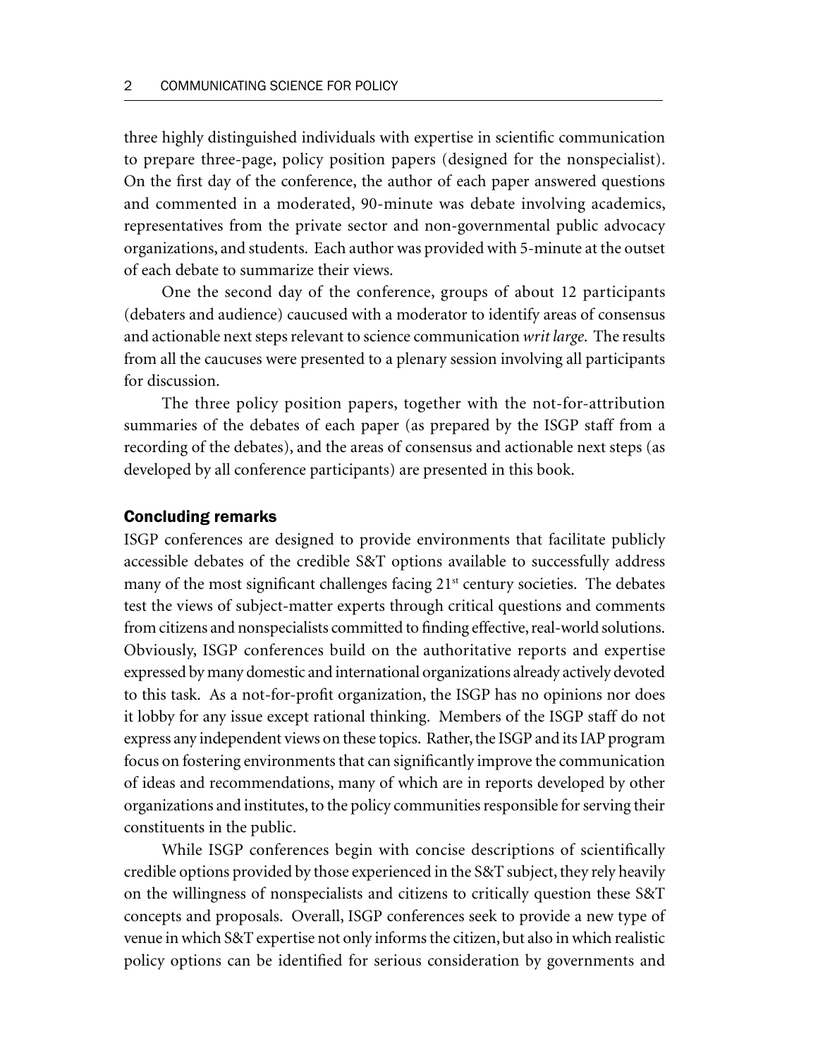three highly distinguished individuals with expertise in scientific communication to prepare three-page, policy position papers (designed for the nonspecialist). On the first day of the conference, the author of each paper answered questions and commented in a moderated, 90-minute was debate involving academics, representatives from the private sector and non-governmental public advocacy organizations, and students. Each author was provided with 5-minute at the outset of each debate to summarize their views.

One the second day of the conference, groups of about 12 participants (debaters and audience) caucused with a moderator to identify areas of consensus and actionable next steps relevant to science communication *writ large*. The results from all the caucuses were presented to a plenary session involving all participants for discussion.

The three policy position papers, together with the not-for-attribution summaries of the debates of each paper (as prepared by the ISGP staff from a recording of the debates), and the areas of consensus and actionable next steps (as developed by all conference participants) are presented in this book.

## Concluding remarks

ISGP conferences are designed to provide environments that facilitate publicly accessible debates of the credible S&T options available to successfully address many of the most significant challenges facing 21st century societies. The debates test the views of subject-matter experts through critical questions and comments from citizens and nonspecialists committed to finding effective, real-world solutions. Obviously, ISGP conferences build on the authoritative reports and expertise expressed by many domestic and international organizations already actively devoted to this task. As a not-for-profit organization, the ISGP has no opinions nor does it lobby for any issue except rational thinking. Members of the ISGP staff do not express any independent views on these topics. Rather, the ISGP and its IAP program focus on fostering environments that can significantly improve the communication of ideas and recommendations, many of which are in reports developed by other organizations and institutes, to the policy communities responsible for serving their constituents in the public.

While ISGP conferences begin with concise descriptions of scientifically credible options provided by those experienced in the S&T subject, they rely heavily on the willingness of nonspecialists and citizens to critically question these S&T concepts and proposals. Overall, ISGP conferences seek to provide a new type of venue in which S&T expertise not only informs the citizen, but also in which realistic policy options can be identified for serious consideration by governments and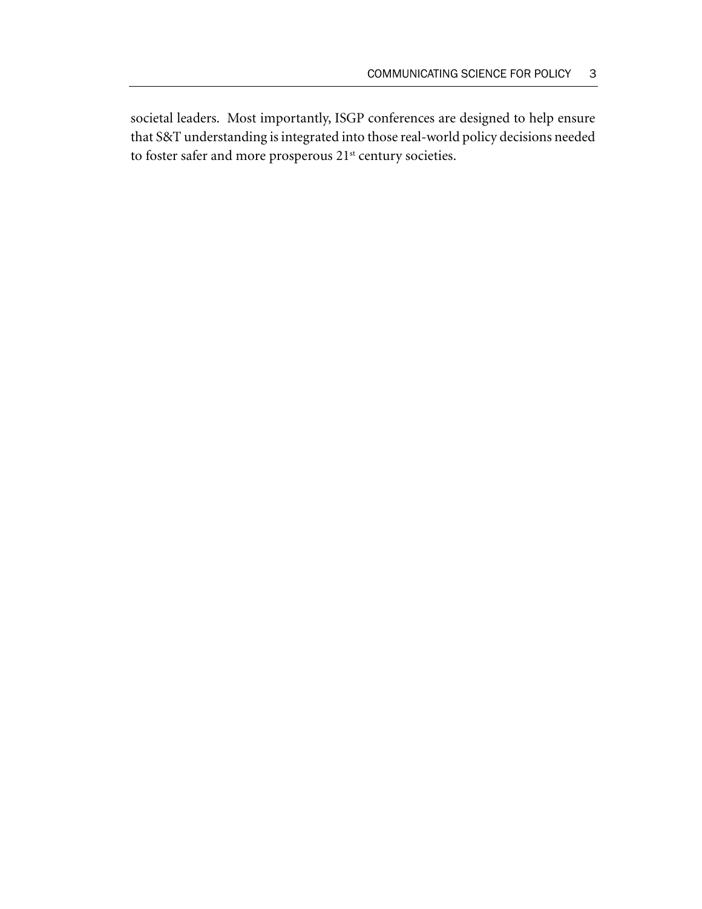societal leaders. Most importantly, ISGP conferences are designed to help ensure that S&T understanding is integrated into those real-world policy decisions needed to foster safer and more prosperous 21st century societies.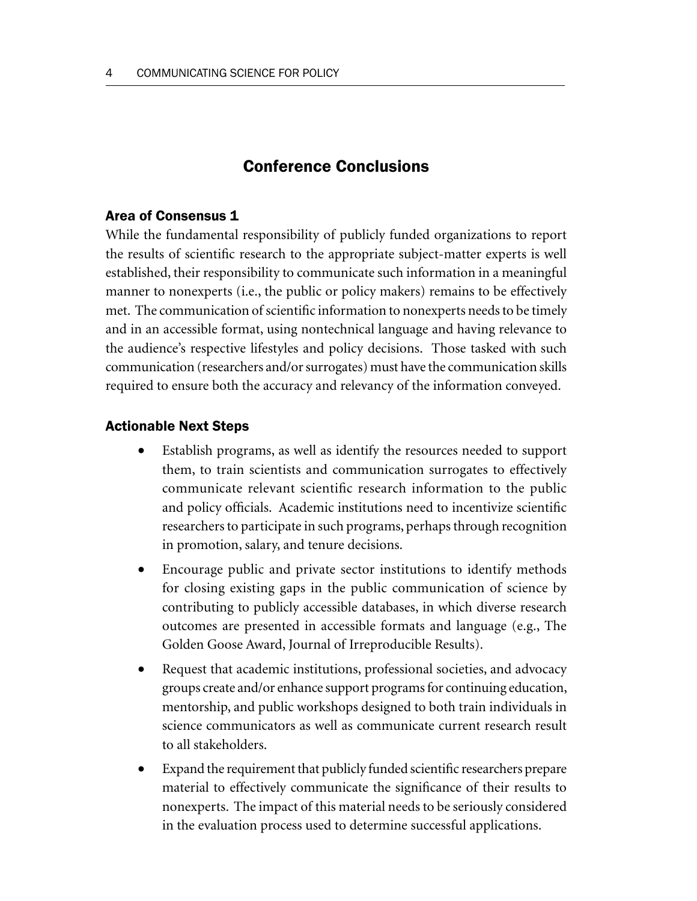## Conference Conclusions

### Area of Consensus 1

While the fundamental responsibility of publicly funded organizations to report the results of scientific research to the appropriate subject-matter experts is well established, their responsibility to communicate such information in a meaningful manner to nonexperts (i.e., the public or policy makers) remains to be effectively met. The communication of scientific information to nonexperts needs to be timely and in an accessible format, using nontechnical language and having relevance to the audience's respective lifestyles and policy decisions. Those tasked with such communication (researchers and/or surrogates) must have the communication skills required to ensure both the accuracy and relevancy of the information conveyed.

### Actionable Next Steps

- Establish programs, as well as identify the resources needed to support them, to train scientists and communication surrogates to effectively communicate relevant scientific research information to the public and policy officials. Academic institutions need to incentivize scientific researchers to participate in such programs, perhaps through recognition in promotion, salary, and tenure decisions.
- Encourage public and private sector institutions to identify methods for closing existing gaps in the public communication of science by contributing to publicly accessible databases, in which diverse research outcomes are presented in accessible formats and language (e.g., The Golden Goose Award, Journal of Irreproducible Results).
- Request that academic institutions, professional societies, and advocacy groups create and/or enhance support programs for continuing education, mentorship, and public workshops designed to both train individuals in science communicators as well as communicate current research result to all stakeholders.
- Expand the requirement that publicly funded scientific researchers prepare material to effectively communicate the significance of their results to nonexperts. The impact of this material needs to be seriously considered in the evaluation process used to determine successful applications.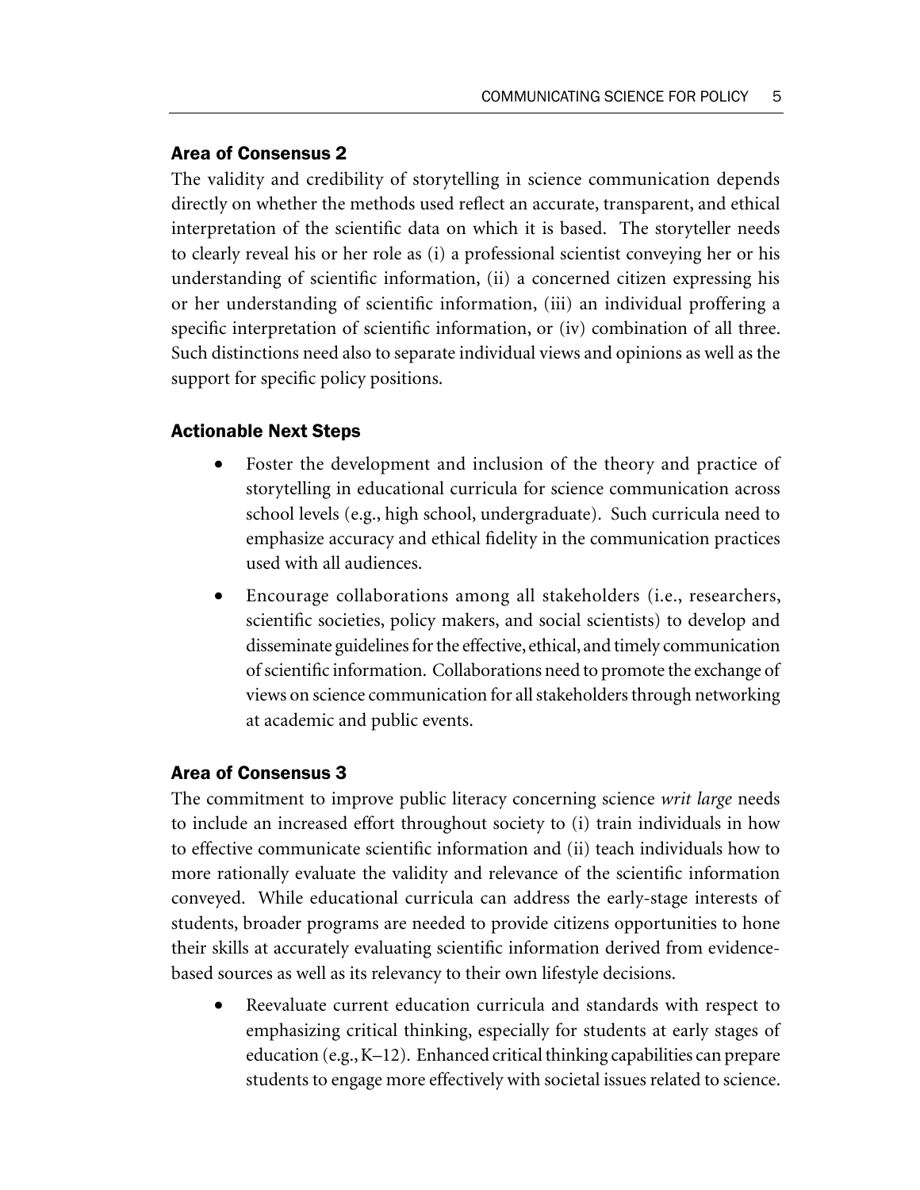### Area of Consensus 2

The validity and credibility of storytelling in science communication depends directly on whether the methods used reflect an accurate, transparent, and ethical interpretation of the scientific data on which it is based. The storyteller needs to clearly reveal his or her role as (i) a professional scientist conveying her or his understanding of scientific information, (ii) a concerned citizen expressing his or her understanding of scientific information, (iii) an individual proffering a specific interpretation of scientific information, or (iv) combination of all three. Such distinctions need also to separate individual views and opinions as well as the support for specific policy positions.

### Actionable Next Steps

- Foster the development and inclusion of the theory and practice of storytelling in educational curricula for science communication across school levels (e.g., high school, undergraduate). Such curricula need to emphasize accuracy and ethical fidelity in the communication practices used with all audiences.
- Encourage collaborations among all stakeholders (i.e., researchers, scientific societies, policy makers, and social scientists) to develop and disseminate guidelines for the effective, ethical, and timely communication of scientific information. Collaborations need to promote the exchange of views on science communication for all stakeholders through networking at academic and public events.

### Area of Consensus 3

The commitment to improve public literacy concerning science *writ large* needs to include an increased effort throughout society to (i) train individuals in how to effective communicate scientific information and (ii) teach individuals how to more rationally evaluate the validity and relevance of the scientific information conveyed. While educational curricula can address the early-stage interests of students, broader programs are needed to provide citizens opportunities to hone their skills at accurately evaluating scientific information derived from evidence-based sources as well as its relevancy to their own lifestyle decisions.

- Reevaluate current education curricula and standards with respect to emphasizing critical thinking, especially for students at early stages of education (e.g., K–12). Enhanced critical thinking capabilities can prepare students to engage more effectively with societal issues related to science.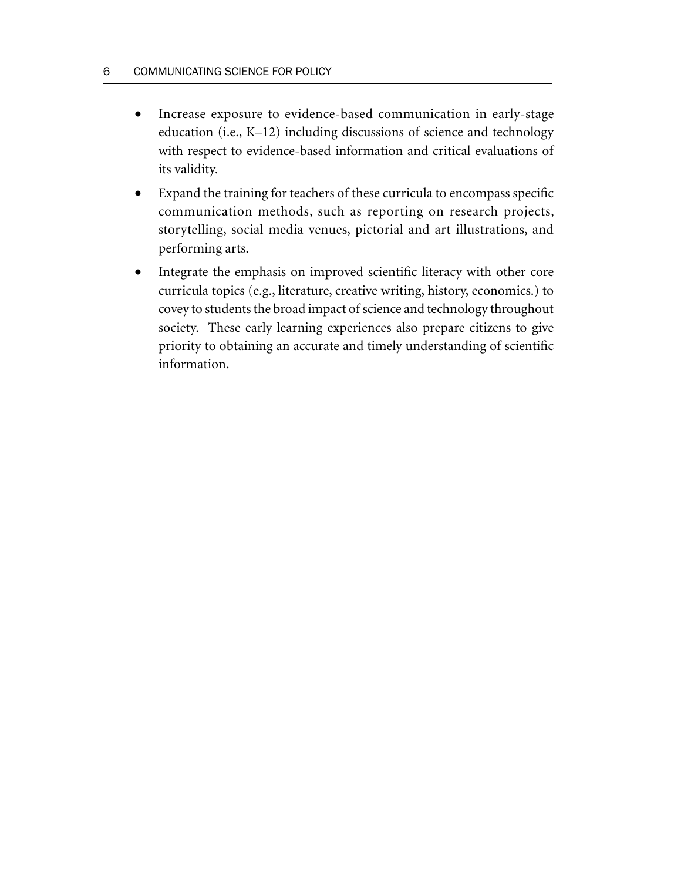- Increase exposure to evidence-based communication in early-stage education (i.e., K–12) including discussions of science and technology with respect to evidence-based information and critical evaluations of its validity.
- Expand the training for teachers of these curricula to encompass specific communication methods, such as reporting on research projects, storytelling, social media venues, pictorial and art illustrations, and performing arts.
- Integrate the emphasis on improved scientific literacy with other core curricula topics (e.g., literature, creative writing, history, economics.) to covey to students the broad impact of science and technology throughout society. These early learning experiences also prepare citizens to give priority to obtaining an accurate and timely understanding of scientific information.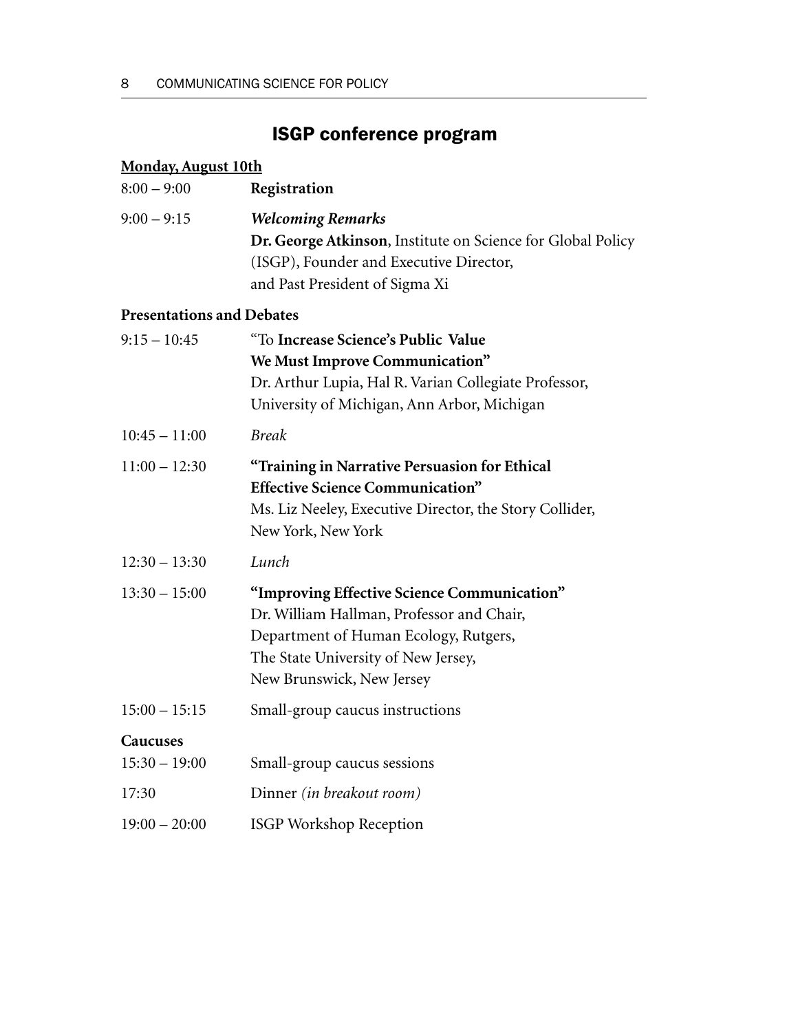# ISGP conference program

**Monday, August 10th**

| | |
|---|---|
| 8:00 – 9:00 | **Registration** |
| 9:00 – 9:15 | ***Welcoming Remarks*** <br> **Dr. George Atkinson**, Institute on Science for Global Policy (ISGP), Founder and Executive Director, and Past President of Sigma Xi |

**Presentations and Debates**

| | |
|---|---|
| 9:15 – 10:45 | "To **Increase Science's Public Value We Must Improve Communication"** <br> Dr. Arthur Lupia, Hal R. Varian Collegiate Professor, University of Michigan, Ann Arbor, Michigan |
| 10:45 – 11:00 | *Break* |
| 11:00 – 12:30 | **"Training in Narrative Persuasion for Ethical Effective Science Communication"** <br> Ms. Liz Neeley, Executive Director, the Story Collider, New York, New York |
| 12:30 – 13:30 | *Lunch* |
| 13:30 – 15:00 | **"Improving Effective Science Communication"** <br> Dr. William Hallman, Professor and Chair, Department of Human Ecology, Rutgers, The State University of New Jersey, New Brunswick, New Jersey |
| 15:00 – 15:15 | Small-group caucus instructions |

**Caucuses**

| | |
|---|---|
| 15:30 – 19:00 | Small-group caucus sessions |
| 17:30 | Dinner *(in breakout room)* |
| 19:00 – 20:00 | ISGP Workshop Reception |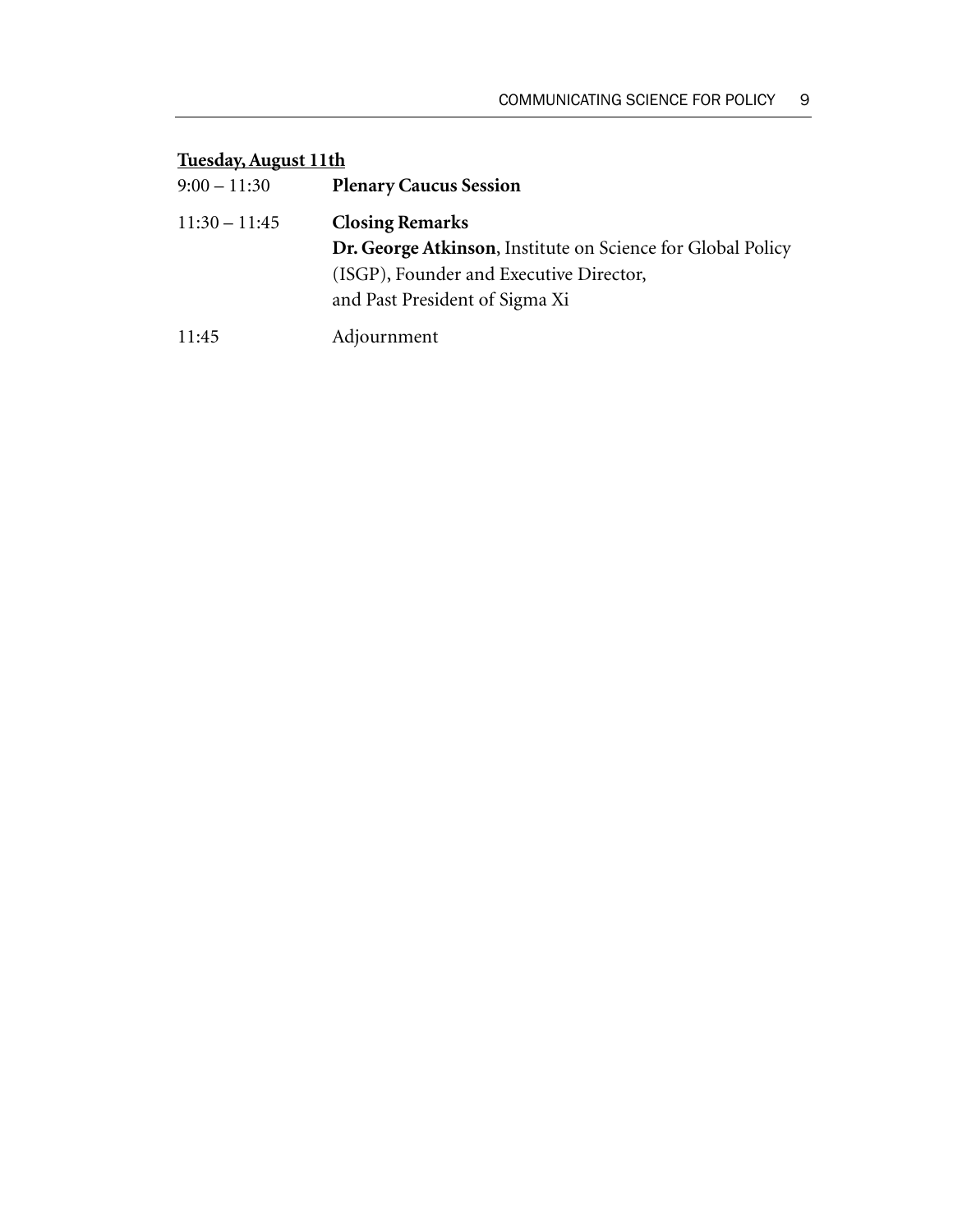**<u>Tuesday, August 11th</u>**

| | |
|---|---|
| 9:00 – 11:30 | **Plenary Caucus Session** |
| 11:30 – 11:45 | **Closing Remarks**<br>**Dr. George Atkinson**, Institute on Science for Global Policy (ISGP), Founder and Executive Director, and Past President of Sigma Xi |
| 11:45 | Adjournment |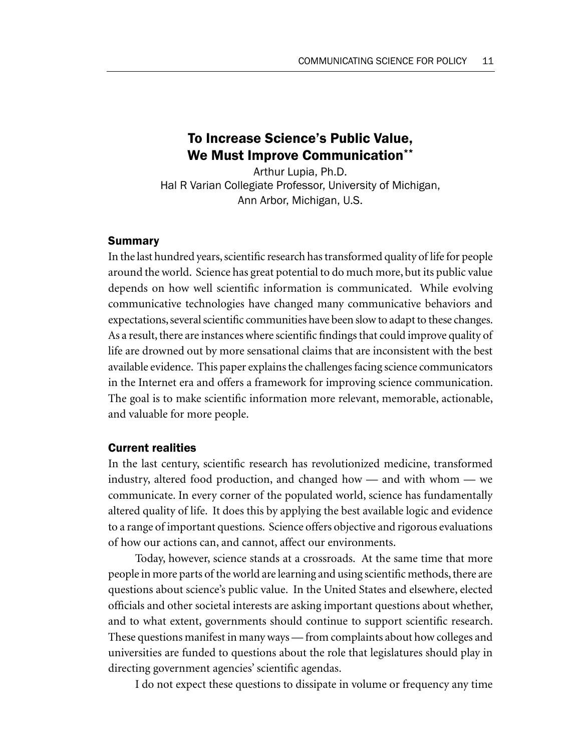# To Increase Science's Public Value, We Must Improve Communication**

Arthur Lupia, Ph.D.
Hal R Varian Collegiate Professor, University of Michigan,
Ann Arbor, Michigan, U.S.

## Summary

In the last hundred years, scientific research has transformed quality of life for people around the world. Science has great potential to do much more, but its public value depends on how well scientific information is communicated. While evolving communicative technologies have changed many communicative behaviors and expectations, several scientific communities have been slow to adapt to these changes. As a result, there are instances where scientific findings that could improve quality of life are drowned out by more sensational claims that are inconsistent with the best available evidence. This paper explains the challenges facing science communicators in the Internet era and offers a framework for improving science communication. The goal is to make scientific information more relevant, memorable, actionable, and valuable for more people.

## Current realities

In the last century, scientific research has revolutionized medicine, transformed industry, altered food production, and changed how — and with whom — we communicate. In every corner of the populated world, science has fundamentally altered quality of life. It does this by applying the best available logic and evidence to a range of important questions. Science offers objective and rigorous evaluations of how our actions can, and cannot, affect our environments.

Today, however, science stands at a crossroads. At the same time that more people in more parts of the world are learning and using scientific methods, there are questions about science's public value. In the United States and elsewhere, elected officials and other societal interests are asking important questions about whether, and to what extent, governments should continue to support scientific research. These questions manifest in many ways — from complaints about how colleges and universities are funded to questions about the role that legislatures should play in directing government agencies' scientific agendas.

I do not expect these questions to dissipate in volume or frequency any time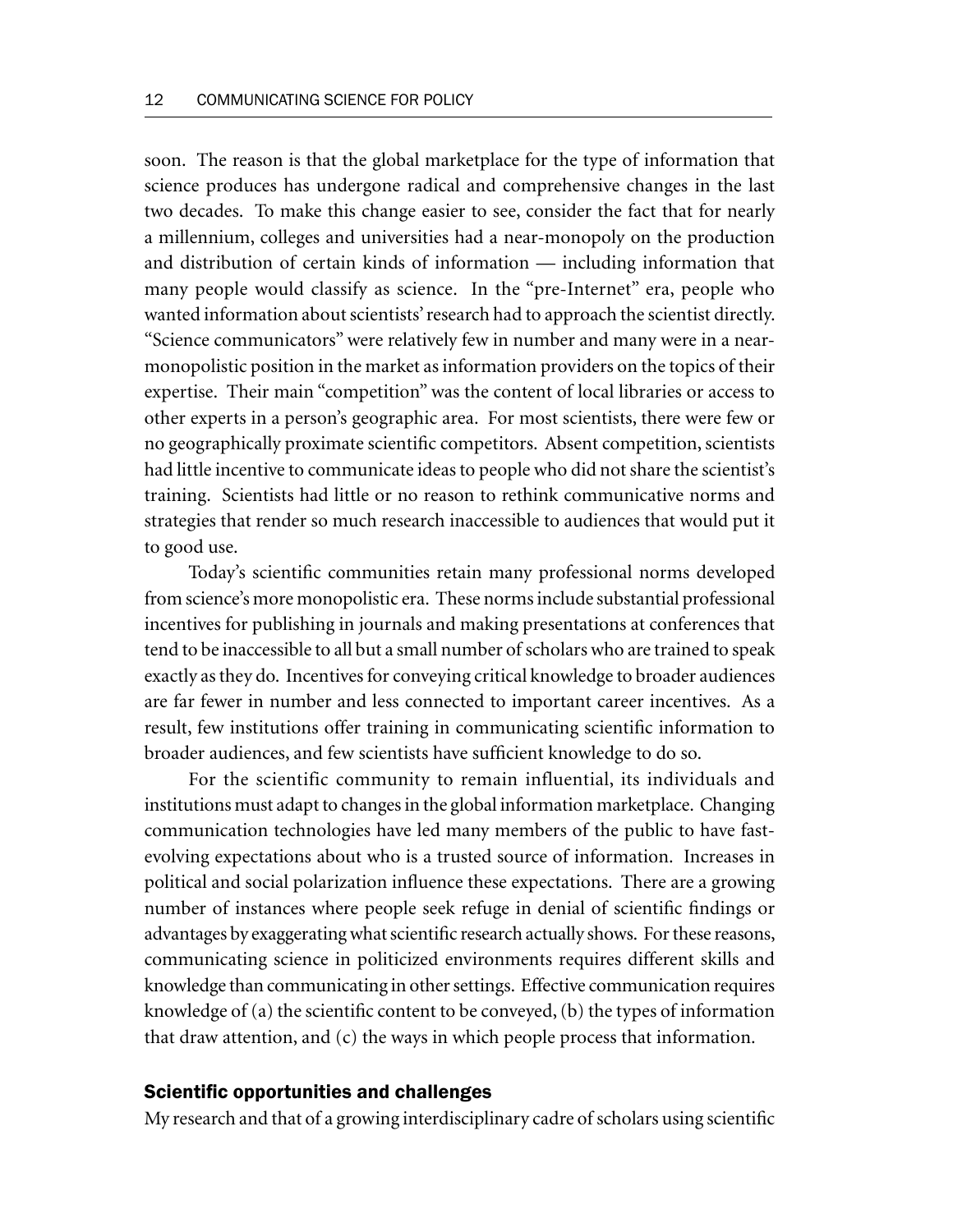soon. The reason is that the global marketplace for the type of information that science produces has undergone radical and comprehensive changes in the last two decades. To make this change easier to see, consider the fact that for nearly a millennium, colleges and universities had a near-monopoly on the production and distribution of certain kinds of information — including information that many people would classify as science. In the "pre-Internet" era, people who wanted information about scientists' research had to approach the scientist directly. "Science communicators" were relatively few in number and many were in a near-monopolistic position in the market as information providers on the topics of their expertise. Their main "competition" was the content of local libraries or access to other experts in a person's geographic area. For most scientists, there were few or no geographically proximate scientific competitors. Absent competition, scientists had little incentive to communicate ideas to people who did not share the scientist's training. Scientists had little or no reason to rethink communicative norms and strategies that render so much research inaccessible to audiences that would put it to good use.

Today's scientific communities retain many professional norms developed from science's more monopolistic era. These norms include substantial professional incentives for publishing in journals and making presentations at conferences that tend to be inaccessible to all but a small number of scholars who are trained to speak exactly as they do. Incentives for conveying critical knowledge to broader audiences are far fewer in number and less connected to important career incentives. As a result, few institutions offer training in communicating scientific information to broader audiences, and few scientists have sufficient knowledge to do so.

For the scientific community to remain influential, its individuals and institutions must adapt to changes in the global information marketplace. Changing communication technologies have led many members of the public to have fast-evolving expectations about who is a trusted source of information. Increases in political and social polarization influence these expectations. There are a growing number of instances where people seek refuge in denial of scientific findings or advantages by exaggerating what scientific research actually shows. For these reasons, communicating science in politicized environments requires different skills and knowledge than communicating in other settings. Effective communication requires knowledge of (a) the scientific content to be conveyed, (b) the types of information that draw attention, and (c) the ways in which people process that information.

## Scientific opportunities and challenges

My research and that of a growing interdisciplinary cadre of scholars using scientific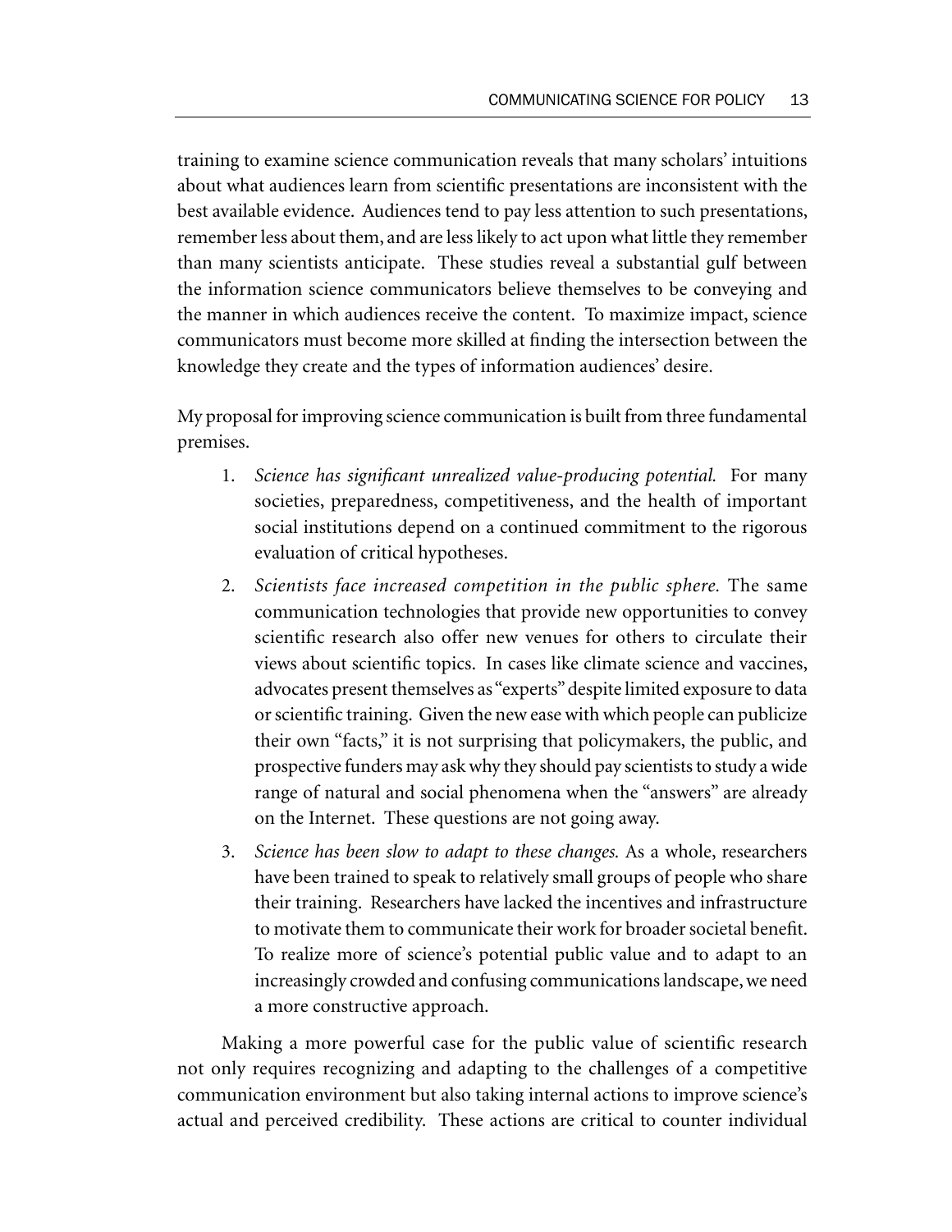training to examine science communication reveals that many scholars' intuitions about what audiences learn from scientific presentations are inconsistent with the best available evidence. Audiences tend to pay less attention to such presentations, remember less about them, and are less likely to act upon what little they remember than many scientists anticipate. These studies reveal a substantial gulf between the information science communicators believe themselves to be conveying and the manner in which audiences receive the content. To maximize impact, science communicators must become more skilled at finding the intersection between the knowledge they create and the types of information audiences' desire.

My proposal for improving science communication is built from three fundamental premises.

1. *Science has significant unrealized value-producing potential.* For many societies, preparedness, competitiveness, and the health of important social institutions depend on a continued commitment to the rigorous evaluation of critical hypotheses.
2. *Scientists face increased competition in the public sphere.* The same communication technologies that provide new opportunities to convey scientific research also offer new venues for others to circulate their views about scientific topics. In cases like climate science and vaccines, advocates present themselves as "experts" despite limited exposure to data or scientific training. Given the new ease with which people can publicize their own "facts," it is not surprising that policymakers, the public, and prospective funders may ask why they should pay scientists to study a wide range of natural and social phenomena when the "answers" are already on the Internet. These questions are not going away.
3. *Science has been slow to adapt to these changes.* As a whole, researchers have been trained to speak to relatively small groups of people who share their training. Researchers have lacked the incentives and infrastructure to motivate them to communicate their work for broader societal benefit. To realize more of science's potential public value and to adapt to an increasingly crowded and confusing communications landscape, we need a more constructive approach.

Making a more powerful case for the public value of scientific research not only requires recognizing and adapting to the challenges of a competitive communication environment but also taking internal actions to improve science's actual and perceived credibility. These actions are critical to counter individual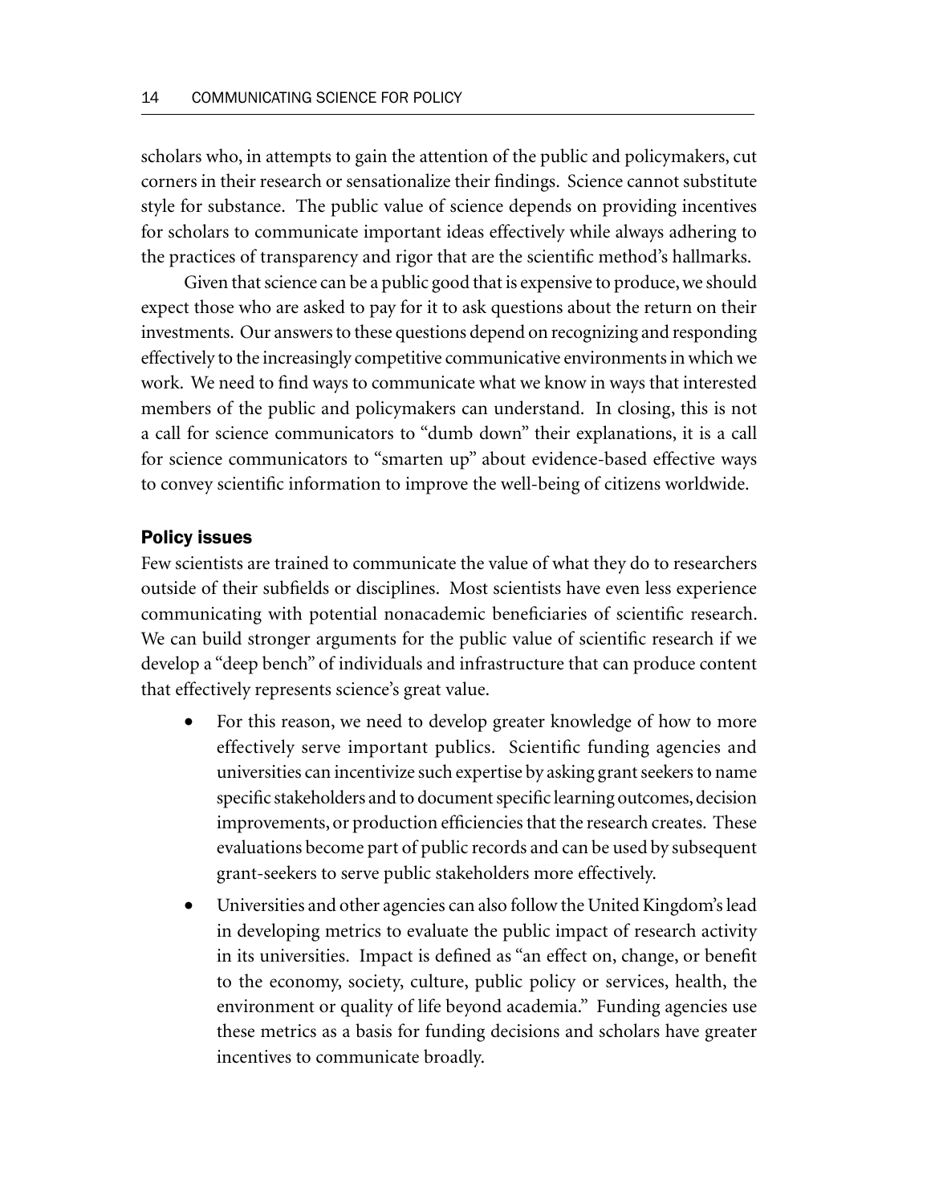scholars who, in attempts to gain the attention of the public and policymakers, cut corners in their research or sensationalize their findings. Science cannot substitute style for substance. The public value of science depends on providing incentives for scholars to communicate important ideas effectively while always adhering to the practices of transparency and rigor that are the scientific method's hallmarks.

Given that science can be a public good that is expensive to produce, we should expect those who are asked to pay for it to ask questions about the return on their investments. Our answers to these questions depend on recognizing and responding effectively to the increasingly competitive communicative environments in which we work. We need to find ways to communicate what we know in ways that interested members of the public and policymakers can understand. In closing, this is not a call for science communicators to "dumb down" their explanations, it is a call for science communicators to "smarten up" about evidence-based effective ways to convey scientific information to improve the well-being of citizens worldwide.

## Policy issues

Few scientists are trained to communicate the value of what they do to researchers outside of their subfields or disciplines. Most scientists have even less experience communicating with potential nonacademic beneficiaries of scientific research. We can build stronger arguments for the public value of scientific research if we develop a "deep bench" of individuals and infrastructure that can produce content that effectively represents science's great value.

- For this reason, we need to develop greater knowledge of how to more effectively serve important publics. Scientific funding agencies and universities can incentivize such expertise by asking grant seekers to name specific stakeholders and to document specific learning outcomes, decision improvements, or production efficiencies that the research creates. These evaluations become part of public records and can be used by subsequent grant-seekers to serve public stakeholders more effectively.
- Universities and other agencies can also follow the United Kingdom's lead in developing metrics to evaluate the public impact of research activity in its universities. Impact is defined as "an effect on, change, or benefit to the economy, society, culture, public policy or services, health, the environment or quality of life beyond academia." Funding agencies use these metrics as a basis for funding decisions and scholars have greater incentives to communicate broadly.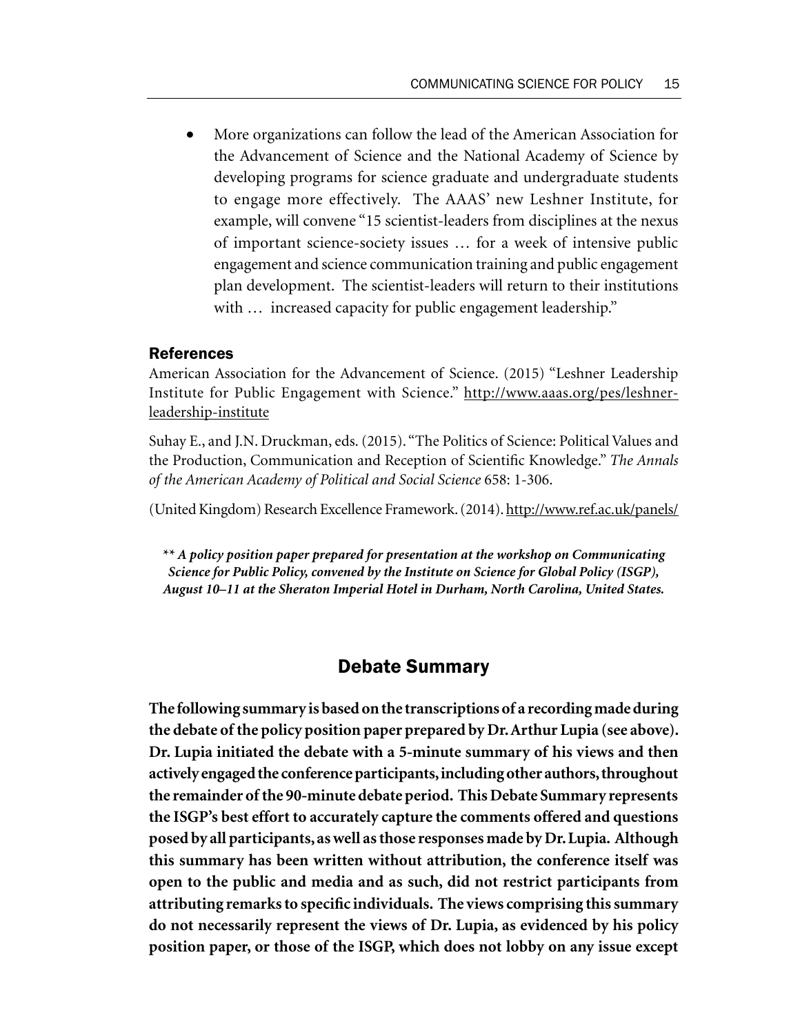- More organizations can follow the lead of the American Association for the Advancement of Science and the National Academy of Science by developing programs for science graduate and undergraduate students to engage more effectively. The AAAS' new Leshner Institute, for example, will convene "15 scientist-leaders from disciplines at the nexus of important science-society issues … for a week of intensive public engagement and science communication training and public engagement plan development. The scientist-leaders will return to their institutions with … increased capacity for public engagement leadership."

### References

American Association for the Advancement of Science. (2015) "Leshner Leadership Institute for Public Engagement with Science." http://www.aaas.org/pes/leshner-leadership-institute

Suhay E., and J.N. Druckman, eds. (2015). "The Politics of Science: Political Values and the Production, Communication and Reception of Scientific Knowledge." *The Annals of the American Academy of Political and Social Science* 658: 1-306.

(United Kingdom) Research Excellence Framework. (2014). http://www.ref.ac.uk/panels/

*\*\* **A policy position paper prepared for presentation at the workshop on Communicating Science for Public Policy, convened by the Institute on Science for Global Policy (ISGP), August 10–11 at the Sheraton Imperial Hotel in Durham, North Carolina, United States.***

## Debate Summary

**The following summary is based on the transcriptions of a recording made during the debate of the policy position paper prepared by Dr. Arthur Lupia (see above). Dr. Lupia initiated the debate with a 5-minute summary of his views and then actively engaged the conference participants, including other authors, throughout the remainder of the 90-minute debate period. This Debate Summary represents the ISGP's best effort to accurately capture the comments offered and questions posed by all participants, as well as those responses made by Dr. Lupia. Although this summary has been written without attribution, the conference itself was open to the public and media and as such, did not restrict participants from attributing remarks to specific individuals. The views comprising this summary do not necessarily represent the views of Dr. Lupia, as evidenced by his policy position paper, or those of the ISGP, which does not lobby on any issue except**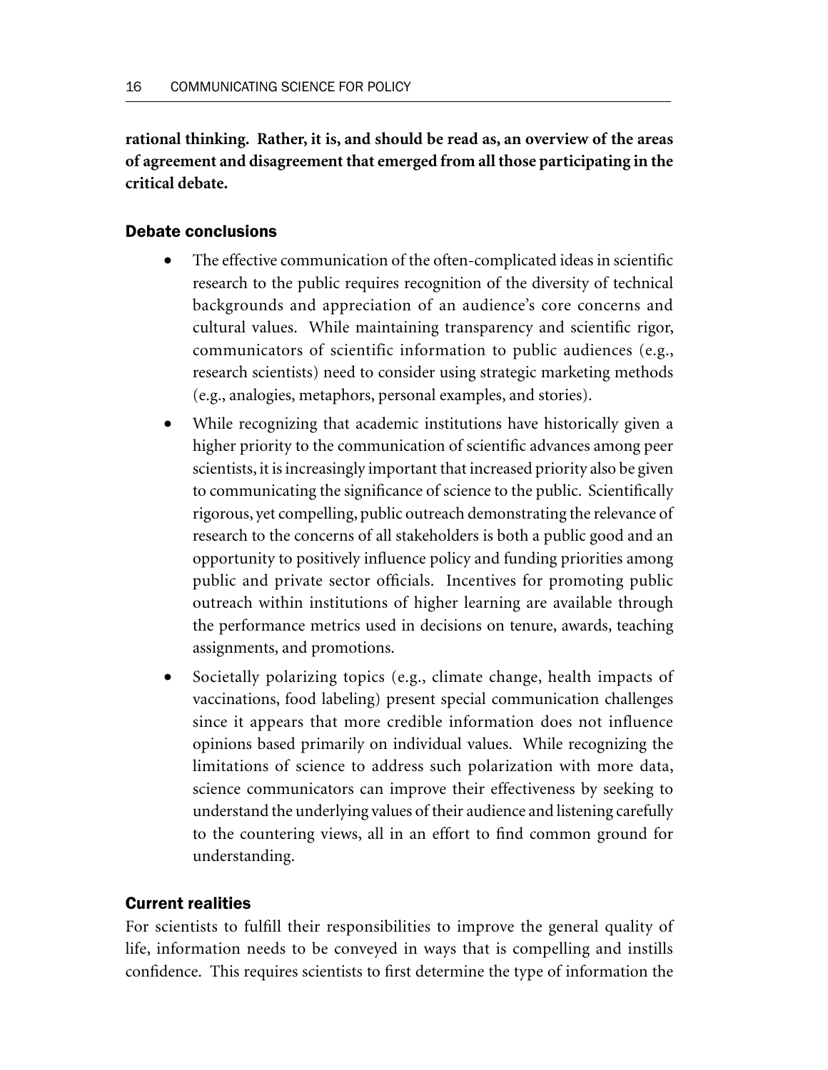**rational thinking. Rather, it is, and should be read as, an overview of the areas of agreement and disagreement that emerged from all those participating in the critical debate.**

## Debate conclusions

- The effective communication of the often-complicated ideas in scientific research to the public requires recognition of the diversity of technical backgrounds and appreciation of an audience's core concerns and cultural values. While maintaining transparency and scientific rigor, communicators of scientific information to public audiences (e.g., research scientists) need to consider using strategic marketing methods (e.g., analogies, metaphors, personal examples, and stories).
- While recognizing that academic institutions have historically given a higher priority to the communication of scientific advances among peer scientists, it is increasingly important that increased priority also be given to communicating the significance of science to the public. Scientifically rigorous, yet compelling, public outreach demonstrating the relevance of research to the concerns of all stakeholders is both a public good and an opportunity to positively influence policy and funding priorities among public and private sector officials. Incentives for promoting public outreach within institutions of higher learning are available through the performance metrics used in decisions on tenure, awards, teaching assignments, and promotions.
- Societally polarizing topics (e.g., climate change, health impacts of vaccinations, food labeling) present special communication challenges since it appears that more credible information does not influence opinions based primarily on individual values. While recognizing the limitations of science to address such polarization with more data, science communicators can improve their effectiveness by seeking to understand the underlying values of their audience and listening carefully to the countering views, all in an effort to find common ground for understanding.

## Current realities

For scientists to fulfill their responsibilities to improve the general quality of life, information needs to be conveyed in ways that is compelling and instills confidence. This requires scientists to first determine the type of information the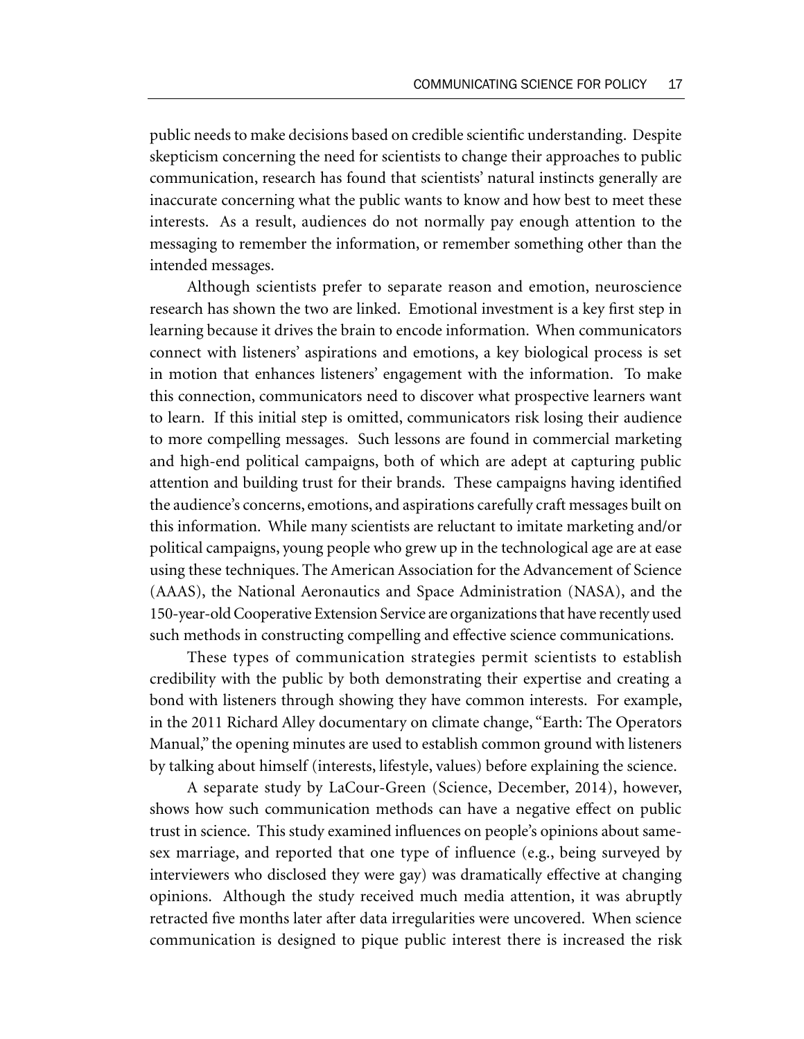public needs to make decisions based on credible scientific understanding. Despite skepticism concerning the need for scientists to change their approaches to public communication, research has found that scientists' natural instincts generally are inaccurate concerning what the public wants to know and how best to meet these interests. As a result, audiences do not normally pay enough attention to the messaging to remember the information, or remember something other than the intended messages.

Although scientists prefer to separate reason and emotion, neuroscience research has shown the two are linked. Emotional investment is a key first step in learning because it drives the brain to encode information. When communicators connect with listeners' aspirations and emotions, a key biological process is set in motion that enhances listeners' engagement with the information. To make this connection, communicators need to discover what prospective learners want to learn. If this initial step is omitted, communicators risk losing their audience to more compelling messages. Such lessons are found in commercial marketing and high-end political campaigns, both of which are adept at capturing public attention and building trust for their brands. These campaigns having identified the audience's concerns, emotions, and aspirations carefully craft messages built on this information. While many scientists are reluctant to imitate marketing and/or political campaigns, young people who grew up in the technological age are at ease using these techniques. The American Association for the Advancement of Science (AAAS), the National Aeronautics and Space Administration (NASA), and the 150-year-old Cooperative Extension Service are organizations that have recently used such methods in constructing compelling and effective science communications.

These types of communication strategies permit scientists to establish credibility with the public by both demonstrating their expertise and creating a bond with listeners through showing they have common interests. For example, in the 2011 Richard Alley documentary on climate change, "Earth: The Operators Manual," the opening minutes are used to establish common ground with listeners by talking about himself (interests, lifestyle, values) before explaining the science.

A separate study by LaCour-Green (Science, December, 2014), however, shows how such communication methods can have a negative effect on public trust in science. This study examined influences on people's opinions about same-sex marriage, and reported that one type of influence (e.g., being surveyed by interviewers who disclosed they were gay) was dramatically effective at changing opinions. Although the study received much media attention, it was abruptly retracted five months later after data irregularities were uncovered. When science communication is designed to pique public interest there is increased the risk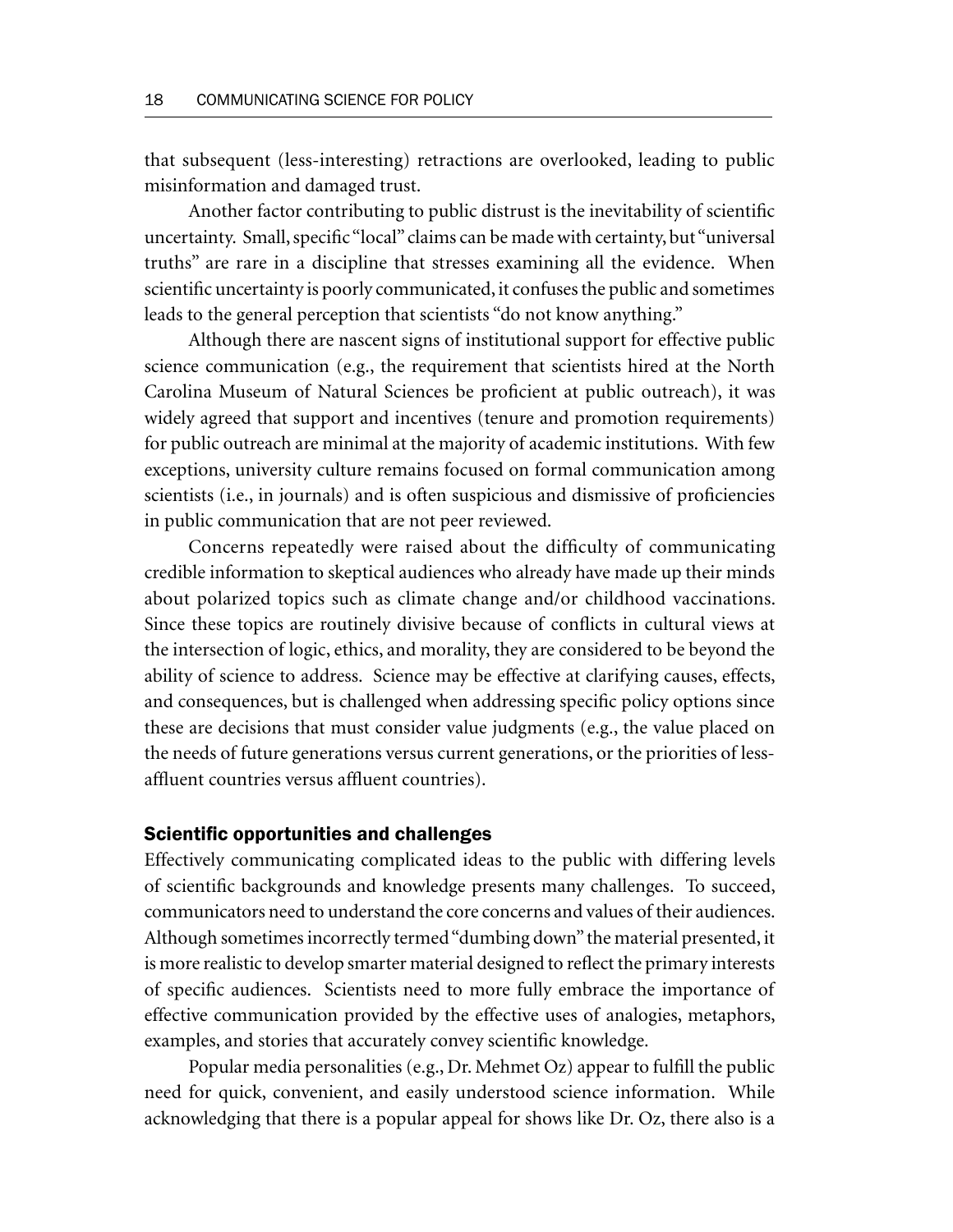that subsequent (less-interesting) retractions are overlooked, leading to public misinformation and damaged trust.

Another factor contributing to public distrust is the inevitability of scientific uncertainty. Small, specific "local" claims can be made with certainty, but "universal truths" are rare in a discipline that stresses examining all the evidence. When scientific uncertainty is poorly communicated, it confuses the public and sometimes leads to the general perception that scientists "do not know anything."

Although there are nascent signs of institutional support for effective public science communication (e.g., the requirement that scientists hired at the North Carolina Museum of Natural Sciences be proficient at public outreach), it was widely agreed that support and incentives (tenure and promotion requirements) for public outreach are minimal at the majority of academic institutions. With few exceptions, university culture remains focused on formal communication among scientists (i.e., in journals) and is often suspicious and dismissive of proficiencies in public communication that are not peer reviewed.

Concerns repeatedly were raised about the difficulty of communicating credible information to skeptical audiences who already have made up their minds about polarized topics such as climate change and/or childhood vaccinations. Since these topics are routinely divisive because of conflicts in cultural views at the intersection of logic, ethics, and morality, they are considered to be beyond the ability of science to address. Science may be effective at clarifying causes, effects, and consequences, but is challenged when addressing specific policy options since these are decisions that must consider value judgments (e.g., the value placed on the needs of future generations versus current generations, or the priorities of less-affluent countries versus affluent countries).

## Scientific opportunities and challenges

Effectively communicating complicated ideas to the public with differing levels of scientific backgrounds and knowledge presents many challenges. To succeed, communicators need to understand the core concerns and values of their audiences. Although sometimes incorrectly termed "dumbing down" the material presented, it is more realistic to develop smarter material designed to reflect the primary interests of specific audiences. Scientists need to more fully embrace the importance of effective communication provided by the effective uses of analogies, metaphors, examples, and stories that accurately convey scientific knowledge.

Popular media personalities (e.g., Dr. Mehmet Oz) appear to fulfill the public need for quick, convenient, and easily understood science information. While acknowledging that there is a popular appeal for shows like Dr. Oz, there also is a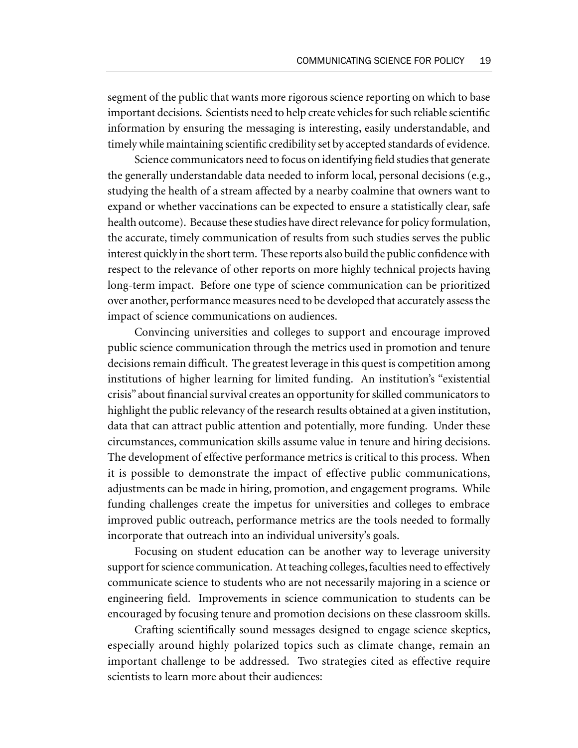segment of the public that wants more rigorous science reporting on which to base important decisions. Scientists need to help create vehicles for such reliable scientific information by ensuring the messaging is interesting, easily understandable, and timely while maintaining scientific credibility set by accepted standards of evidence.

Science communicators need to focus on identifying field studies that generate the generally understandable data needed to inform local, personal decisions (e.g., studying the health of a stream affected by a nearby coalmine that owners want to expand or whether vaccinations can be expected to ensure a statistically clear, safe health outcome). Because these studies have direct relevance for policy formulation, the accurate, timely communication of results from such studies serves the public interest quickly in the short term. These reports also build the public confidence with respect to the relevance of other reports on more highly technical projects having long-term impact. Before one type of science communication can be prioritized over another, performance measures need to be developed that accurately assess the impact of science communications on audiences.

Convincing universities and colleges to support and encourage improved public science communication through the metrics used in promotion and tenure decisions remain difficult. The greatest leverage in this quest is competition among institutions of higher learning for limited funding. An institution's "existential crisis" about financial survival creates an opportunity for skilled communicators to highlight the public relevancy of the research results obtained at a given institution, data that can attract public attention and potentially, more funding. Under these circumstances, communication skills assume value in tenure and hiring decisions. The development of effective performance metrics is critical to this process. When it is possible to demonstrate the impact of effective public communications, adjustments can be made in hiring, promotion, and engagement programs. While funding challenges create the impetus for universities and colleges to embrace improved public outreach, performance metrics are the tools needed to formally incorporate that outreach into an individual university's goals.

Focusing on student education can be another way to leverage university support for science communication. At teaching colleges, faculties need to effectively communicate science to students who are not necessarily majoring in a science or engineering field. Improvements in science communication to students can be encouraged by focusing tenure and promotion decisions on these classroom skills.

Crafting scientifically sound messages designed to engage science skeptics, especially around highly polarized topics such as climate change, remain an important challenge to be addressed. Two strategies cited as effective require scientists to learn more about their audiences: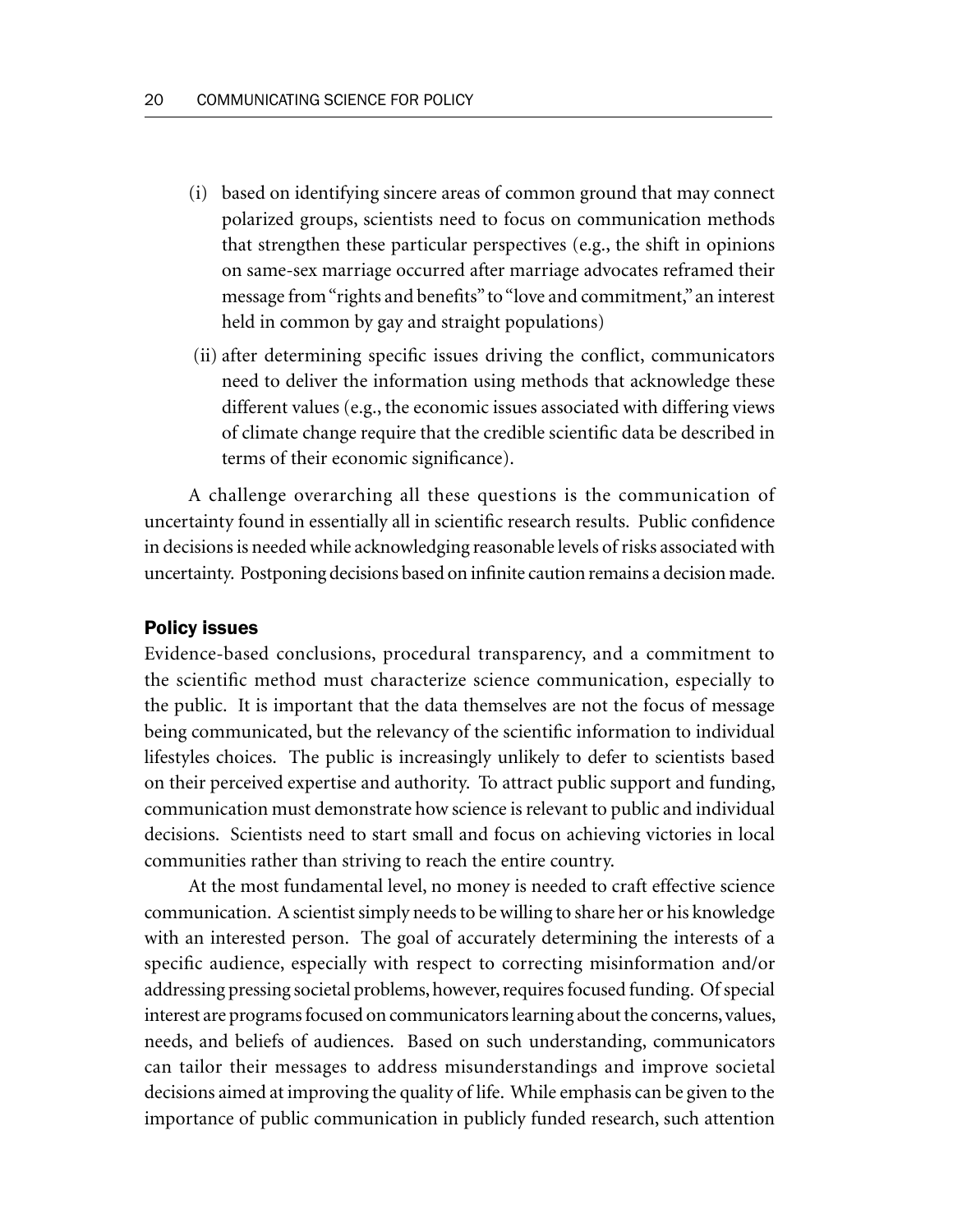(i) based on identifying sincere areas of common ground that may connect polarized groups, scientists need to focus on communication methods that strengthen these particular perspectives (e.g., the shift in opinions on same-sex marriage occurred after marriage advocates reframed their message from "rights and benefits" to "love and commitment," an interest held in common by gay and straight populations)

(ii) after determining specific issues driving the conflict, communicators need to deliver the information using methods that acknowledge these different values (e.g., the economic issues associated with differing views of climate change require that the credible scientific data be described in terms of their economic significance).

A challenge overarching all these questions is the communication of uncertainty found in essentially all in scientific research results. Public confidence in decisions is needed while acknowledging reasonable levels of risks associated with uncertainty. Postponing decisions based on infinite caution remains a decision made.

### Policy issues

Evidence-based conclusions, procedural transparency, and a commitment to the scientific method must characterize science communication, especially to the public. It is important that the data themselves are not the focus of message being communicated, but the relevancy of the scientific information to individual lifestyles choices. The public is increasingly unlikely to defer to scientists based on their perceived expertise and authority. To attract public support and funding, communication must demonstrate how science is relevant to public and individual decisions. Scientists need to start small and focus on achieving victories in local communities rather than striving to reach the entire country.

At the most fundamental level, no money is needed to craft effective science communication. A scientist simply needs to be willing to share her or his knowledge with an interested person. The goal of accurately determining the interests of a specific audience, especially with respect to correcting misinformation and/or addressing pressing societal problems, however, requires focused funding. Of special interest are programs focused on communicators learning about the concerns, values, needs, and beliefs of audiences. Based on such understanding, communicators can tailor their messages to address misunderstandings and improve societal decisions aimed at improving the quality of life. While emphasis can be given to the importance of public communication in publicly funded research, such attention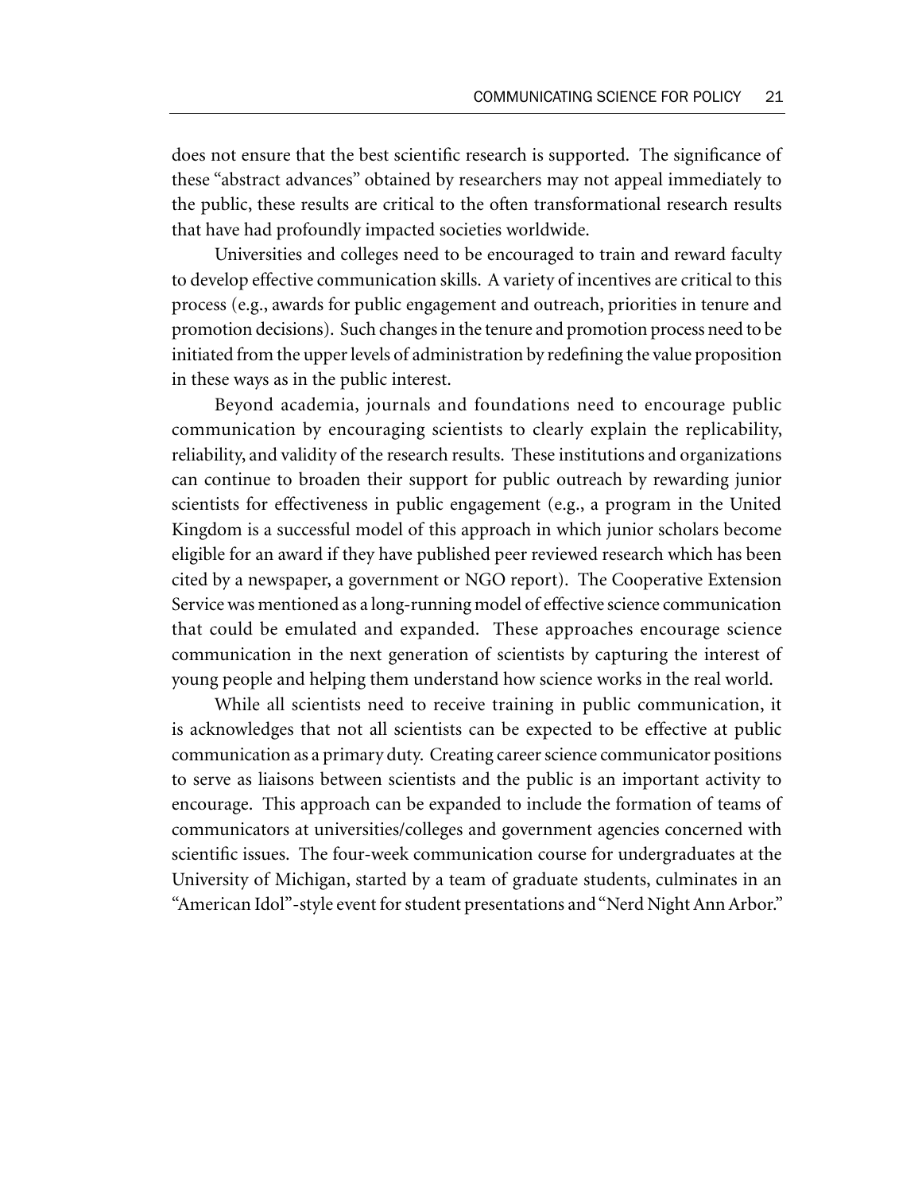does not ensure that the best scientific research is supported. The significance of these "abstract advances" obtained by researchers may not appeal immediately to the public, these results are critical to the often transformational research results that have had profoundly impacted societies worldwide.

Universities and colleges need to be encouraged to train and reward faculty to develop effective communication skills. A variety of incentives are critical to this process (e.g., awards for public engagement and outreach, priorities in tenure and promotion decisions). Such changes in the tenure and promotion process need to be initiated from the upper levels of administration by redefining the value proposition in these ways as in the public interest.

Beyond academia, journals and foundations need to encourage public communication by encouraging scientists to clearly explain the replicability, reliability, and validity of the research results. These institutions and organizations can continue to broaden their support for public outreach by rewarding junior scientists for effectiveness in public engagement (e.g., a program in the United Kingdom is a successful model of this approach in which junior scholars become eligible for an award if they have published peer reviewed research which has been cited by a newspaper, a government or NGO report). The Cooperative Extension Service was mentioned as a long-running model of effective science communication that could be emulated and expanded. These approaches encourage science communication in the next generation of scientists by capturing the interest of young people and helping them understand how science works in the real world.

While all scientists need to receive training in public communication, it is acknowledges that not all scientists can be expected to be effective at public communication as a primary duty. Creating career science communicator positions to serve as liaisons between scientists and the public is an important activity to encourage. This approach can be expanded to include the formation of teams of communicators at universities/colleges and government agencies concerned with scientific issues. The four-week communication course for undergraduates at the University of Michigan, started by a team of graduate students, culminates in an "American Idol"-style event for student presentations and "Nerd Night Ann Arbor."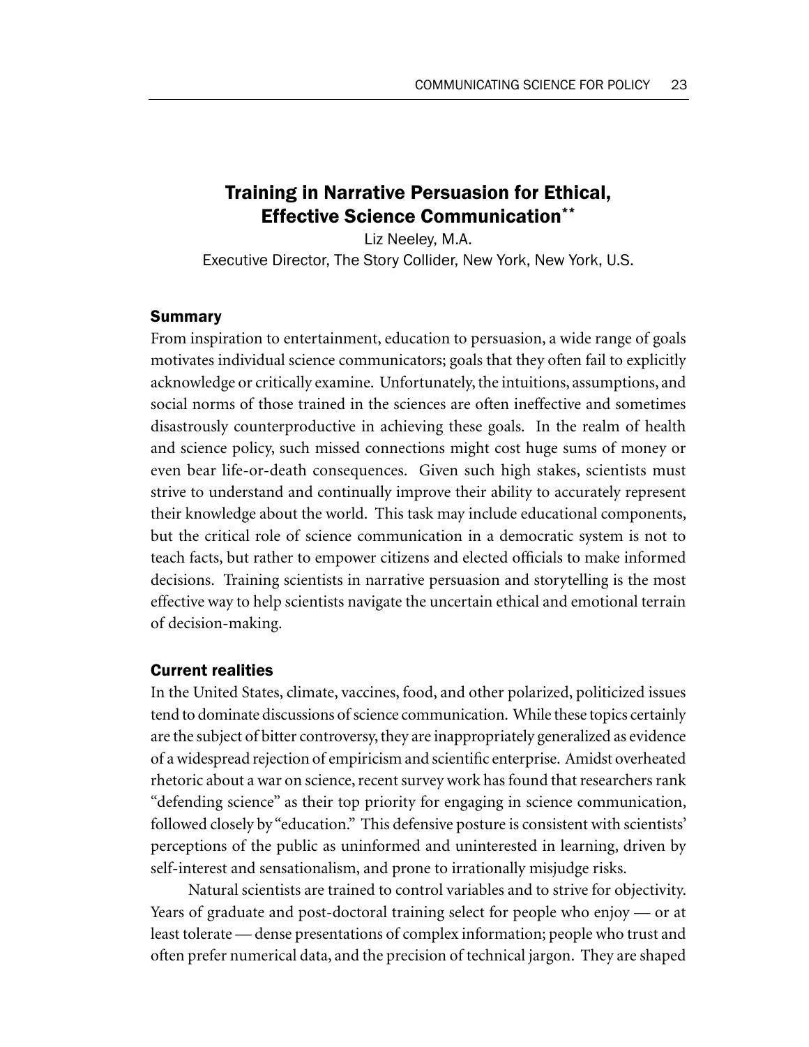## Training in Narrative Persuasion for Ethical, Effective Science Communication**

Liz Neeley, M.A.
Executive Director, The Story Collider, New York, New York, U.S.

### Summary

From inspiration to entertainment, education to persuasion, a wide range of goals motivates individual science communicators; goals that they often fail to explicitly acknowledge or critically examine. Unfortunately, the intuitions, assumptions, and social norms of those trained in the sciences are often ineffective and sometimes disastrously counterproductive in achieving these goals. In the realm of health and science policy, such missed connections might cost huge sums of money or even bear life-or-death consequences. Given such high stakes, scientists must strive to understand and continually improve their ability to accurately represent their knowledge about the world. This task may include educational components, but the critical role of science communication in a democratic system is not to teach facts, but rather to empower citizens and elected officials to make informed decisions. Training scientists in narrative persuasion and storytelling is the most effective way to help scientists navigate the uncertain ethical and emotional terrain of decision-making.

### Current realities

In the United States, climate, vaccines, food, and other polarized, politicized issues tend to dominate discussions of science communication. While these topics certainly are the subject of bitter controversy, they are inappropriately generalized as evidence of a widespread rejection of empiricism and scientific enterprise. Amidst overheated rhetoric about a war on science, recent survey work has found that researchers rank "defending science" as their top priority for engaging in science communication, followed closely by "education." This defensive posture is consistent with scientists' perceptions of the public as uninformed and uninterested in learning, driven by self-interest and sensationalism, and prone to irrationally misjudge risks.

Natural scientists are trained to control variables and to strive for objectivity. Years of graduate and post-doctoral training select for people who enjoy — or at least tolerate — dense presentations of complex information; people who trust and often prefer numerical data, and the precision of technical jargon. They are shaped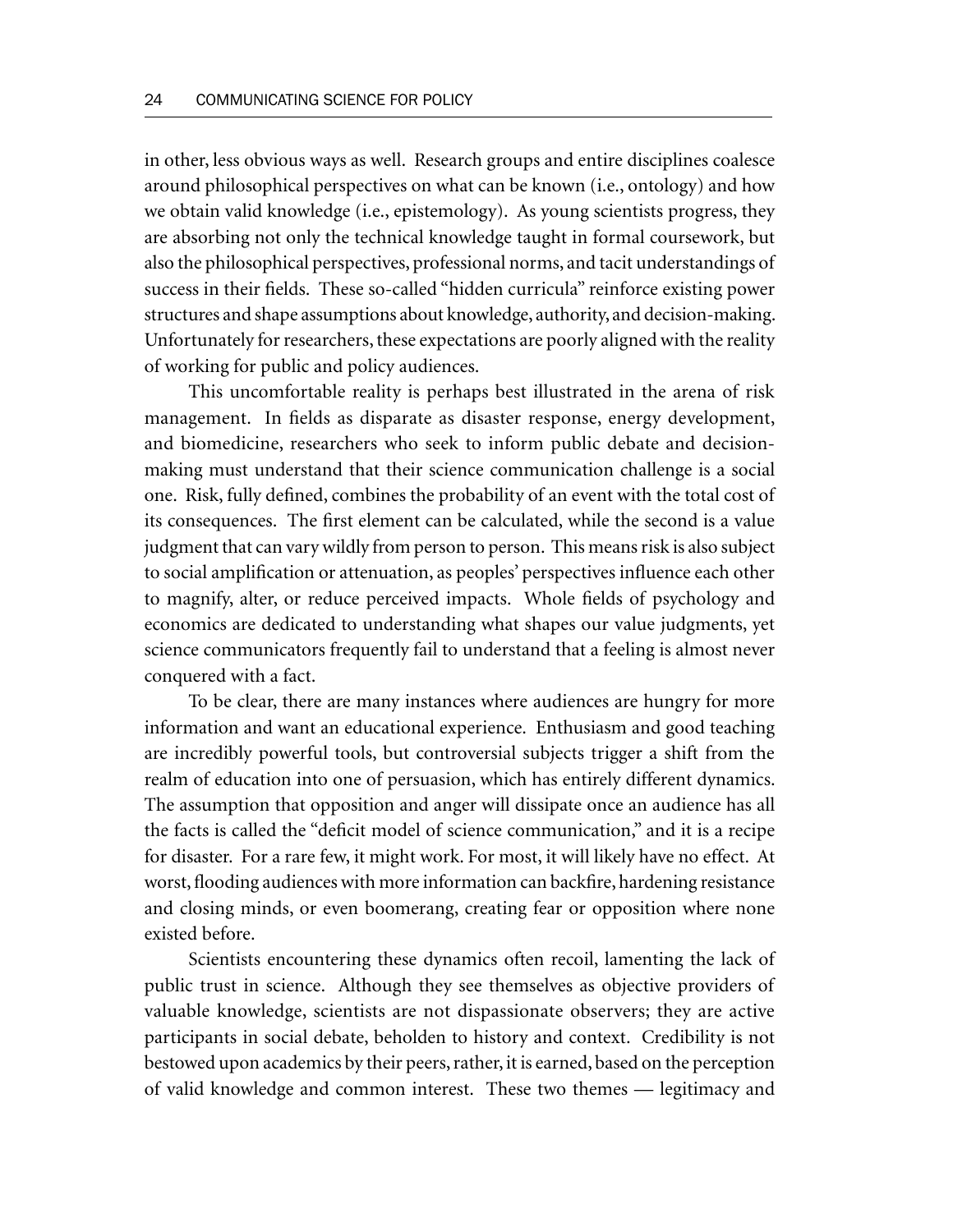in other, less obvious ways as well. Research groups and entire disciplines coalesce around philosophical perspectives on what can be known (i.e., ontology) and how we obtain valid knowledge (i.e., epistemology). As young scientists progress, they are absorbing not only the technical knowledge taught in formal coursework, but also the philosophical perspectives, professional norms, and tacit understandings of success in their fields. These so-called "hidden curricula" reinforce existing power structures and shape assumptions about knowledge, authority, and decision-making. Unfortunately for researchers, these expectations are poorly aligned with the reality of working for public and policy audiences.

This uncomfortable reality is perhaps best illustrated in the arena of risk management. In fields as disparate as disaster response, energy development, and biomedicine, researchers who seek to inform public debate and decision-making must understand that their science communication challenge is a social one. Risk, fully defined, combines the probability of an event with the total cost of its consequences. The first element can be calculated, while the second is a value judgment that can vary wildly from person to person. This means risk is also subject to social amplification or attenuation, as peoples' perspectives influence each other to magnify, alter, or reduce perceived impacts. Whole fields of psychology and economics are dedicated to understanding what shapes our value judgments, yet science communicators frequently fail to understand that a feeling is almost never conquered with a fact.

To be clear, there are many instances where audiences are hungry for more information and want an educational experience. Enthusiasm and good teaching are incredibly powerful tools, but controversial subjects trigger a shift from the realm of education into one of persuasion, which has entirely different dynamics. The assumption that opposition and anger will dissipate once an audience has all the facts is called the "deficit model of science communication," and it is a recipe for disaster. For a rare few, it might work. For most, it will likely have no effect. At worst, flooding audiences with more information can backfire, hardening resistance and closing minds, or even boomerang, creating fear or opposition where none existed before.

Scientists encountering these dynamics often recoil, lamenting the lack of public trust in science. Although they see themselves as objective providers of valuable knowledge, scientists are not dispassionate observers; they are active participants in social debate, beholden to history and context. Credibility is not bestowed upon academics by their peers, rather, it is earned, based on the perception of valid knowledge and common interest. These two themes — legitimacy and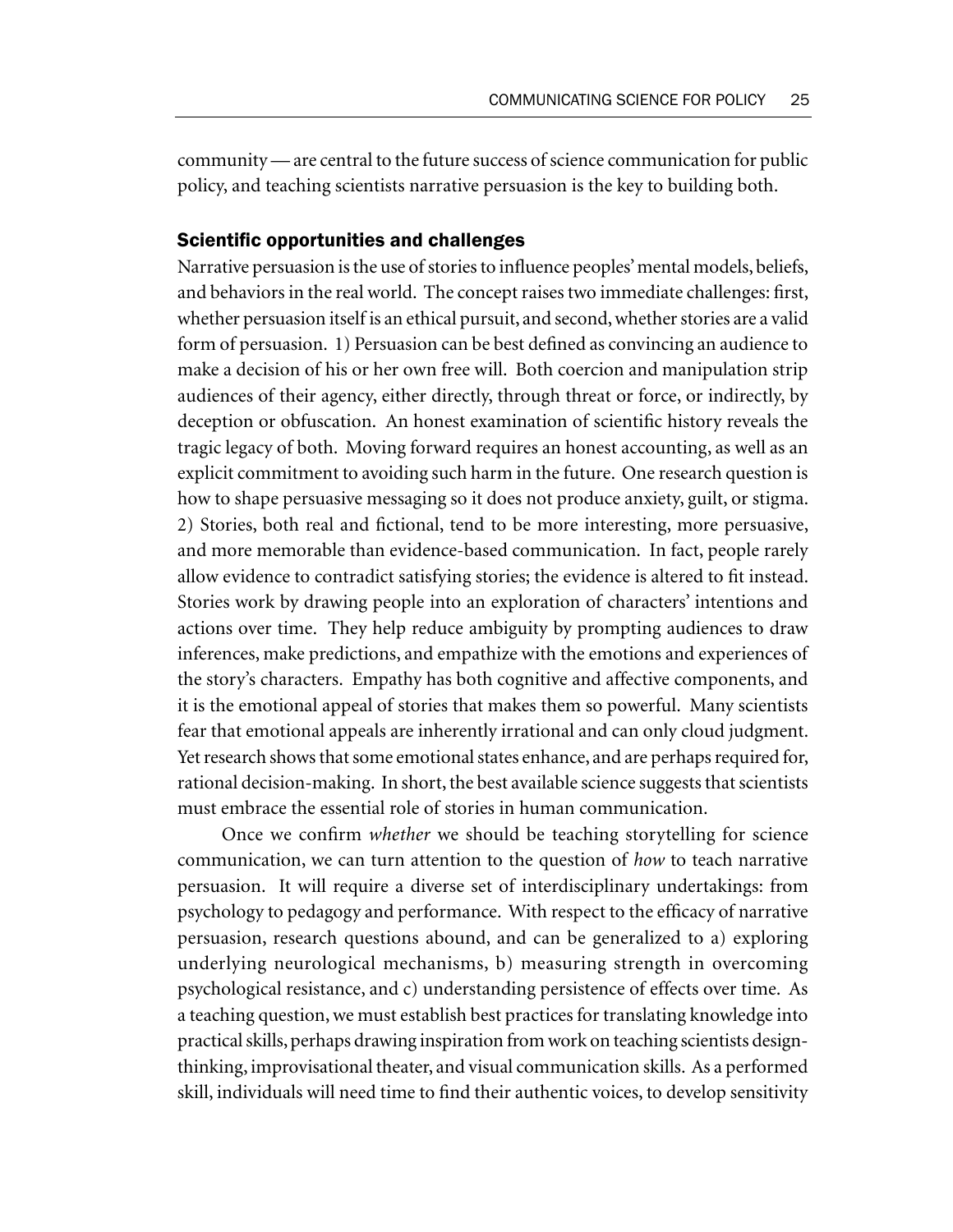community — are central to the future success of science communication for public policy, and teaching scientists narrative persuasion is the key to building both.

### Scientific opportunities and challenges

Narrative persuasion is the use of stories to influence peoples' mental models, beliefs, and behaviors in the real world. The concept raises two immediate challenges: first, whether persuasion itself is an ethical pursuit, and second, whether stories are a valid form of persuasion. 1) Persuasion can be best defined as convincing an audience to make a decision of his or her own free will. Both coercion and manipulation strip audiences of their agency, either directly, through threat or force, or indirectly, by deception or obfuscation. An honest examination of scientific history reveals the tragic legacy of both. Moving forward requires an honest accounting, as well as an explicit commitment to avoiding such harm in the future. One research question is how to shape persuasive messaging so it does not produce anxiety, guilt, or stigma. 2) Stories, both real and fictional, tend to be more interesting, more persuasive, and more memorable than evidence-based communication. In fact, people rarely allow evidence to contradict satisfying stories; the evidence is altered to fit instead. Stories work by drawing people into an exploration of characters' intentions and actions over time. They help reduce ambiguity by prompting audiences to draw inferences, make predictions, and empathize with the emotions and experiences of the story's characters. Empathy has both cognitive and affective components, and it is the emotional appeal of stories that makes them so powerful. Many scientists fear that emotional appeals are inherently irrational and can only cloud judgment. Yet research shows that some emotional states enhance, and are perhaps required for, rational decision-making. In short, the best available science suggests that scientists must embrace the essential role of stories in human communication.

Once we confirm *whether* we should be teaching storytelling for science communication, we can turn attention to the question of *how* to teach narrative persuasion. It will require a diverse set of interdisciplinary undertakings: from psychology to pedagogy and performance. With respect to the efficacy of narrative persuasion, research questions abound, and can be generalized to a) exploring underlying neurological mechanisms, b) measuring strength in overcoming psychological resistance, and c) understanding persistence of effects over time. As a teaching question, we must establish best practices for translating knowledge into practical skills, perhaps drawing inspiration from work on teaching scientists design-thinking, improvisational theater, and visual communication skills. As a performed skill, individuals will need time to find their authentic voices, to develop sensitivity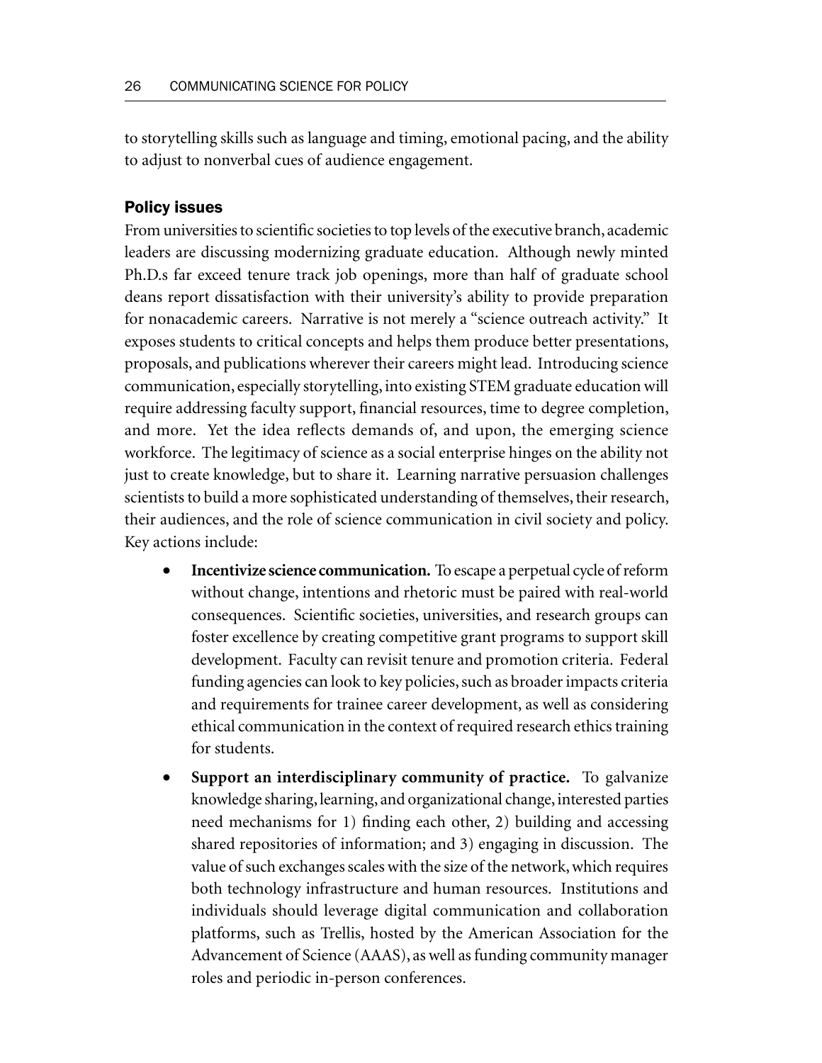to storytelling skills such as language and timing, emotional pacing, and the ability to adjust to nonverbal cues of audience engagement.

### Policy issues

From universities to scientific societies to top levels of the executive branch, academic leaders are discussing modernizing graduate education. Although newly minted Ph.D.s far exceed tenure track job openings, more than half of graduate school deans report dissatisfaction with their university's ability to provide preparation for nonacademic careers. Narrative is not merely a "science outreach activity." It exposes students to critical concepts and helps them produce better presentations, proposals, and publications wherever their careers might lead. Introducing science communication, especially storytelling, into existing STEM graduate education will require addressing faculty support, financial resources, time to degree completion, and more. Yet the idea reflects demands of, and upon, the emerging science workforce. The legitimacy of science as a social enterprise hinges on the ability not just to create knowledge, but to share it. Learning narrative persuasion challenges scientists to build a more sophisticated understanding of themselves, their research, their audiences, and the role of science communication in civil society and policy. Key actions include:

- **Incentivize science communication.** To escape a perpetual cycle of reform without change, intentions and rhetoric must be paired with real-world consequences. Scientific societies, universities, and research groups can foster excellence by creating competitive grant programs to support skill development. Faculty can revisit tenure and promotion criteria. Federal funding agencies can look to key policies, such as broader impacts criteria and requirements for trainee career development, as well as considering ethical communication in the context of required research ethics training for students.
- **Support an interdisciplinary community of practice.** To galvanize knowledge sharing, learning, and organizational change, interested parties need mechanisms for 1) finding each other, 2) building and accessing shared repositories of information; and 3) engaging in discussion. The value of such exchanges scales with the size of the network, which requires both technology infrastructure and human resources. Institutions and individuals should leverage digital communication and collaboration platforms, such as Trellis, hosted by the American Association for the Advancement of Science (AAAS), as well as funding community manager roles and periodic in-person conferences.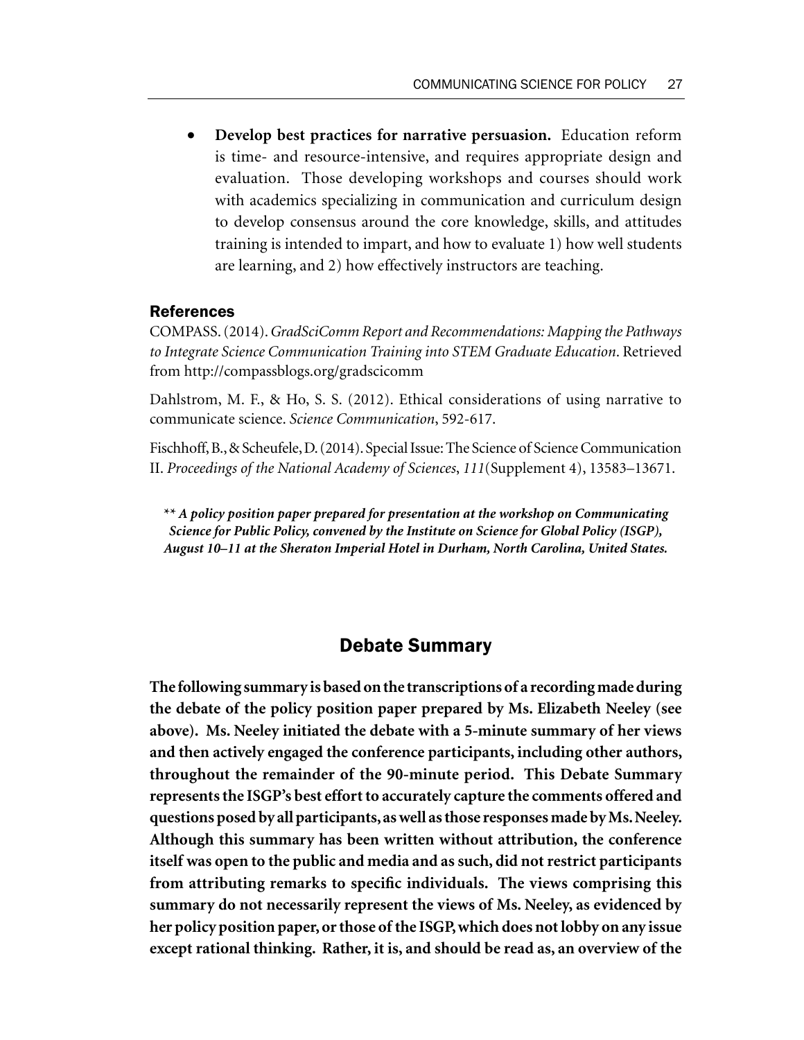- **Develop best practices for narrative persuasion.** Education reform is time- and resource-intensive, and requires appropriate design and evaluation. Those developing workshops and courses should work with academics specializing in communication and curriculum design to develop consensus around the core knowledge, skills, and attitudes training is intended to impart, and how to evaluate 1) how well students are learning, and 2) how effectively instructors are teaching.

### References

COMPASS. (2014). *GradSciComm Report and Recommendations: Mapping the Pathways to Integrate Science Communication Training into STEM Graduate Education*. Retrieved from http://compassblogs.org/gradscicomm

Dahlstrom, M. F., & Ho, S. S. (2012). Ethical considerations of using narrative to communicate science. *Science Communication*, 592-617.

Fischhoff, B., & Scheufele, D. (2014). Special Issue: The Science of Science Communication II. *Proceedings of the National Academy of Sciences*, *111*(Supplement 4), 13583–13671.

** ***A policy position paper prepared for presentation at the workshop on Communicating Science for Public Policy, convened by the Institute on Science for Global Policy (ISGP), August 10–11 at the Sheraton Imperial Hotel in Durham, North Carolina, United States.***

## Debate Summary

**The following summary is based on the transcriptions of a recording made during the debate of the policy position paper prepared by Ms. Elizabeth Neeley (see above). Ms. Neeley initiated the debate with a 5-minute summary of her views and then actively engaged the conference participants, including other authors, throughout the remainder of the 90-minute period. This Debate Summary represents the ISGP's best effort to accurately capture the comments offered and questions posed by all participants, as well as those responses made by Ms. Neeley. Although this summary has been written without attribution, the conference itself was open to the public and media and as such, did not restrict participants from attributing remarks to specific individuals. The views comprising this summary do not necessarily represent the views of Ms. Neeley, as evidenced by her policy position paper, or those of the ISGP, which does not lobby on any issue except rational thinking. Rather, it is, and should be read as, an overview of the**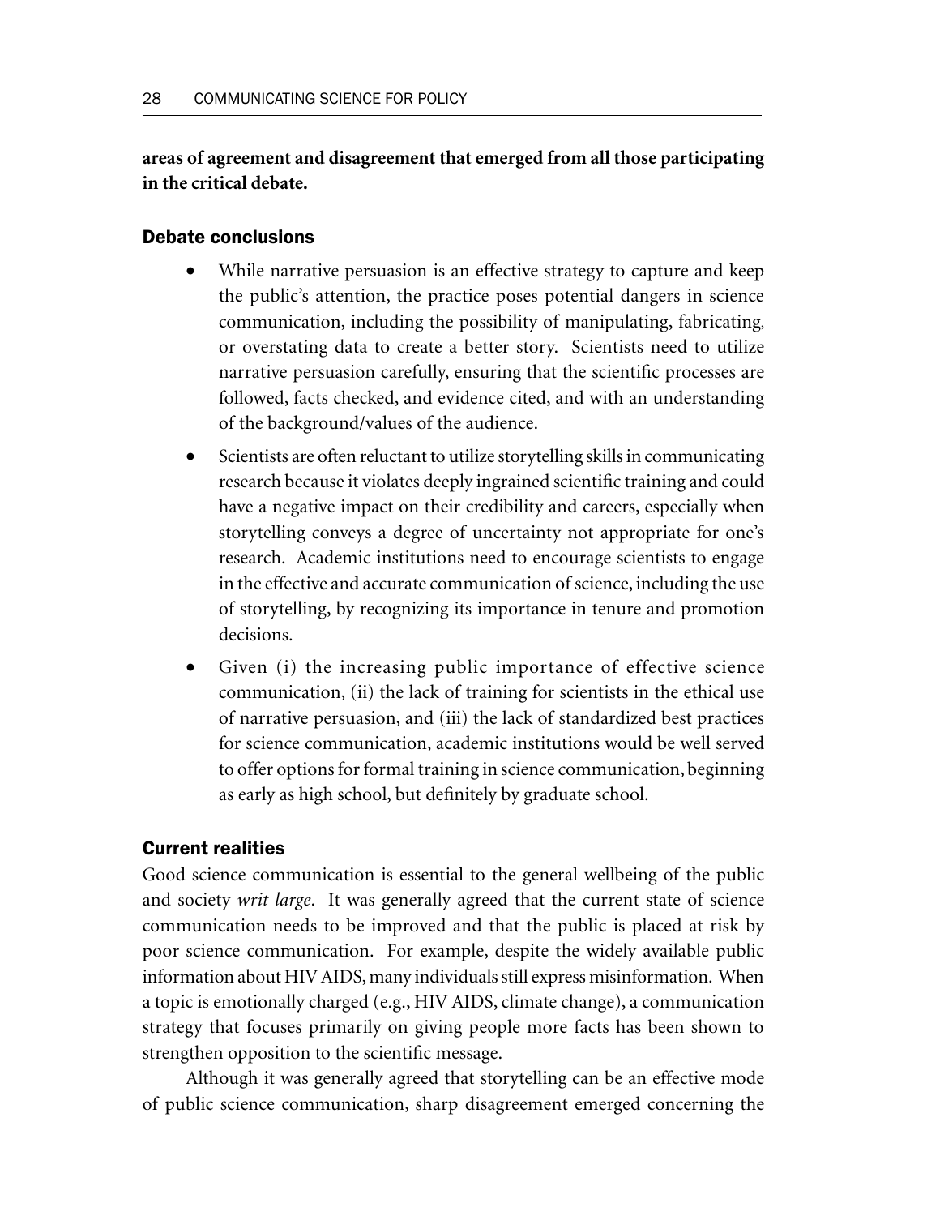**areas of agreement and disagreement that emerged from all those participating in the critical debate.**

### Debate conclusions

- While narrative persuasion is an effective strategy to capture and keep the public's attention, the practice poses potential dangers in science communication, including the possibility of manipulating, fabricating, or overstating data to create a better story. Scientists need to utilize narrative persuasion carefully, ensuring that the scientific processes are followed, facts checked, and evidence cited, and with an understanding of the background/values of the audience.
- Scientists are often reluctant to utilize storytelling skills in communicating research because it violates deeply ingrained scientific training and could have a negative impact on their credibility and careers, especially when storytelling conveys a degree of uncertainty not appropriate for one's research. Academic institutions need to encourage scientists to engage in the effective and accurate communication of science, including the use of storytelling, by recognizing its importance in tenure and promotion decisions.
- Given (i) the increasing public importance of effective science communication, (ii) the lack of training for scientists in the ethical use of narrative persuasion, and (iii) the lack of standardized best practices for science communication, academic institutions would be well served to offer options for formal training in science communication, beginning as early as high school, but definitely by graduate school.

### Current realities

Good science communication is essential to the general wellbeing of the public and society *writ large*. It was generally agreed that the current state of science communication needs to be improved and that the public is placed at risk by poor science communication. For example, despite the widely available public information about HIV AIDS, many individuals still express misinformation. When a topic is emotionally charged (e.g., HIV AIDS, climate change), a communication strategy that focuses primarily on giving people more facts has been shown to strengthen opposition to the scientific message.

Although it was generally agreed that storytelling can be an effective mode of public science communication, sharp disagreement emerged concerning the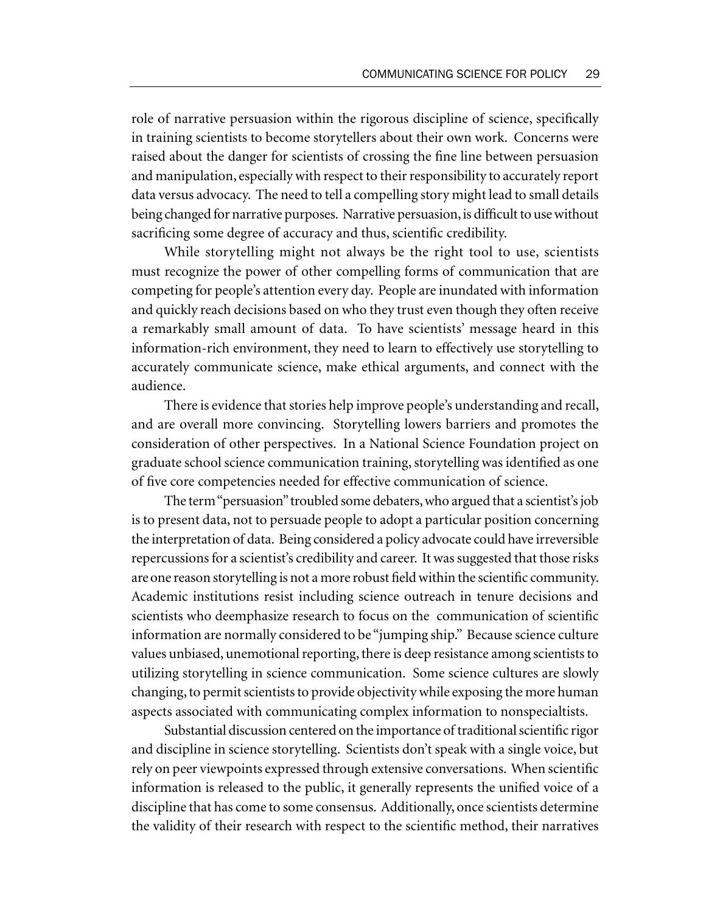role of narrative persuasion within the rigorous discipline of science, specifically in training scientists to become storytellers about their own work. Concerns were raised about the danger for scientists of crossing the fine line between persuasion and manipulation, especially with respect to their responsibility to accurately report data versus advocacy. The need to tell a compelling story might lead to small details being changed for narrative purposes. Narrative persuasion, is difficult to use without sacrificing some degree of accuracy and thus, scientific credibility.

While storytelling might not always be the right tool to use, scientists must recognize the power of other compelling forms of communication that are competing for people's attention every day. People are inundated with information and quickly reach decisions based on who they trust even though they often receive a remarkably small amount of data. To have scientists' message heard in this information-rich environment, they need to learn to effectively use storytelling to accurately communicate science, make ethical arguments, and connect with the audience.

There is evidence that stories help improve people's understanding and recall, and are overall more convincing. Storytelling lowers barriers and promotes the consideration of other perspectives. In a National Science Foundation project on graduate school science communication training, storytelling was identified as one of five core competencies needed for effective communication of science.

The term "persuasion" troubled some debaters, who argued that a scientist's job is to present data, not to persuade people to adopt a particular position concerning the interpretation of data. Being considered a policy advocate could have irreversible repercussions for a scientist's credibility and career. It was suggested that those risks are one reason storytelling is not a more robust field within the scientific community. Academic institutions resist including science outreach in tenure decisions and scientists who deemphasize research to focus on the communication of scientific information are normally considered to be "jumping ship." Because science culture values unbiased, unemotional reporting, there is deep resistance among scientists to utilizing storytelling in science communication. Some science cultures are slowly changing, to permit scientists to provide objectivity while exposing the more human aspects associated with communicating complex information to nonspecialtists.

Substantial discussion centered on the importance of traditional scientific rigor and discipline in science storytelling. Scientists don't speak with a single voice, but rely on peer viewpoints expressed through extensive conversations. When scientific information is released to the public, it generally represents the unified voice of a discipline that has come to some consensus. Additionally, once scientists determine the validity of their research with respect to the scientific method, their narratives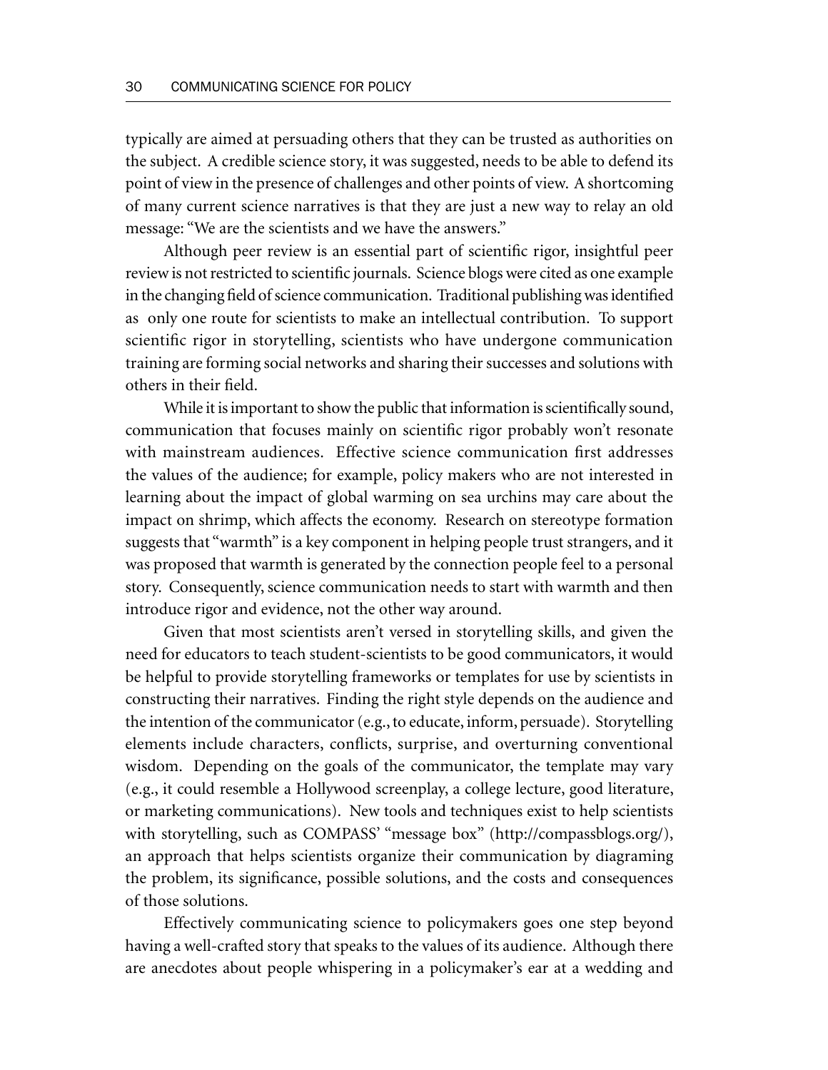typically are aimed at persuading others that they can be trusted as authorities on the subject. A credible science story, it was suggested, needs to be able to defend its point of view in the presence of challenges and other points of view. A shortcoming of many current science narratives is that they are just a new way to relay an old message: "We are the scientists and we have the answers."

Although peer review is an essential part of scientific rigor, insightful peer review is not restricted to scientific journals. Science blogs were cited as one example in the changing field of science communication. Traditional publishing was identified as only one route for scientists to make an intellectual contribution. To support scientific rigor in storytelling, scientists who have undergone communication training are forming social networks and sharing their successes and solutions with others in their field.

While it is important to show the public that information is scientifically sound, communication that focuses mainly on scientific rigor probably won't resonate with mainstream audiences. Effective science communication first addresses the values of the audience; for example, policy makers who are not interested in learning about the impact of global warming on sea urchins may care about the impact on shrimp, which affects the economy. Research on stereotype formation suggests that "warmth" is a key component in helping people trust strangers, and it was proposed that warmth is generated by the connection people feel to a personal story. Consequently, science communication needs to start with warmth and then introduce rigor and evidence, not the other way around.

Given that most scientists aren't versed in storytelling skills, and given the need for educators to teach student-scientists to be good communicators, it would be helpful to provide storytelling frameworks or templates for use by scientists in constructing their narratives. Finding the right style depends on the audience and the intention of the communicator (e.g., to educate, inform, persuade). Storytelling elements include characters, conflicts, surprise, and overturning conventional wisdom. Depending on the goals of the communicator, the template may vary (e.g., it could resemble a Hollywood screenplay, a college lecture, good literature, or marketing communications). New tools and techniques exist to help scientists with storytelling, such as COMPASS' "message box" (http://compassblogs.org/), an approach that helps scientists organize their communication by diagraming the problem, its significance, possible solutions, and the costs and consequences of those solutions.

Effectively communicating science to policymakers goes one step beyond having a well-crafted story that speaks to the values of its audience. Although there are anecdotes about people whispering in a policymaker's ear at a wedding and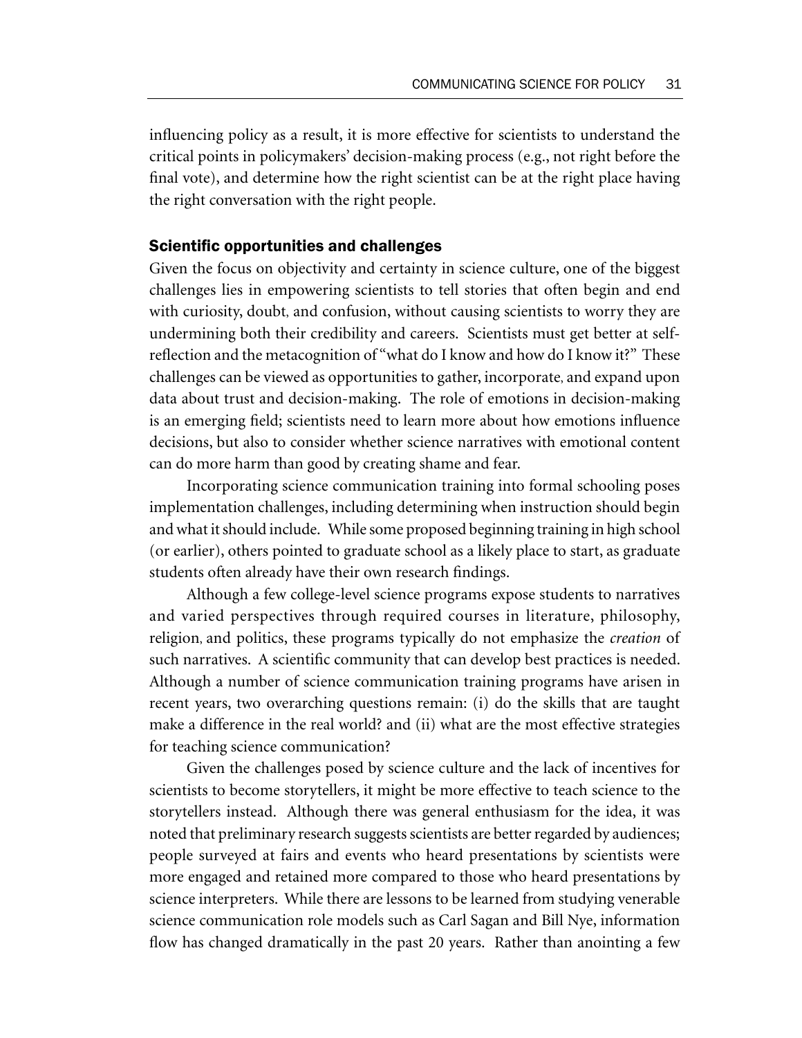influencing policy as a result, it is more effective for scientists to understand the critical points in policymakers' decision-making process (e.g., not right before the final vote), and determine how the right scientist can be at the right place having the right conversation with the right people.

### Scientific opportunities and challenges

Given the focus on objectivity and certainty in science culture, one of the biggest challenges lies in empowering scientists to tell stories that often begin and end with curiosity, doubt, and confusion, without causing scientists to worry they are undermining both their credibility and careers. Scientists must get better at self-reflection and the metacognition of "what do I know and how do I know it?" These challenges can be viewed as opportunities to gather, incorporate, and expand upon data about trust and decision-making. The role of emotions in decision-making is an emerging field; scientists need to learn more about how emotions influence decisions, but also to consider whether science narratives with emotional content can do more harm than good by creating shame and fear.

Incorporating science communication training into formal schooling poses implementation challenges, including determining when instruction should begin and what it should include. While some proposed beginning training in high school (or earlier), others pointed to graduate school as a likely place to start, as graduate students often already have their own research findings.

Although a few college-level science programs expose students to narratives and varied perspectives through required courses in literature, philosophy, religion, and politics, these programs typically do not emphasize the *creation* of such narratives. A scientific community that can develop best practices is needed. Although a number of science communication training programs have arisen in recent years, two overarching questions remain: (i) do the skills that are taught make a difference in the real world? and (ii) what are the most effective strategies for teaching science communication?

Given the challenges posed by science culture and the lack of incentives for scientists to become storytellers, it might be more effective to teach science to the storytellers instead. Although there was general enthusiasm for the idea, it was noted that preliminary research suggests scientists are better regarded by audiences; people surveyed at fairs and events who heard presentations by scientists were more engaged and retained more compared to those who heard presentations by science interpreters. While there are lessons to be learned from studying venerable science communication role models such as Carl Sagan and Bill Nye, information flow has changed dramatically in the past 20 years. Rather than anointing a few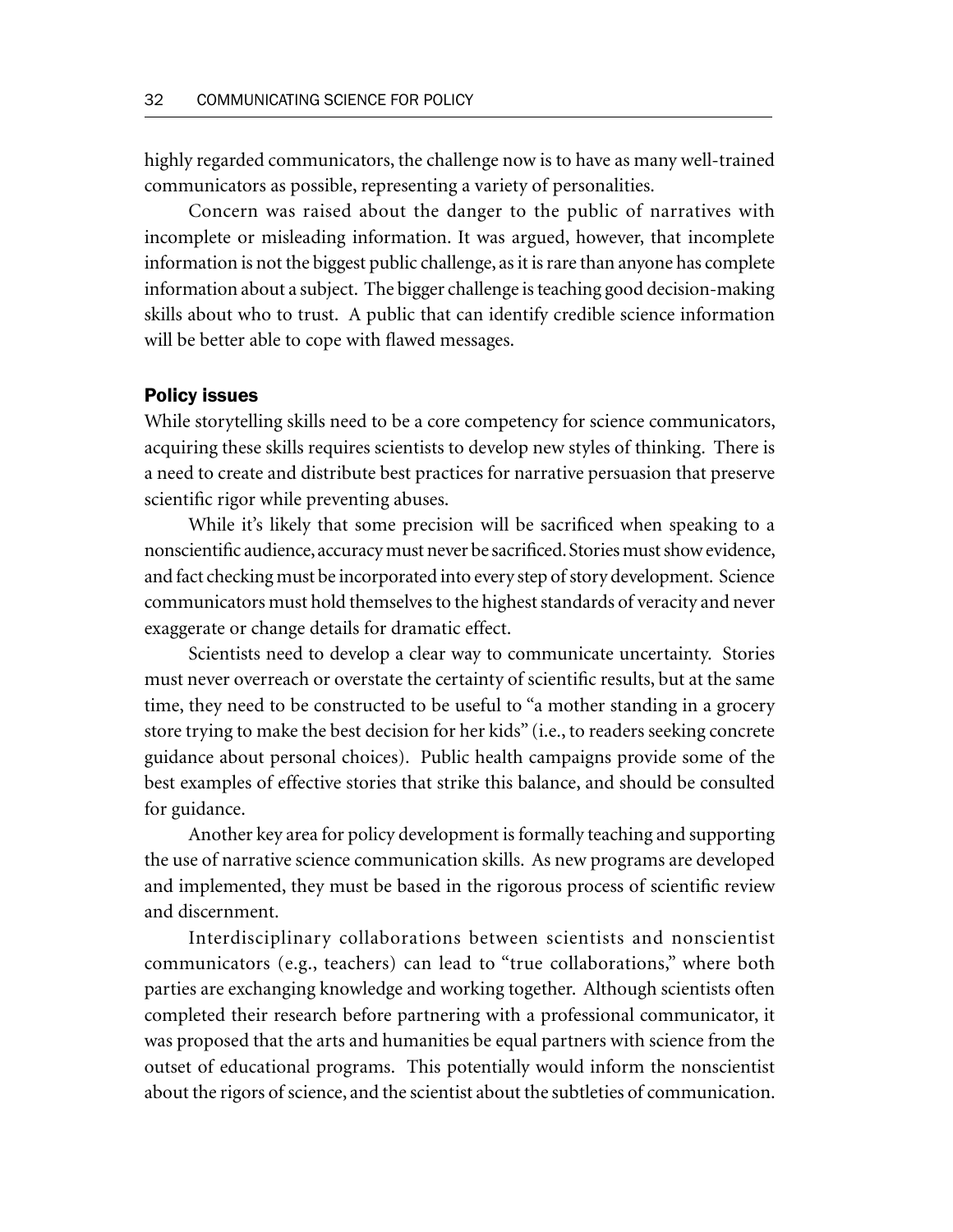highly regarded communicators, the challenge now is to have as many well-trained communicators as possible, representing a variety of personalities.

Concern was raised about the danger to the public of narratives with incomplete or misleading information. It was argued, however, that incomplete information is not the biggest public challenge, as it is rare than anyone has complete information about a subject. The bigger challenge is teaching good decision-making skills about who to trust. A public that can identify credible science information will be better able to cope with flawed messages.

### Policy issues

While storytelling skills need to be a core competency for science communicators, acquiring these skills requires scientists to develop new styles of thinking. There is a need to create and distribute best practices for narrative persuasion that preserve scientific rigor while preventing abuses.

While it's likely that some precision will be sacrificed when speaking to a nonscientific audience, accuracy must never be sacrificed. Stories must show evidence, and fact checking must be incorporated into every step of story development. Science communicators must hold themselves to the highest standards of veracity and never exaggerate or change details for dramatic effect.

Scientists need to develop a clear way to communicate uncertainty. Stories must never overreach or overstate the certainty of scientific results, but at the same time, they need to be constructed to be useful to "a mother standing in a grocery store trying to make the best decision for her kids" (i.e., to readers seeking concrete guidance about personal choices). Public health campaigns provide some of the best examples of effective stories that strike this balance, and should be consulted for guidance.

Another key area for policy development is formally teaching and supporting the use of narrative science communication skills. As new programs are developed and implemented, they must be based in the rigorous process of scientific review and discernment.

Interdisciplinary collaborations between scientists and nonscientist communicators (e.g., teachers) can lead to "true collaborations," where both parties are exchanging knowledge and working together. Although scientists often completed their research before partnering with a professional communicator, it was proposed that the arts and humanities be equal partners with science from the outset of educational programs. This potentially would inform the nonscientist about the rigors of science, and the scientist about the subtleties of communication.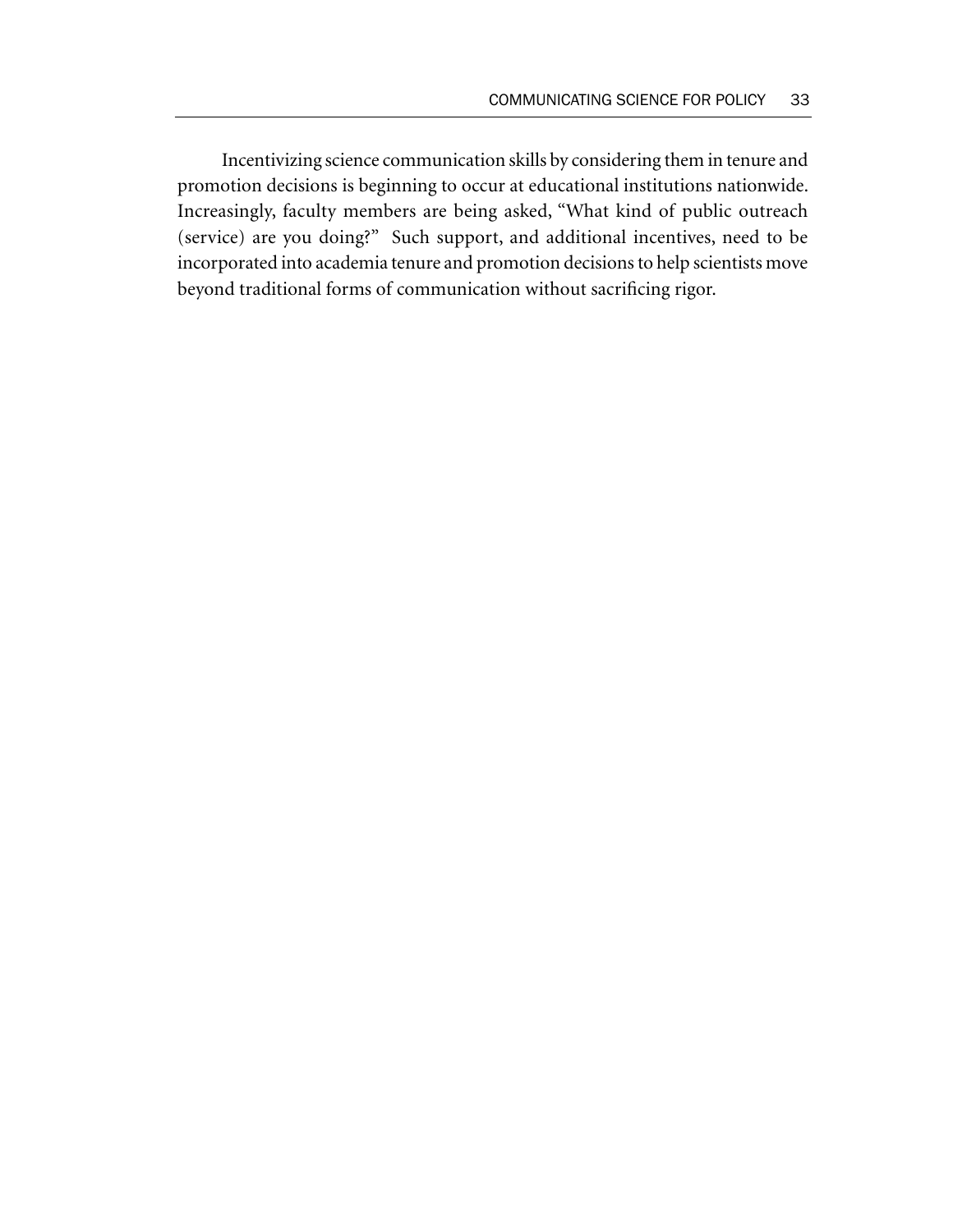Incentivizing science communication skills by considering them in tenure and promotion decisions is beginning to occur at educational institutions nationwide. Increasingly, faculty members are being asked, "What kind of public outreach (service) are you doing?" Such support, and additional incentives, need to be incorporated into academia tenure and promotion decisions to help scientists move beyond traditional forms of communication without sacrificing rigor.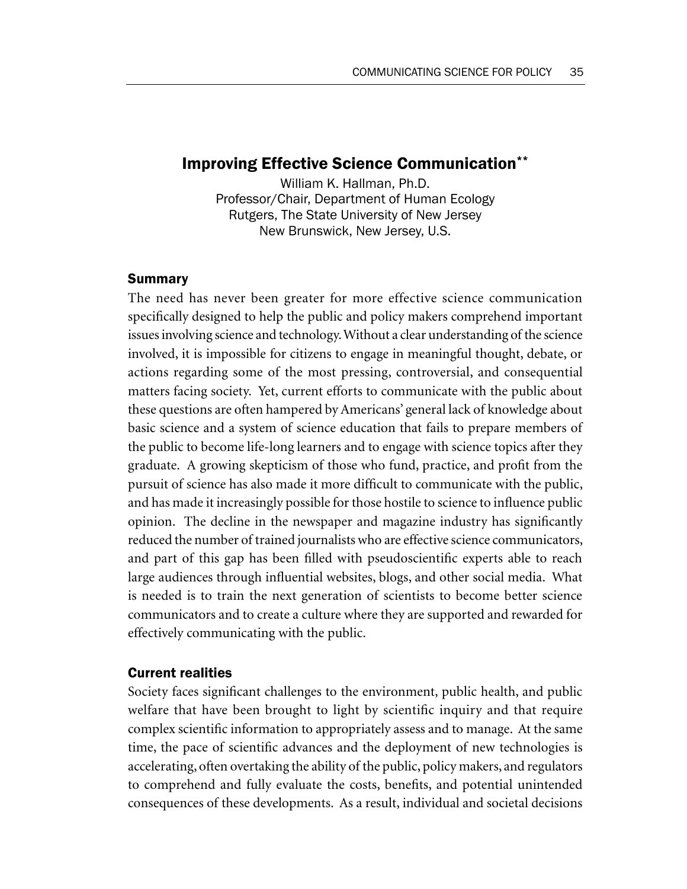## Improving Effective Science Communication**

William K. Hallman, Ph.D.
Professor/Chair, Department of Human Ecology
Rutgers, The State University of New Jersey
New Brunswick, New Jersey, U.S.

### Summary

The need has never been greater for more effective science communication specifically designed to help the public and policy makers comprehend important issues involving science and technology. Without a clear understanding of the science involved, it is impossible for citizens to engage in meaningful thought, debate, or actions regarding some of the most pressing, controversial, and consequential matters facing society. Yet, current efforts to communicate with the public about these questions are often hampered by Americans' general lack of knowledge about basic science and a system of science education that fails to prepare members of the public to become life-long learners and to engage with science topics after they graduate. A growing skepticism of those who fund, practice, and profit from the pursuit of science has also made it more difficult to communicate with the public, and has made it increasingly possible for those hostile to science to influence public opinion. The decline in the newspaper and magazine industry has significantly reduced the number of trained journalists who are effective science communicators, and part of this gap has been filled with pseudoscientific experts able to reach large audiences through influential websites, blogs, and other social media. What is needed is to train the next generation of scientists to become better science communicators and to create a culture where they are supported and rewarded for effectively communicating with the public.

### Current realities

Society faces significant challenges to the environment, public health, and public welfare that have been brought to light by scientific inquiry and that require complex scientific information to appropriately assess and to manage. At the same time, the pace of scientific advances and the deployment of new technologies is accelerating, often overtaking the ability of the public, policy makers, and regulators to comprehend and fully evaluate the costs, benefits, and potential unintended consequences of these developments. As a result, individual and societal decisions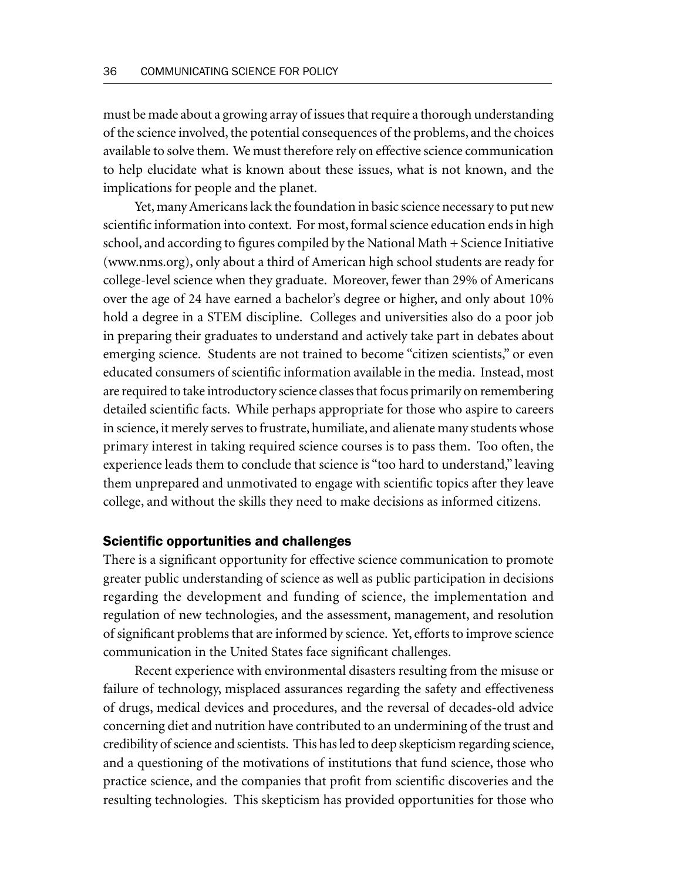must be made about a growing array of issues that require a thorough understanding of the science involved, the potential consequences of the problems, and the choices available to solve them. We must therefore rely on effective science communication to help elucidate what is known about these issues, what is not known, and the implications for people and the planet.

Yet, many Americans lack the foundation in basic science necessary to put new scientific information into context. For most, formal science education ends in high school, and according to figures compiled by the National Math + Science Initiative (www.nms.org), only about a third of American high school students are ready for college-level science when they graduate. Moreover, fewer than 29% of Americans over the age of 24 have earned a bachelor's degree or higher, and only about 10% hold a degree in a STEM discipline. Colleges and universities also do a poor job in preparing their graduates to understand and actively take part in debates about emerging science. Students are not trained to become "citizen scientists," or even educated consumers of scientific information available in the media. Instead, most are required to take introductory science classes that focus primarily on remembering detailed scientific facts. While perhaps appropriate for those who aspire to careers in science, it merely serves to frustrate, humiliate, and alienate many students whose primary interest in taking required science courses is to pass them. Too often, the experience leads them to conclude that science is "too hard to understand," leaving them unprepared and unmotivated to engage with scientific topics after they leave college, and without the skills they need to make decisions as informed citizens.

## Scientific opportunities and challenges

There is a significant opportunity for effective science communication to promote greater public understanding of science as well as public participation in decisions regarding the development and funding of science, the implementation and regulation of new technologies, and the assessment, management, and resolution of significant problems that are informed by science. Yet, efforts to improve science communication in the United States face significant challenges.

Recent experience with environmental disasters resulting from the misuse or failure of technology, misplaced assurances regarding the safety and effectiveness of drugs, medical devices and procedures, and the reversal of decades-old advice concerning diet and nutrition have contributed to an undermining of the trust and credibility of science and scientists. This has led to deep skepticism regarding science, and a questioning of the motivations of institutions that fund science, those who practice science, and the companies that profit from scientific discoveries and the resulting technologies. This skepticism has provided opportunities for those who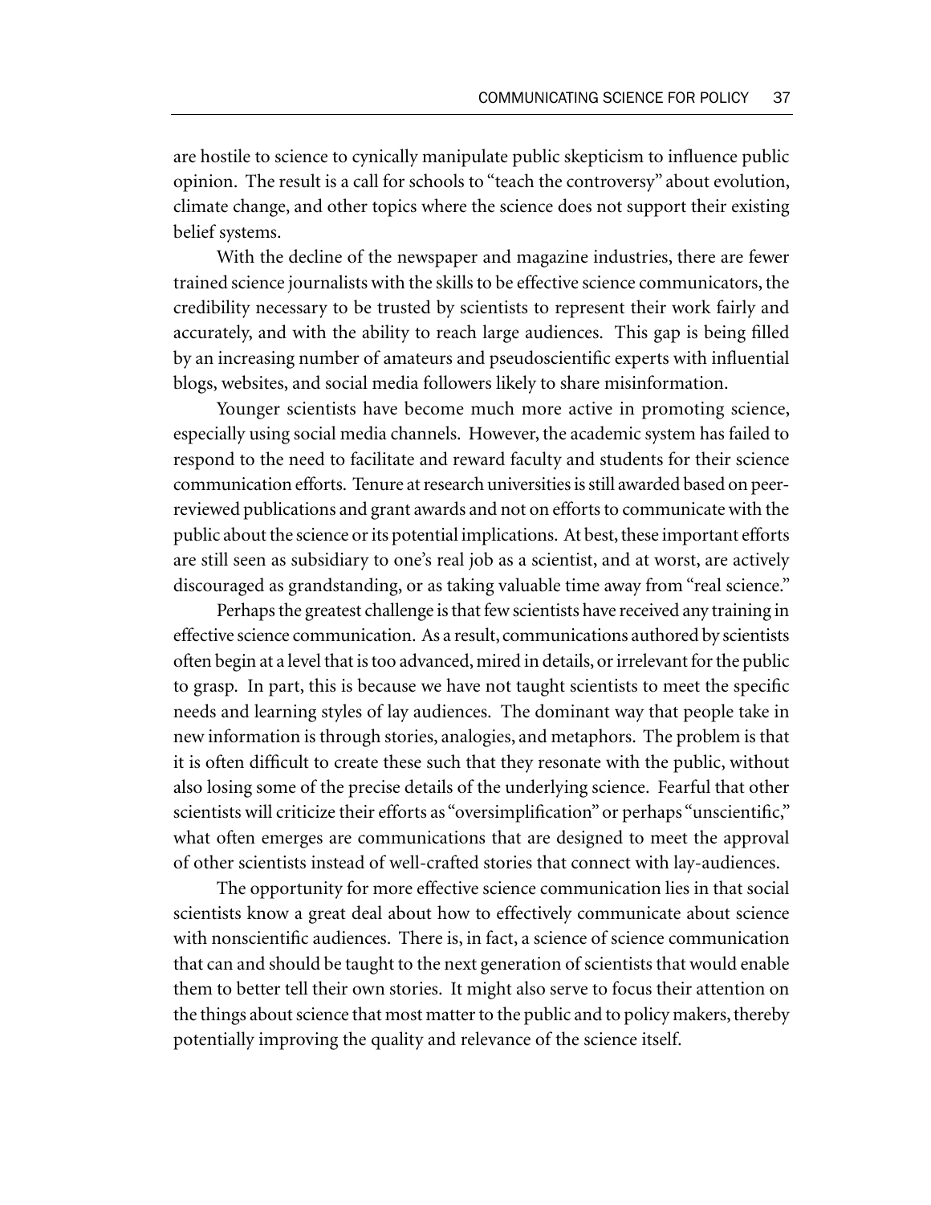are hostile to science to cynically manipulate public skepticism to influence public opinion. The result is a call for schools to "teach the controversy" about evolution, climate change, and other topics where the science does not support their existing belief systems.

With the decline of the newspaper and magazine industries, there are fewer trained science journalists with the skills to be effective science communicators, the credibility necessary to be trusted by scientists to represent their work fairly and accurately, and with the ability to reach large audiences. This gap is being filled by an increasing number of amateurs and pseudoscientific experts with influential blogs, websites, and social media followers likely to share misinformation.

Younger scientists have become much more active in promoting science, especially using social media channels. However, the academic system has failed to respond to the need to facilitate and reward faculty and students for their science communication efforts. Tenure at research universities is still awarded based on peer-reviewed publications and grant awards and not on efforts to communicate with the public about the science or its potential implications. At best, these important efforts are still seen as subsidiary to one's real job as a scientist, and at worst, are actively discouraged as grandstanding, or as taking valuable time away from "real science."

Perhaps the greatest challenge is that few scientists have received any training in effective science communication. As a result, communications authored by scientists often begin at a level that is too advanced, mired in details, or irrelevant for the public to grasp. In part, this is because we have not taught scientists to meet the specific needs and learning styles of lay audiences. The dominant way that people take in new information is through stories, analogies, and metaphors. The problem is that it is often difficult to create these such that they resonate with the public, without also losing some of the precise details of the underlying science. Fearful that other scientists will criticize their efforts as "oversimplification" or perhaps "unscientific," what often emerges are communications that are designed to meet the approval of other scientists instead of well-crafted stories that connect with lay-audiences.

The opportunity for more effective science communication lies in that social scientists know a great deal about how to effectively communicate about science with nonscientific audiences. There is, in fact, a science of science communication that can and should be taught to the next generation of scientists that would enable them to better tell their own stories. It might also serve to focus their attention on the things about science that most matter to the public and to policy makers, thereby potentially improving the quality and relevance of the science itself.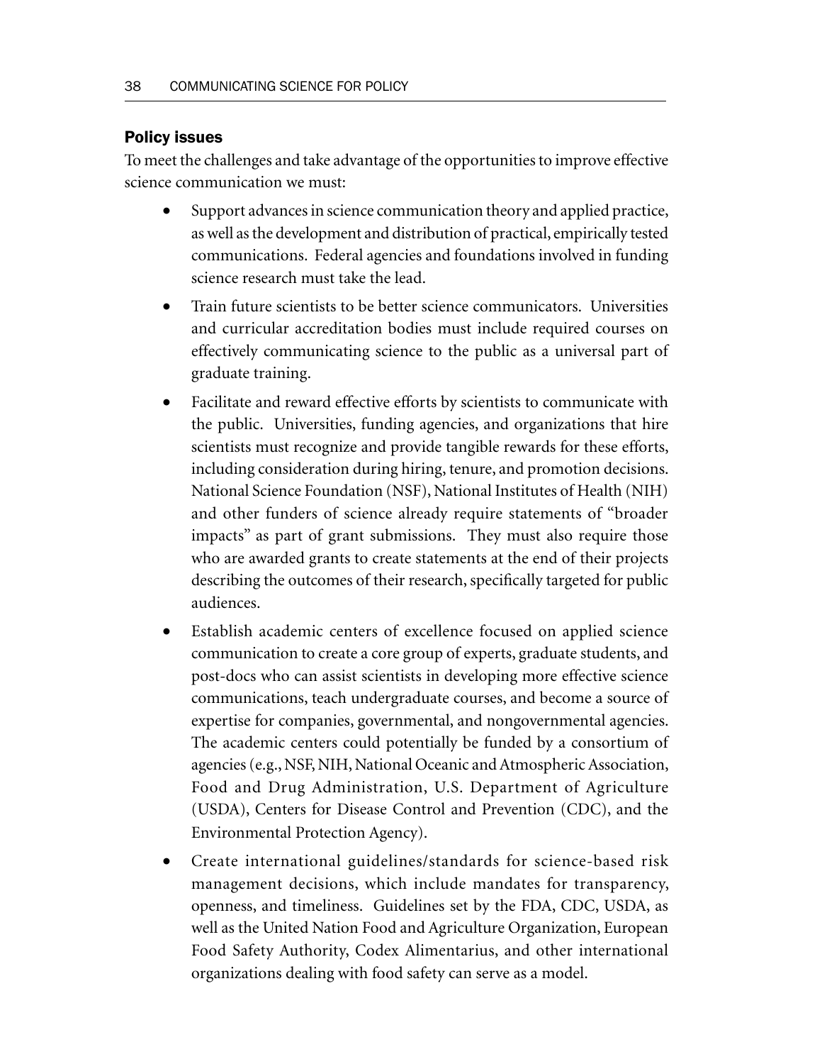## Policy issues

To meet the challenges and take advantage of the opportunities to improve effective science communication we must:

- Support advances in science communication theory and applied practice, as well as the development and distribution of practical, empirically tested communications. Federal agencies and foundations involved in funding science research must take the lead.
- Train future scientists to be better science communicators. Universities and curricular accreditation bodies must include required courses on effectively communicating science to the public as a universal part of graduate training.
- Facilitate and reward effective efforts by scientists to communicate with the public. Universities, funding agencies, and organizations that hire scientists must recognize and provide tangible rewards for these efforts, including consideration during hiring, tenure, and promotion decisions. National Science Foundation (NSF), National Institutes of Health (NIH) and other funders of science already require statements of "broader impacts" as part of grant submissions. They must also require those who are awarded grants to create statements at the end of their projects describing the outcomes of their research, specifically targeted for public audiences.
- Establish academic centers of excellence focused on applied science communication to create a core group of experts, graduate students, and post-docs who can assist scientists in developing more effective science communications, teach undergraduate courses, and become a source of expertise for companies, governmental, and nongovernmental agencies. The academic centers could potentially be funded by a consortium of agencies (e.g., NSF, NIH, National Oceanic and Atmospheric Association, Food and Drug Administration, U.S. Department of Agriculture (USDA), Centers for Disease Control and Prevention (CDC), and the Environmental Protection Agency).
- Create international guidelines/standards for science-based risk management decisions, which include mandates for transparency, openness, and timeliness. Guidelines set by the FDA, CDC, USDA, as well as the United Nation Food and Agriculture Organization, European Food Safety Authority, Codex Alimentarius, and other international organizations dealing with food safety can serve as a model.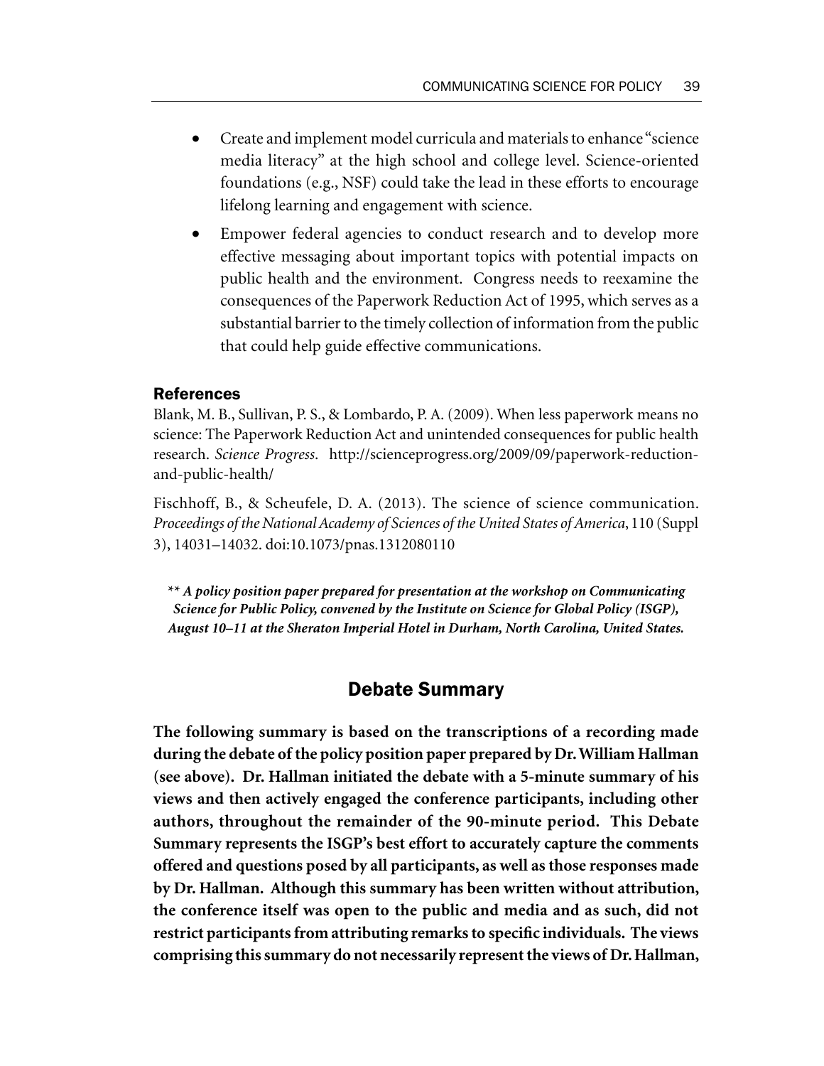- Create and implement model curricula and materials to enhance "science media literacy" at the high school and college level. Science-oriented foundations (e.g., NSF) could take the lead in these efforts to encourage lifelong learning and engagement with science.
- Empower federal agencies to conduct research and to develop more effective messaging about important topics with potential impacts on public health and the environment. Congress needs to reexamine the consequences of the Paperwork Reduction Act of 1995, which serves as a substantial barrier to the timely collection of information from the public that could help guide effective communications.

### References

Blank, M. B., Sullivan, P. S., & Lombardo, P. A. (2009). When less paperwork means no science: The Paperwork Reduction Act and unintended consequences for public health research. *Science Progress*. http://scienceprogress.org/2009/09/paperwork-reduction-and-public-health/

Fischhoff, B., & Scheufele, D. A. (2013). The science of science communication. *Proceedings of the National Academy of Sciences of the United States of America*, 110 (Suppl 3), 14031–14032. doi:10.1073/pnas.1312080110

*\*\* A policy position paper prepared for presentation at the workshop on Communicating Science for Public Policy, convened by the Institute on Science for Global Policy (ISGP), August 10–11 at the Sheraton Imperial Hotel in Durham, North Carolina, United States.*

## Debate Summary

**The following summary is based on the transcriptions of a recording made during the debate of the policy position paper prepared by Dr. William Hallman (see above). Dr. Hallman initiated the debate with a 5-minute summary of his views and then actively engaged the conference participants, including other authors, throughout the remainder of the 90-minute period. This Debate Summary represents the ISGP's best effort to accurately capture the comments offered and questions posed by all participants, as well as those responses made by Dr. Hallman. Although this summary has been written without attribution, the conference itself was open to the public and media and as such, did not restrict participants from attributing remarks to specific individuals. The views comprising this summary do not necessarily represent the views of Dr. Hallman,**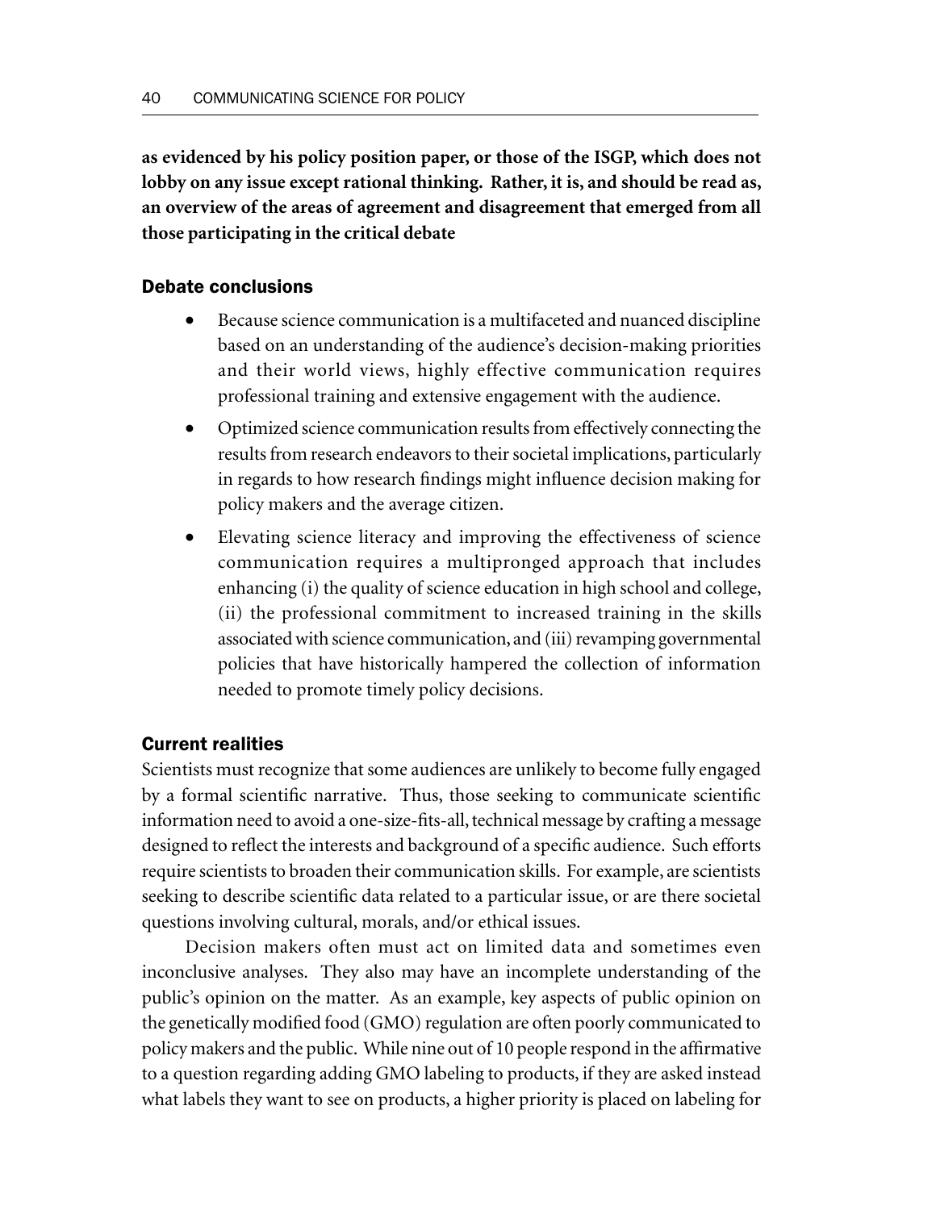**as evidenced by his policy position paper, or those of the ISGP, which does not lobby on any issue except rational thinking. Rather, it is, and should be read as, an overview of the areas of agreement and disagreement that emerged from all those participating in the critical debate**

## Debate conclusions

- Because science communication is a multifaceted and nuanced discipline based on an understanding of the audience's decision-making priorities and their world views, highly effective communication requires professional training and extensive engagement with the audience.
- Optimized science communication results from effectively connecting the results from research endeavors to their societal implications, particularly in regards to how research findings might influence decision making for policy makers and the average citizen.
- Elevating science literacy and improving the effectiveness of science communication requires a multipronged approach that includes enhancing (i) the quality of science education in high school and college, (ii) the professional commitment to increased training in the skills associated with science communication, and (iii) revamping governmental policies that have historically hampered the collection of information needed to promote timely policy decisions.

## Current realities

Scientists must recognize that some audiences are unlikely to become fully engaged by a formal scientific narrative. Thus, those seeking to communicate scientific information need to avoid a one-size-fits-all, technical message by crafting a message designed to reflect the interests and background of a specific audience. Such efforts require scientists to broaden their communication skills. For example, are scientists seeking to describe scientific data related to a particular issue, or are there societal questions involving cultural, morals, and/or ethical issues.

Decision makers often must act on limited data and sometimes even inconclusive analyses. They also may have an incomplete understanding of the public's opinion on the matter. As an example, key aspects of public opinion on the genetically modified food (GMO) regulation are often poorly communicated to policy makers and the public. While nine out of 10 people respond in the affirmative to a question regarding adding GMO labeling to products, if they are asked instead what labels they want to see on products, a higher priority is placed on labeling for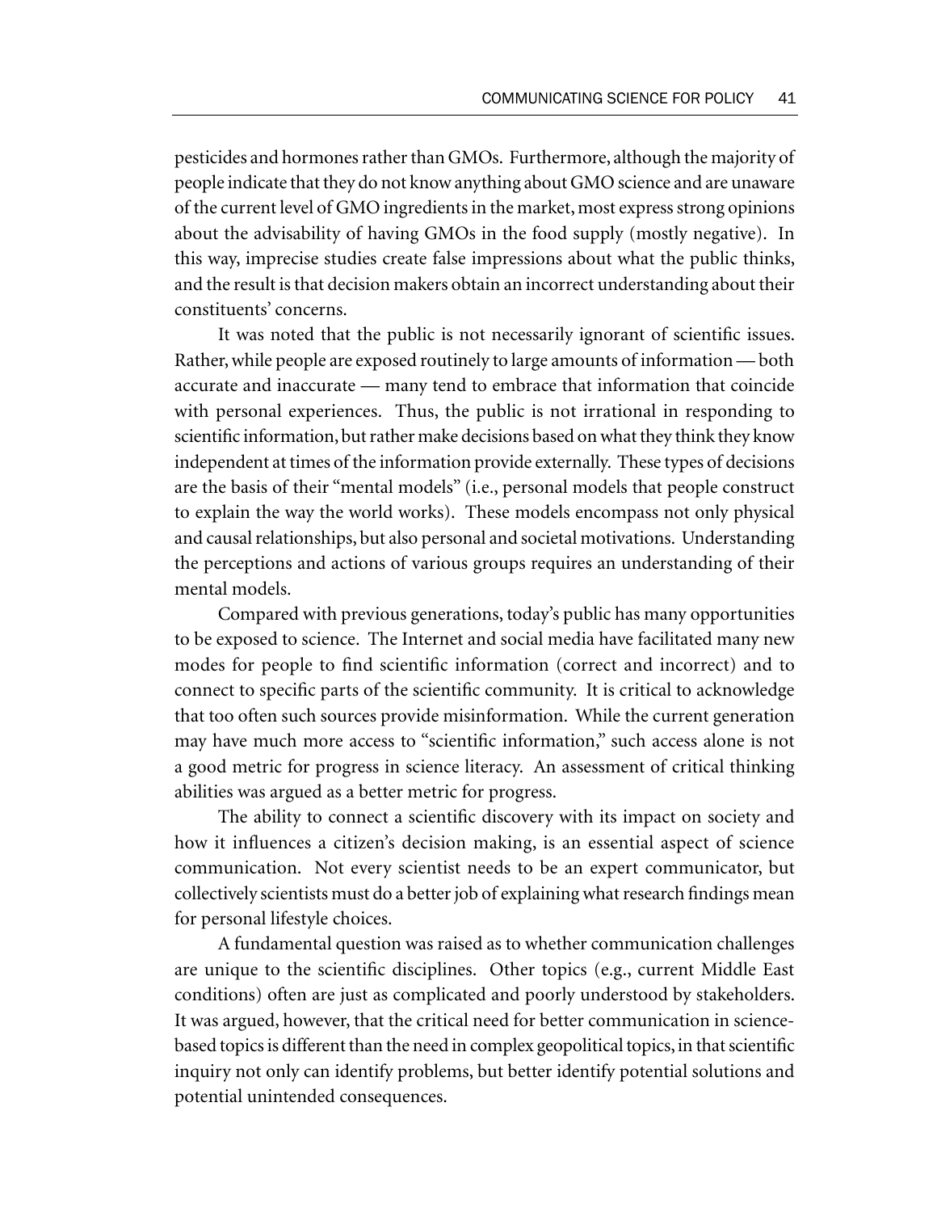pesticides and hormones rather than GMOs. Furthermore, although the majority of people indicate that they do not know anything about GMO science and are unaware of the current level of GMO ingredients in the market, most express strong opinions about the advisability of having GMOs in the food supply (mostly negative). In this way, imprecise studies create false impressions about what the public thinks, and the result is that decision makers obtain an incorrect understanding about their constituents' concerns.

It was noted that the public is not necessarily ignorant of scientific issues. Rather, while people are exposed routinely to large amounts of information — both accurate and inaccurate — many tend to embrace that information that coincide with personal experiences. Thus, the public is not irrational in responding to scientific information, but rather make decisions based on what they think they know independent at times of the information provide externally. These types of decisions are the basis of their "mental models" (i.e., personal models that people construct to explain the way the world works). These models encompass not only physical and causal relationships, but also personal and societal motivations. Understanding the perceptions and actions of various groups requires an understanding of their mental models.

Compared with previous generations, today's public has many opportunities to be exposed to science. The Internet and social media have facilitated many new modes for people to find scientific information (correct and incorrect) and to connect to specific parts of the scientific community. It is critical to acknowledge that too often such sources provide misinformation. While the current generation may have much more access to "scientific information," such access alone is not a good metric for progress in science literacy. An assessment of critical thinking abilities was argued as a better metric for progress.

The ability to connect a scientific discovery with its impact on society and how it influences a citizen's decision making, is an essential aspect of science communication. Not every scientist needs to be an expert communicator, but collectively scientists must do a better job of explaining what research findings mean for personal lifestyle choices.

A fundamental question was raised as to whether communication challenges are unique to the scientific disciplines. Other topics (e.g., current Middle East conditions) often are just as complicated and poorly understood by stakeholders. It was argued, however, that the critical need for better communication in science-based topics is different than the need in complex geopolitical topics, in that scientific inquiry not only can identify problems, but better identify potential solutions and potential unintended consequences.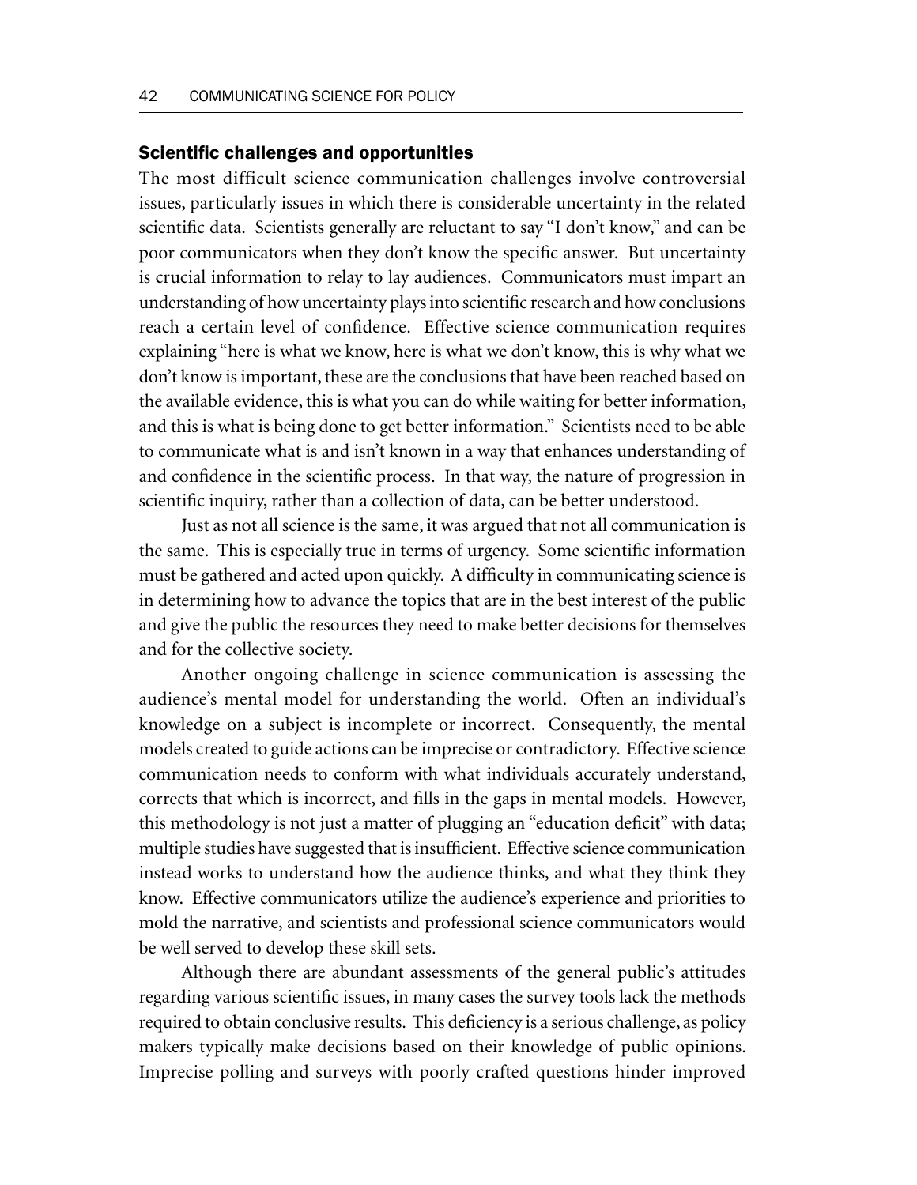### Scientific challenges and opportunities

The most difficult science communication challenges involve controversial issues, particularly issues in which there is considerable uncertainty in the related scientific data. Scientists generally are reluctant to say "I don't know," and can be poor communicators when they don't know the specific answer. But uncertainty is crucial information to relay to lay audiences. Communicators must impart an understanding of how uncertainty plays into scientific research and how conclusions reach a certain level of confidence. Effective science communication requires explaining "here is what we know, here is what we don't know, this is why what we don't know is important, these are the conclusions that have been reached based on the available evidence, this is what you can do while waiting for better information, and this is what is being done to get better information." Scientists need to be able to communicate what is and isn't known in a way that enhances understanding of and confidence in the scientific process. In that way, the nature of progression in scientific inquiry, rather than a collection of data, can be better understood.

Just as not all science is the same, it was argued that not all communication is the same. This is especially true in terms of urgency. Some scientific information must be gathered and acted upon quickly. A difficulty in communicating science is in determining how to advance the topics that are in the best interest of the public and give the public the resources they need to make better decisions for themselves and for the collective society.

Another ongoing challenge in science communication is assessing the audience's mental model for understanding the world. Often an individual's knowledge on a subject is incomplete or incorrect. Consequently, the mental models created to guide actions can be imprecise or contradictory. Effective science communication needs to conform with what individuals accurately understand, corrects that which is incorrect, and fills in the gaps in mental models. However, this methodology is not just a matter of plugging an "education deficit" with data; multiple studies have suggested that is insufficient. Effective science communication instead works to understand how the audience thinks, and what they think they know. Effective communicators utilize the audience's experience and priorities to mold the narrative, and scientists and professional science communicators would be well served to develop these skill sets.

Although there are abundant assessments of the general public's attitudes regarding various scientific issues, in many cases the survey tools lack the methods required to obtain conclusive results. This deficiency is a serious challenge, as policy makers typically make decisions based on their knowledge of public opinions. Imprecise polling and surveys with poorly crafted questions hinder improved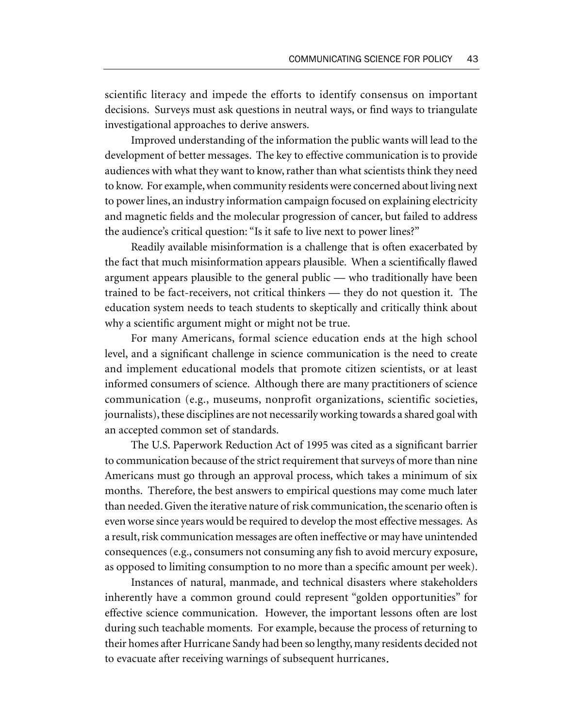scientific literacy and impede the efforts to identify consensus on important decisions. Surveys must ask questions in neutral ways, or find ways to triangulate investigational approaches to derive answers.

Improved understanding of the information the public wants will lead to the development of better messages. The key to effective communication is to provide audiences with what they want to know, rather than what scientists think they need to know. For example, when community residents were concerned about living next to power lines, an industry information campaign focused on explaining electricity and magnetic fields and the molecular progression of cancer, but failed to address the audience's critical question: "Is it safe to live next to power lines?"

Readily available misinformation is a challenge that is often exacerbated by the fact that much misinformation appears plausible. When a scientifically flawed argument appears plausible to the general public — who traditionally have been trained to be fact-receivers, not critical thinkers — they do not question it. The education system needs to teach students to skeptically and critically think about why a scientific argument might or might not be true.

For many Americans, formal science education ends at the high school level, and a significant challenge in science communication is the need to create and implement educational models that promote citizen scientists, or at least informed consumers of science. Although there are many practitioners of science communication (e.g., museums, nonprofit organizations, scientific societies, journalists), these disciplines are not necessarily working towards a shared goal with an accepted common set of standards.

The U.S. Paperwork Reduction Act of 1995 was cited as a significant barrier to communication because of the strict requirement that surveys of more than nine Americans must go through an approval process, which takes a minimum of six months. Therefore, the best answers to empirical questions may come much later than needed. Given the iterative nature of risk communication, the scenario often is even worse since years would be required to develop the most effective messages. As a result, risk communication messages are often ineffective or may have unintended consequences (e.g., consumers not consuming any fish to avoid mercury exposure, as opposed to limiting consumption to no more than a specific amount per week).

Instances of natural, manmade, and technical disasters where stakeholders inherently have a common ground could represent "golden opportunities" for effective science communication. However, the important lessons often are lost during such teachable moments. For example, because the process of returning to their homes after Hurricane Sandy had been so lengthy, many residents decided not to evacuate after receiving warnings of subsequent hurricanes.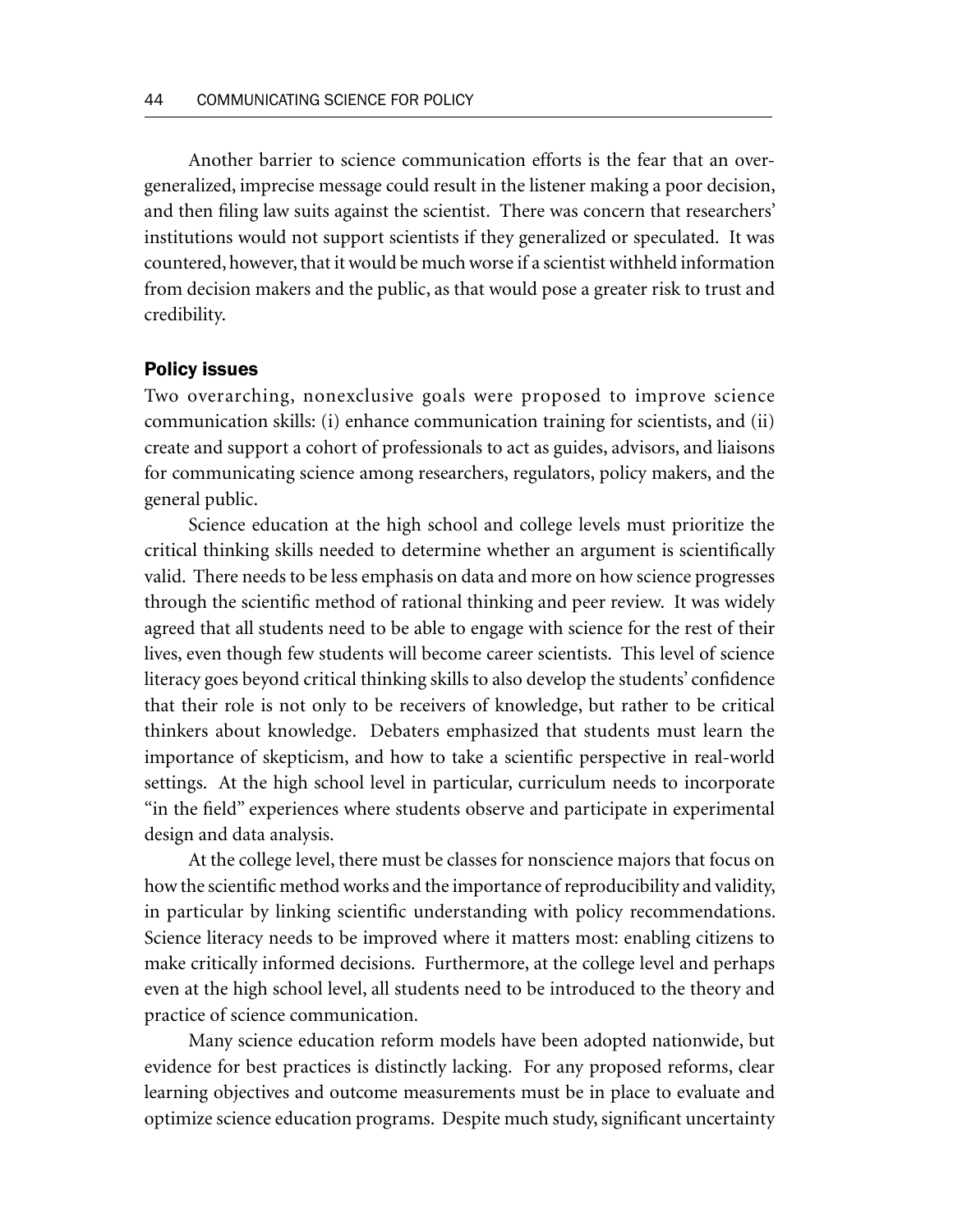Another barrier to science communication efforts is the fear that an overgeneralized, imprecise message could result in the listener making a poor decision, and then filing law suits against the scientist. There was concern that researchers' institutions would not support scientists if they generalized or speculated. It was countered, however, that it would be much worse if a scientist withheld information from decision makers and the public, as that would pose a greater risk to trust and credibility.

### Policy issues

Two overarching, nonexclusive goals were proposed to improve science communication skills: (i) enhance communication training for scientists, and (ii) create and support a cohort of professionals to act as guides, advisors, and liaisons for communicating science among researchers, regulators, policy makers, and the general public.

Science education at the high school and college levels must prioritize the critical thinking skills needed to determine whether an argument is scientifically valid. There needs to be less emphasis on data and more on how science progresses through the scientific method of rational thinking and peer review. It was widely agreed that all students need to be able to engage with science for the rest of their lives, even though few students will become career scientists. This level of science literacy goes beyond critical thinking skills to also develop the students' confidence that their role is not only to be receivers of knowledge, but rather to be critical thinkers about knowledge. Debaters emphasized that students must learn the importance of skepticism, and how to take a scientific perspective in real-world settings. At the high school level in particular, curriculum needs to incorporate "in the field" experiences where students observe and participate in experimental design and data analysis.

At the college level, there must be classes for nonscience majors that focus on how the scientific method works and the importance of reproducibility and validity, in particular by linking scientific understanding with policy recommendations. Science literacy needs to be improved where it matters most: enabling citizens to make critically informed decisions. Furthermore, at the college level and perhaps even at the high school level, all students need to be introduced to the theory and practice of science communication.

Many science education reform models have been adopted nationwide, but evidence for best practices is distinctly lacking. For any proposed reforms, clear learning objectives and outcome measurements must be in place to evaluate and optimize science education programs. Despite much study, significant uncertainty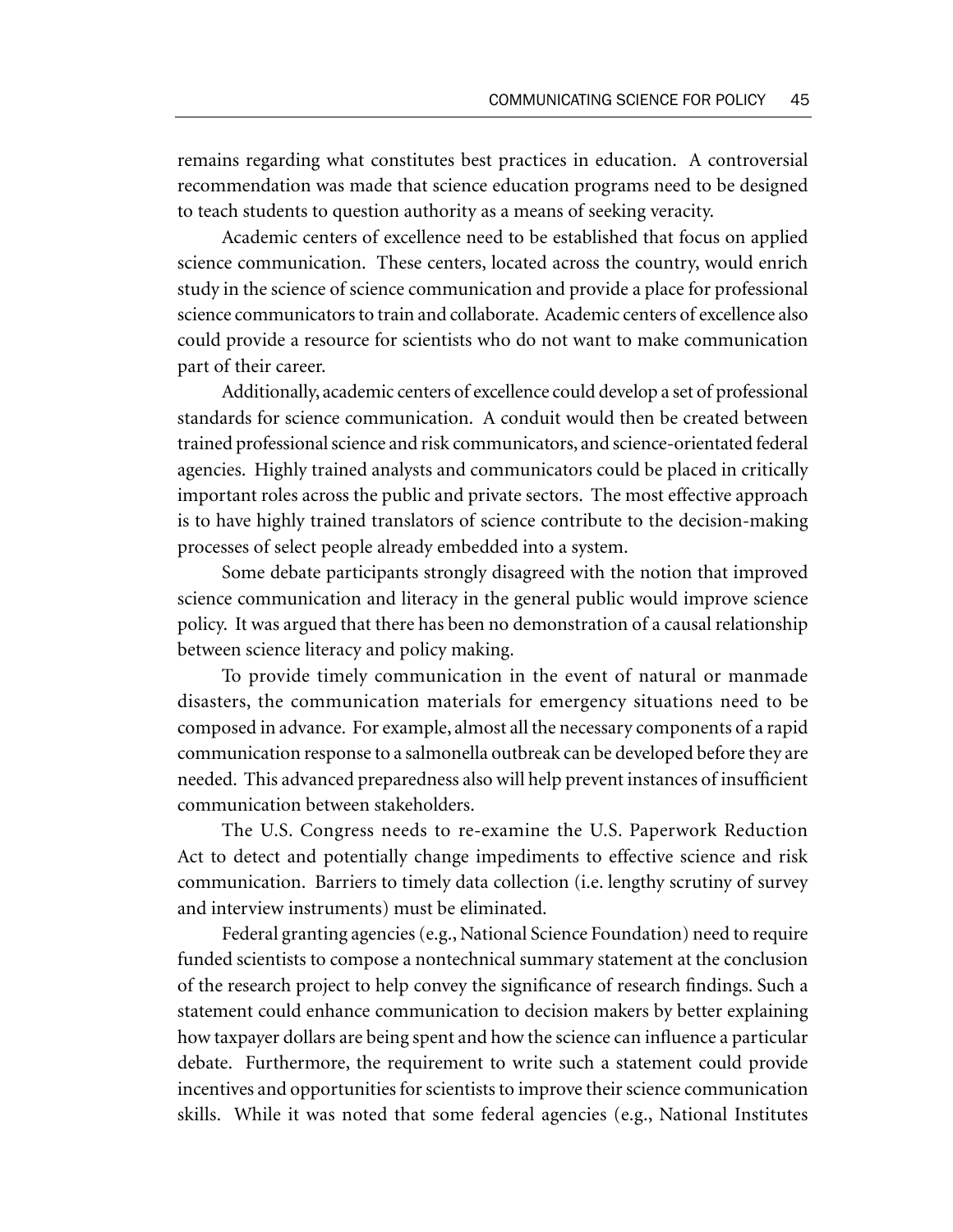remains regarding what constitutes best practices in education. A controversial recommendation was made that science education programs need to be designed to teach students to question authority as a means of seeking veracity.

Academic centers of excellence need to be established that focus on applied science communication. These centers, located across the country, would enrich study in the science of science communication and provide a place for professional science communicators to train and collaborate. Academic centers of excellence also could provide a resource for scientists who do not want to make communication part of their career.

Additionally, academic centers of excellence could develop a set of professional standards for science communication. A conduit would then be created between trained professional science and risk communicators, and science-orientated federal agencies. Highly trained analysts and communicators could be placed in critically important roles across the public and private sectors. The most effective approach is to have highly trained translators of science contribute to the decision-making processes of select people already embedded into a system.

Some debate participants strongly disagreed with the notion that improved science communication and literacy in the general public would improve science policy. It was argued that there has been no demonstration of a causal relationship between science literacy and policy making.

To provide timely communication in the event of natural or manmade disasters, the communication materials for emergency situations need to be composed in advance. For example, almost all the necessary components of a rapid communication response to a salmonella outbreak can be developed before they are needed. This advanced preparedness also will help prevent instances of insufficient communication between stakeholders.

The U.S. Congress needs to re-examine the U.S. Paperwork Reduction Act to detect and potentially change impediments to effective science and risk communication. Barriers to timely data collection (i.e. lengthy scrutiny of survey and interview instruments) must be eliminated.

Federal granting agencies (e.g., National Science Foundation) need to require funded scientists to compose a nontechnical summary statement at the conclusion of the research project to help convey the significance of research findings. Such a statement could enhance communication to decision makers by better explaining how taxpayer dollars are being spent and how the science can influence a particular debate. Furthermore, the requirement to write such a statement could provide incentives and opportunities for scientists to improve their science communication skills. While it was noted that some federal agencies (e.g., National Institutes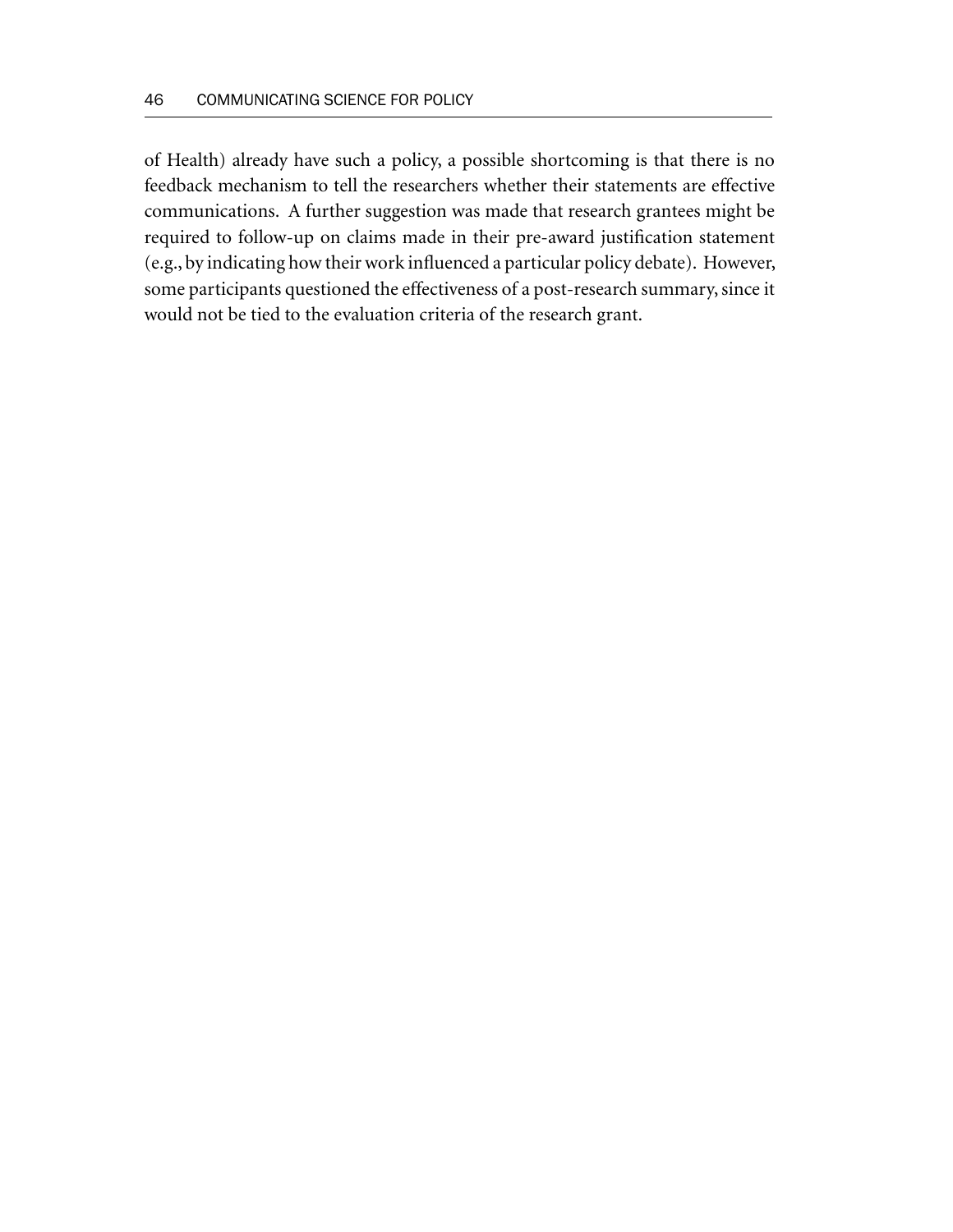of Health) already have such a policy, a possible shortcoming is that there is no feedback mechanism to tell the researchers whether their statements are effective communications. A further suggestion was made that research grantees might be required to follow-up on claims made in their pre-award justification statement (e.g., by indicating how their work influenced a particular policy debate). However, some participants questioned the effectiveness of a post-research summary, since it would not be tied to the evaluation criteria of the research grant.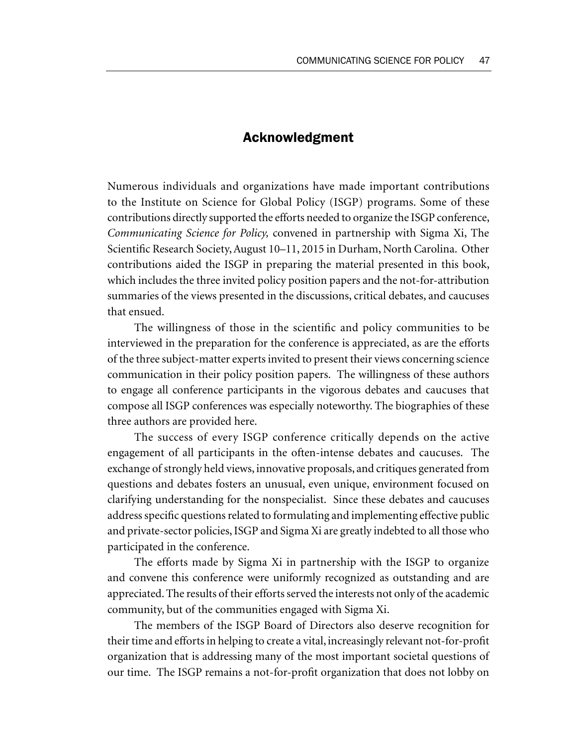## Acknowledgment

Numerous individuals and organizations have made important contributions to the Institute on Science for Global Policy (ISGP) programs. Some of these contributions directly supported the efforts needed to organize the ISGP conference, *Communicating Science for Policy,* convened in partnership with Sigma Xi, The Scientific Research Society, August 10–11, 2015 in Durham, North Carolina. Other contributions aided the ISGP in preparing the material presented in this book, which includes the three invited policy position papers and the not-for-attribution summaries of the views presented in the discussions, critical debates, and caucuses that ensued.

The willingness of those in the scientific and policy communities to be interviewed in the preparation for the conference is appreciated, as are the efforts of the three subject-matter experts invited to present their views concerning science communication in their policy position papers. The willingness of these authors to engage all conference participants in the vigorous debates and caucuses that compose all ISGP conferences was especially noteworthy. The biographies of these three authors are provided here.

The success of every ISGP conference critically depends on the active engagement of all participants in the often-intense debates and caucuses. The exchange of strongly held views, innovative proposals, and critiques generated from questions and debates fosters an unusual, even unique, environment focused on clarifying understanding for the nonspecialist. Since these debates and caucuses address specific questions related to formulating and implementing effective public and private-sector policies, ISGP and Sigma Xi are greatly indebted to all those who participated in the conference.

The efforts made by Sigma Xi in partnership with the ISGP to organize and convene this conference were uniformly recognized as outstanding and are appreciated. The results of their efforts served the interests not only of the academic community, but of the communities engaged with Sigma Xi.

The members of the ISGP Board of Directors also deserve recognition for their time and efforts in helping to create a vital, increasingly relevant not-for-profit organization that is addressing many of the most important societal questions of our time. The ISGP remains a not-for-profit organization that does not lobby on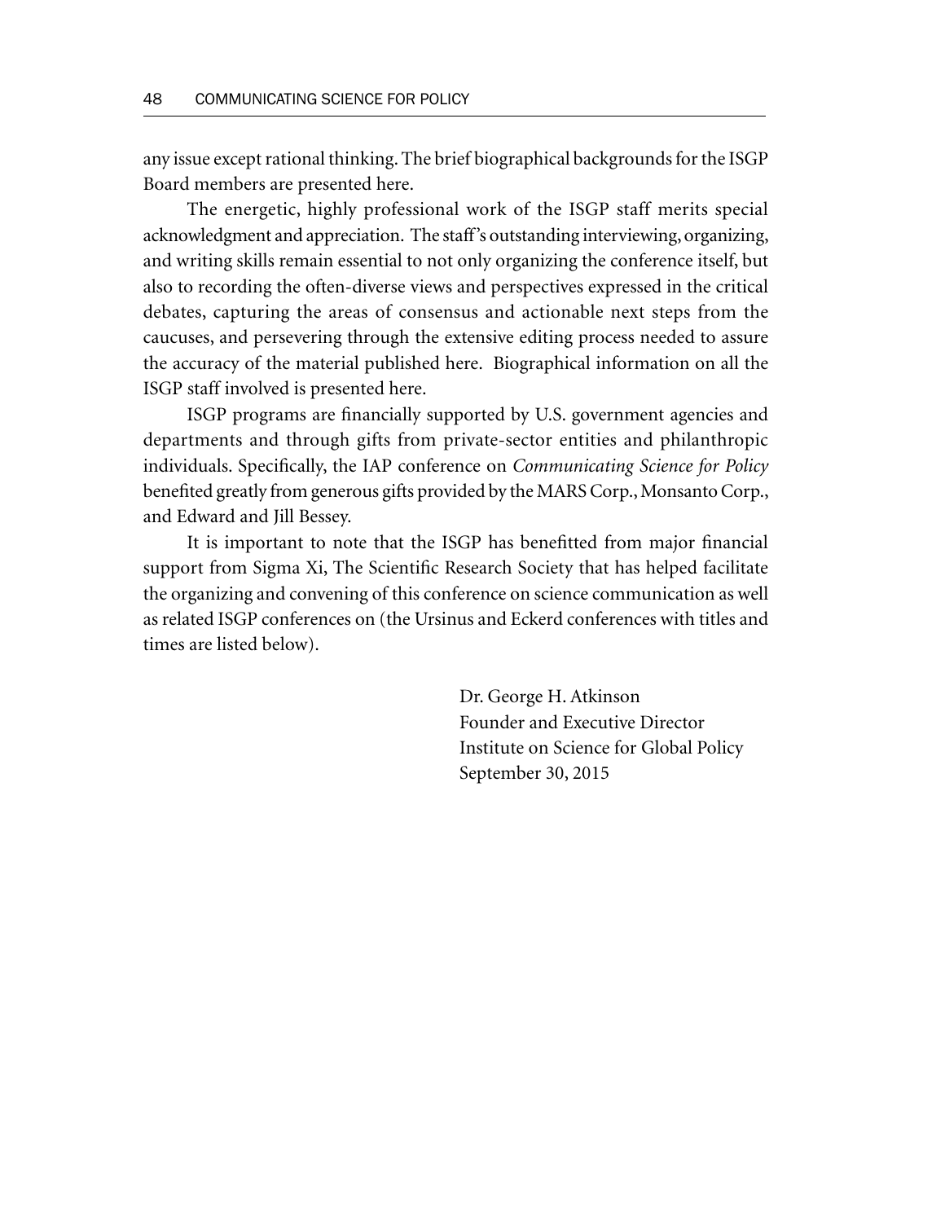any issue except rational thinking. The brief biographical backgrounds for the ISGP Board members are presented here.

The energetic, highly professional work of the ISGP staff merits special acknowledgment and appreciation. The staff's outstanding interviewing, organizing, and writing skills remain essential to not only organizing the conference itself, but also to recording the often-diverse views and perspectives expressed in the critical debates, capturing the areas of consensus and actionable next steps from the caucuses, and persevering through the extensive editing process needed to assure the accuracy of the material published here. Biographical information on all the ISGP staff involved is presented here.

ISGP programs are financially supported by U.S. government agencies and departments and through gifts from private-sector entities and philanthropic individuals. Specifically, the IAP conference on *Communicating Science for Policy* benefited greatly from generous gifts provided by the MARS Corp., Monsanto Corp., and Edward and Jill Bessey.

It is important to note that the ISGP has benefitted from major financial support from Sigma Xi, The Scientific Research Society that has helped facilitate the organizing and convening of this conference on science communication as well as related ISGP conferences on (the Ursinus and Eckerd conferences with titles and times are listed below).

Dr. George H. Atkinson
Founder and Executive Director
Institute on Science for Global Policy
September 30, 2015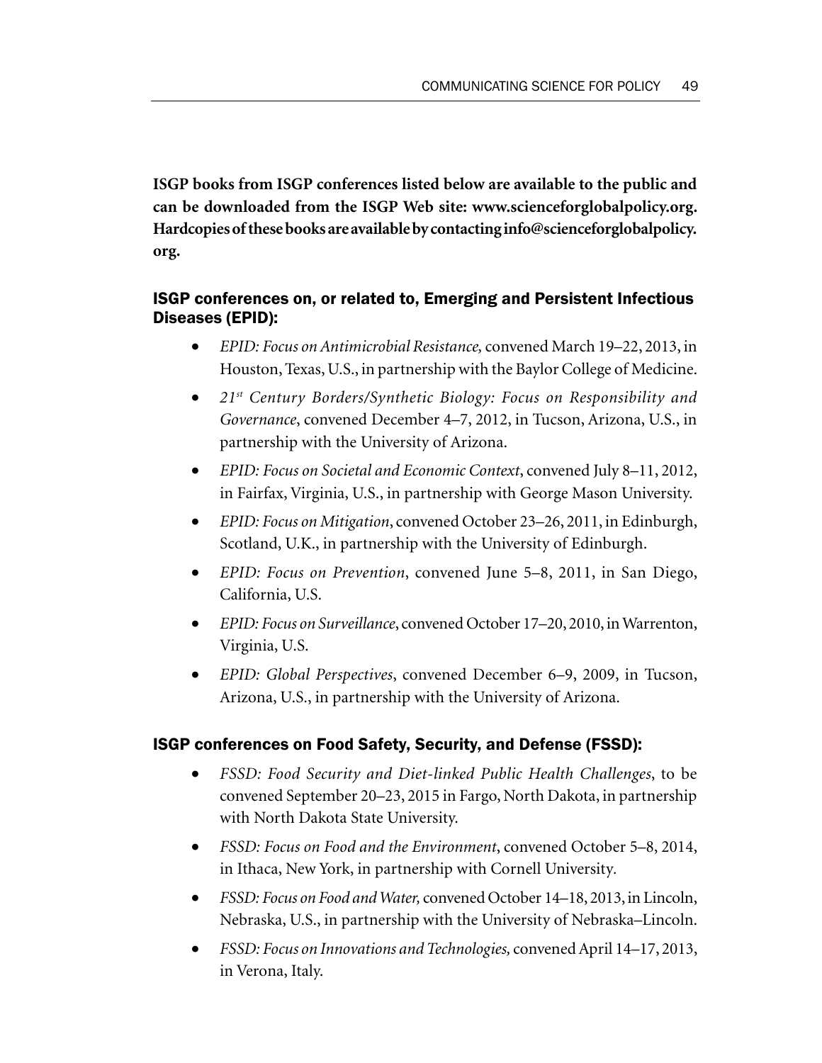**ISGP books from ISGP conferences listed below are available to the public and can be downloaded from the ISGP Web site: www.scienceforglobalpolicy.org. Hardcopies of these books are available by contacting info@scienceforglobalpolicy.org.**

### ISGP conferences on, or related to, Emerging and Persistent Infectious Diseases (EPID):

- *EPID: Focus on Antimicrobial Resistance,* convened March 19–22, 2013, in Houston, Texas, U.S., in partnership with the Baylor College of Medicine.
- *21st Century Borders/Synthetic Biology: Focus on Responsibility and Governance*, convened December 4–7, 2012, in Tucson, Arizona, U.S., in partnership with the University of Arizona.
- *EPID: Focus on Societal and Economic Context*, convened July 8–11, 2012, in Fairfax, Virginia, U.S., in partnership with George Mason University.
- *EPID: Focus on Mitigation*, convened October 23–26, 2011, in Edinburgh, Scotland, U.K., in partnership with the University of Edinburgh.
- *EPID: Focus on Prevention*, convened June 5–8, 2011, in San Diego, California, U.S.
- *EPID: Focus on Surveillance*, convened October 17–20, 2010, in Warrenton, Virginia, U.S.
- *EPID: Global Perspectives*, convened December 6–9, 2009, in Tucson, Arizona, U.S., in partnership with the University of Arizona.

### ISGP conferences on Food Safety, Security, and Defense (FSSD):

- *FSSD: Food Security and Diet-linked Public Health Challenges*, to be convened September 20–23, 2015 in Fargo, North Dakota, in partnership with North Dakota State University.
- *FSSD: Focus on Food and the Environment*, convened October 5–8, 2014, in Ithaca, New York, in partnership with Cornell University.
- *FSSD: Focus on Food and Water,* convened October 14–18, 2013, in Lincoln, Nebraska, U.S., in partnership with the University of Nebraska–Lincoln.
- *FSSD: Focus on Innovations and Technologies,* convened April 14–17, 2013, in Verona, Italy.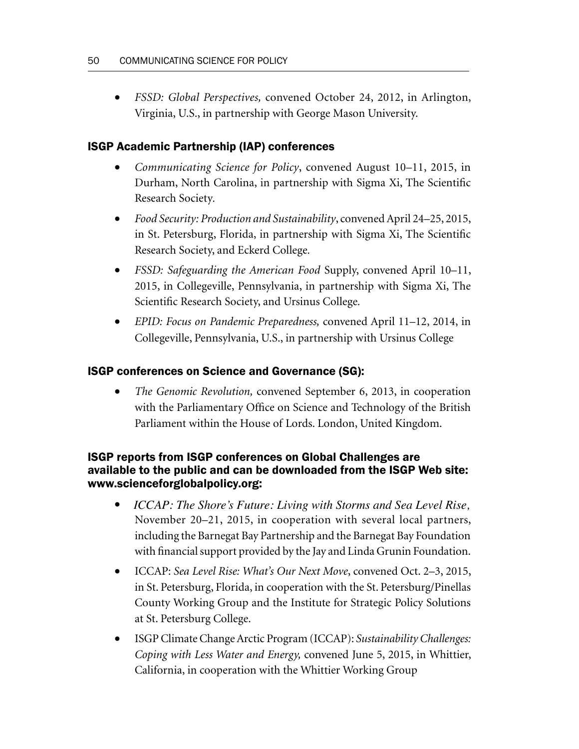- *FSSD: Global Perspectives,* convened October 24, 2012, in Arlington, Virginia, U.S., in partnership with George Mason University.

### ISGP Academic Partnership (IAP) conferences

- *Communicating Science for Policy*, convened August 10–11, 2015, in Durham, North Carolina, in partnership with Sigma Xi, The Scientific Research Society.
- *Food Security: Production and Sustainability*, convened April 24–25, 2015, in St. Petersburg, Florida, in partnership with Sigma Xi, The Scientific Research Society, and Eckerd College.
- *FSSD: Safeguarding the American Food* Supply, convened April 10–11, 2015, in Collegeville, Pennsylvania, in partnership with Sigma Xi, The Scientific Research Society, and Ursinus College.
- *EPID: Focus on Pandemic Preparedness,* convened April 11–12, 2014, in Collegeville, Pennsylvania, U.S., in partnership with Ursinus College

### ISGP conferences on Science and Governance (SG):

- *The Genomic Revolution,* convened September 6, 2013, in cooperation with the Parliamentary Office on Science and Technology of the British Parliament within the House of Lords. London, United Kingdom.

### ISGP reports from ISGP conferences on Global Challenges are available to the public and can be downloaded from the ISGP Web site: www.scienceforglobalpolicy.org:

- *ICCAP: The Shore's Future: Living with Storms and Sea Level Rise,* November 20–21, 2015, in cooperation with several local partners, including the Barnegat Bay Partnership and the Barnegat Bay Foundation with financial support provided by the Jay and Linda Grunin Foundation.
- ICCAP: *Sea Level Rise: What's Our Next Move*, convened Oct. 2–3, 2015, in St. Petersburg, Florida, in cooperation with the St. Petersburg/Pinellas County Working Group and the Institute for Strategic Policy Solutions at St. Petersburg College.
- ISGP Climate Change Arctic Program (ICCAP): *Sustainability Challenges: Coping with Less Water and Energy,* convened June 5, 2015, in Whittier, California, in cooperation with the Whittier Working Group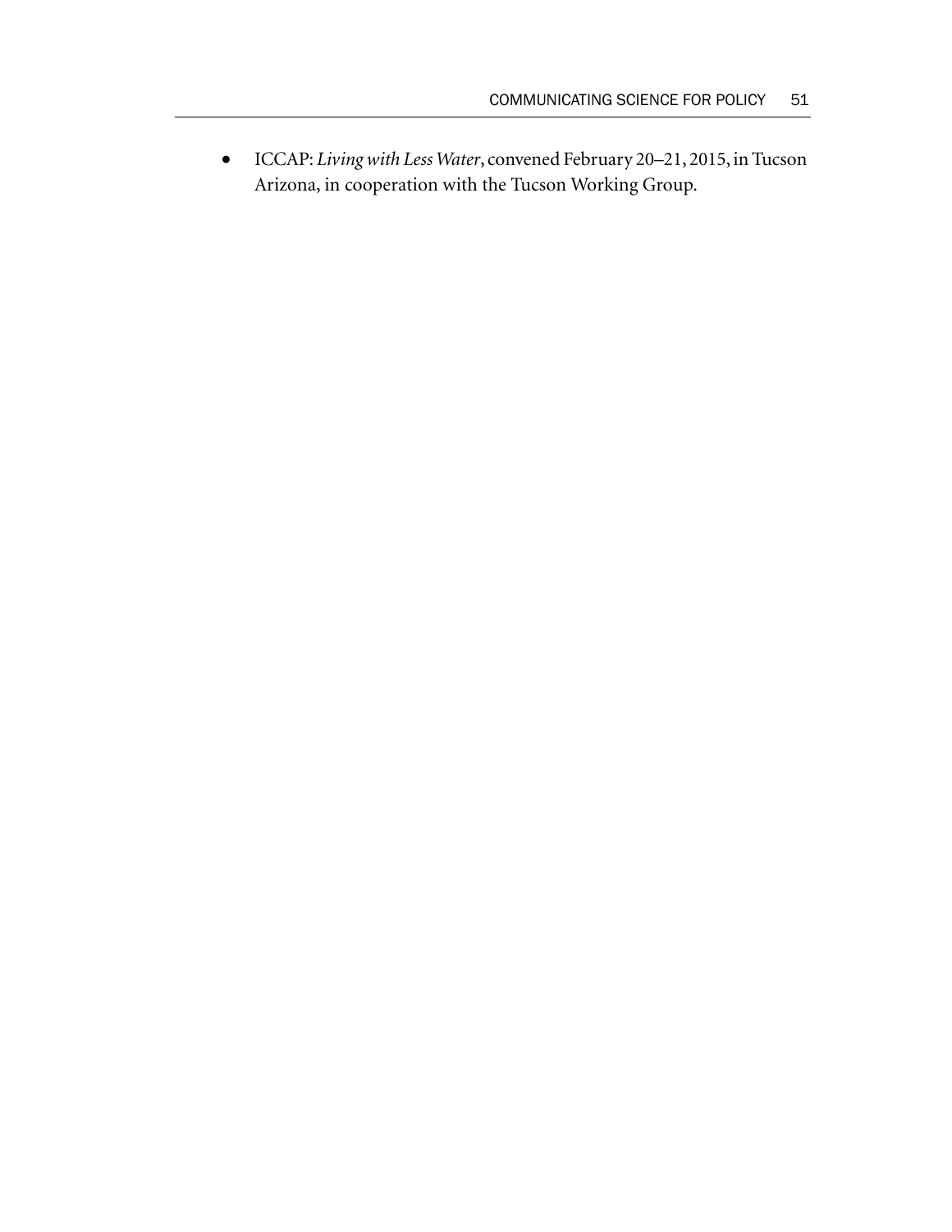- ICCAP: *Living with Less Water*, convened February 20–21, 2015, in Tucson Arizona, in cooperation with the Tucson Working Group.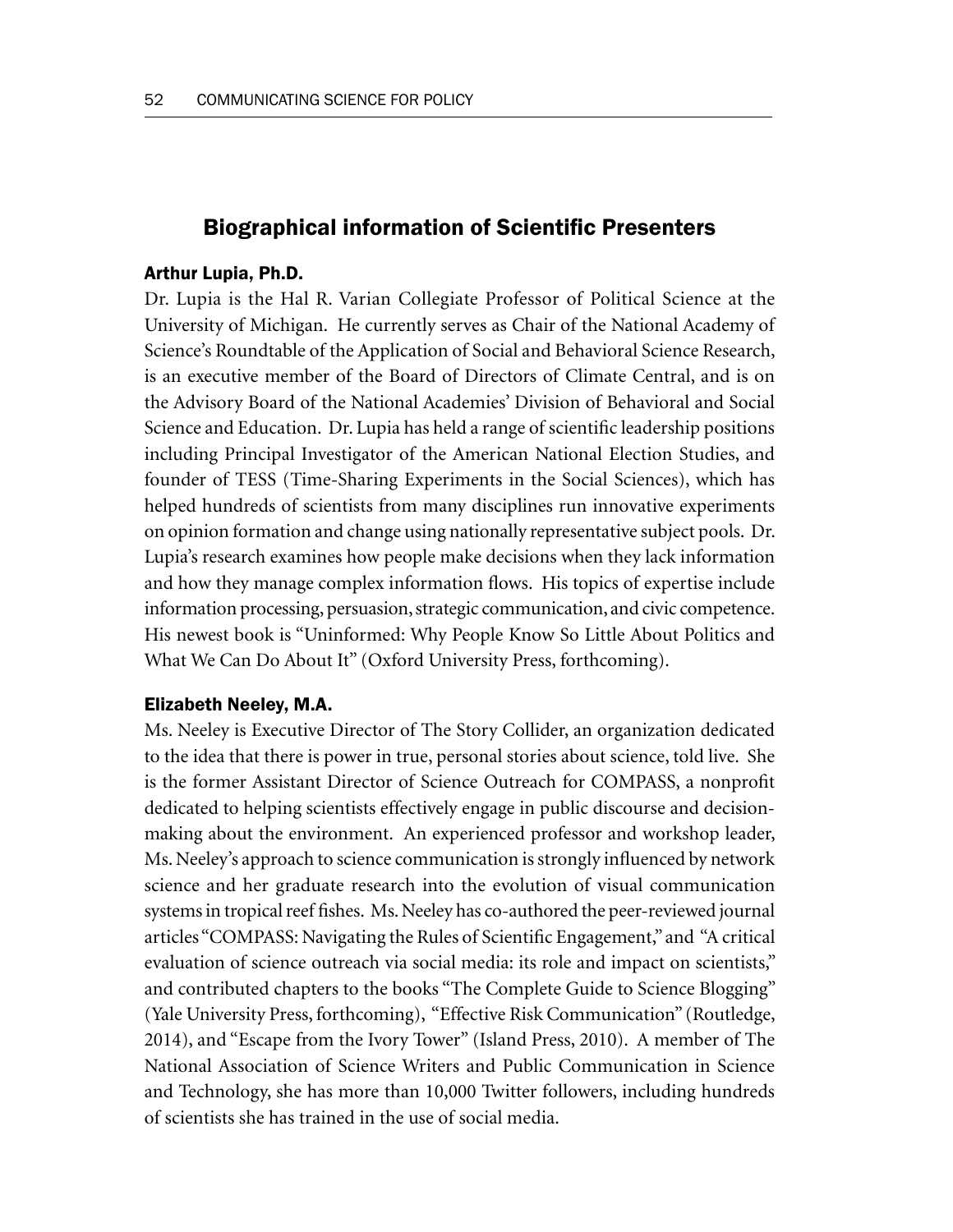## Biographical information of Scientific Presenters

### Arthur Lupia, Ph.D.

Dr. Lupia is the Hal R. Varian Collegiate Professor of Political Science at the University of Michigan. He currently serves as Chair of the National Academy of Science's Roundtable of the Application of Social and Behavioral Science Research, is an executive member of the Board of Directors of Climate Central, and is on the Advisory Board of the National Academies' Division of Behavioral and Social Science and Education. Dr. Lupia has held a range of scientific leadership positions including Principal Investigator of the American National Election Studies, and founder of TESS (Time-Sharing Experiments in the Social Sciences), which has helped hundreds of scientists from many disciplines run innovative experiments on opinion formation and change using nationally representative subject pools. Dr. Lupia's research examines how people make decisions when they lack information and how they manage complex information flows. His topics of expertise include information processing, persuasion, strategic communication, and civic competence. His newest book is "Uninformed: Why People Know So Little About Politics and What We Can Do About It" (Oxford University Press, forthcoming).

### Elizabeth Neeley, M.A.

Ms. Neeley is Executive Director of The Story Collider, an organization dedicated to the idea that there is power in true, personal stories about science, told live. She is the former Assistant Director of Science Outreach for COMPASS, a nonprofit dedicated to helping scientists effectively engage in public discourse and decision-making about the environment. An experienced professor and workshop leader, Ms. Neeley's approach to science communication is strongly influenced by network science and her graduate research into the evolution of visual communication systems in tropical reef fishes. Ms. Neeley has co-authored the peer-reviewed journal articles "COMPASS: Navigating the Rules of Scientific Engagement," and "A critical evaluation of science outreach via social media: its role and impact on scientists," and contributed chapters to the books "The Complete Guide to Science Blogging" (Yale University Press, forthcoming), "Effective Risk Communication" (Routledge, 2014), and "Escape from the Ivory Tower" (Island Press, 2010). A member of The National Association of Science Writers and Public Communication in Science and Technology, she has more than 10,000 Twitter followers, including hundreds of scientists she has trained in the use of social media.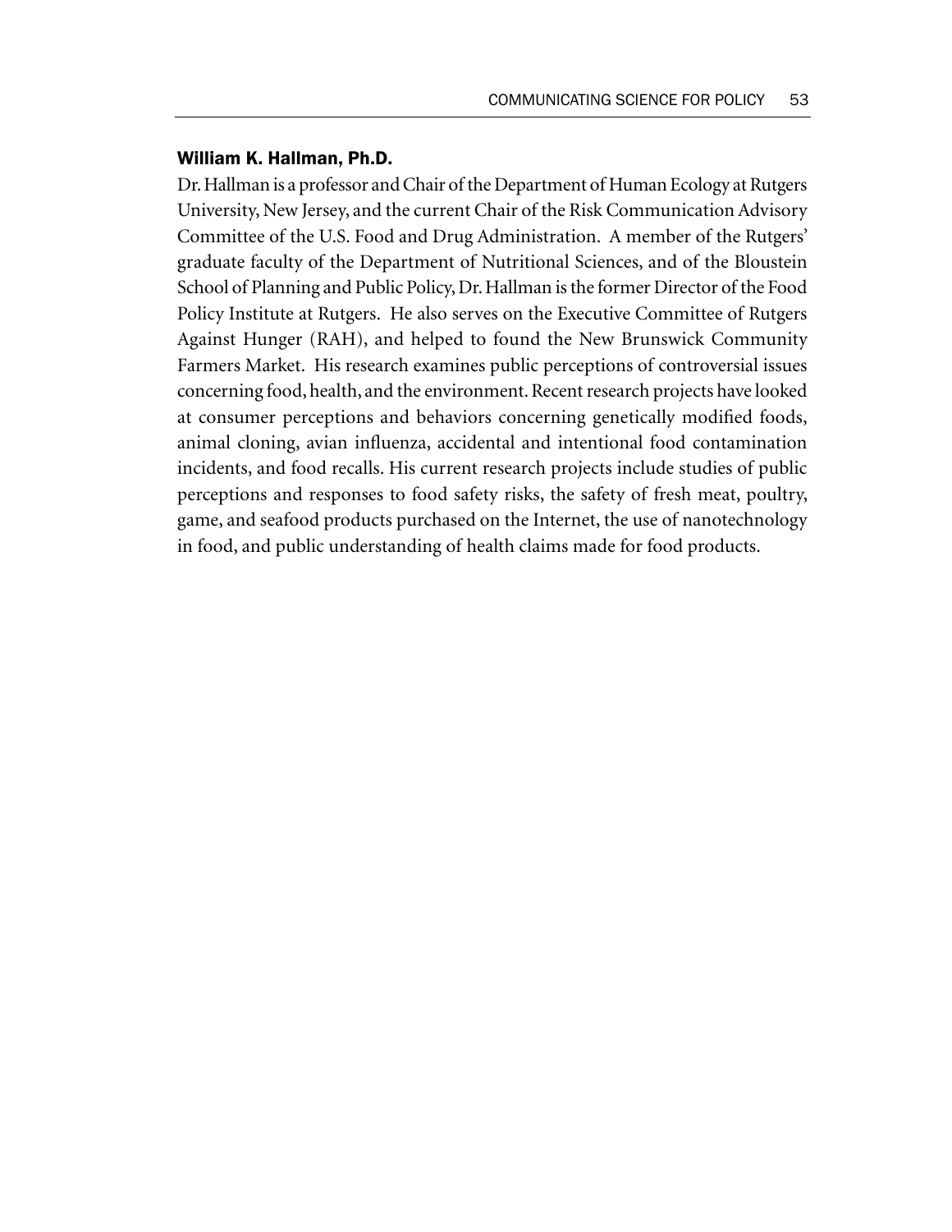**William K. Hallman, Ph.D.**

Dr. Hallman is a professor and Chair of the Department of Human Ecology at Rutgers University, New Jersey, and the current Chair of the Risk Communication Advisory Committee of the U.S. Food and Drug Administration. A member of the Rutgers' graduate faculty of the Department of Nutritional Sciences, and of the Bloustein School of Planning and Public Policy, Dr. Hallman is the former Director of the Food Policy Institute at Rutgers. He also serves on the Executive Committee of Rutgers Against Hunger (RAH), and helped to found the New Brunswick Community Farmers Market. His research examines public perceptions of controversial issues concerning food, health, and the environment. Recent research projects have looked at consumer perceptions and behaviors concerning genetically modified foods, animal cloning, avian influenza, accidental and intentional food contamination incidents, and food recalls. His current research projects include studies of public perceptions and responses to food safety risks, the safety of fresh meat, poultry, game, and seafood products purchased on the Internet, the use of nanotechnology in food, and public understanding of health claims made for food products.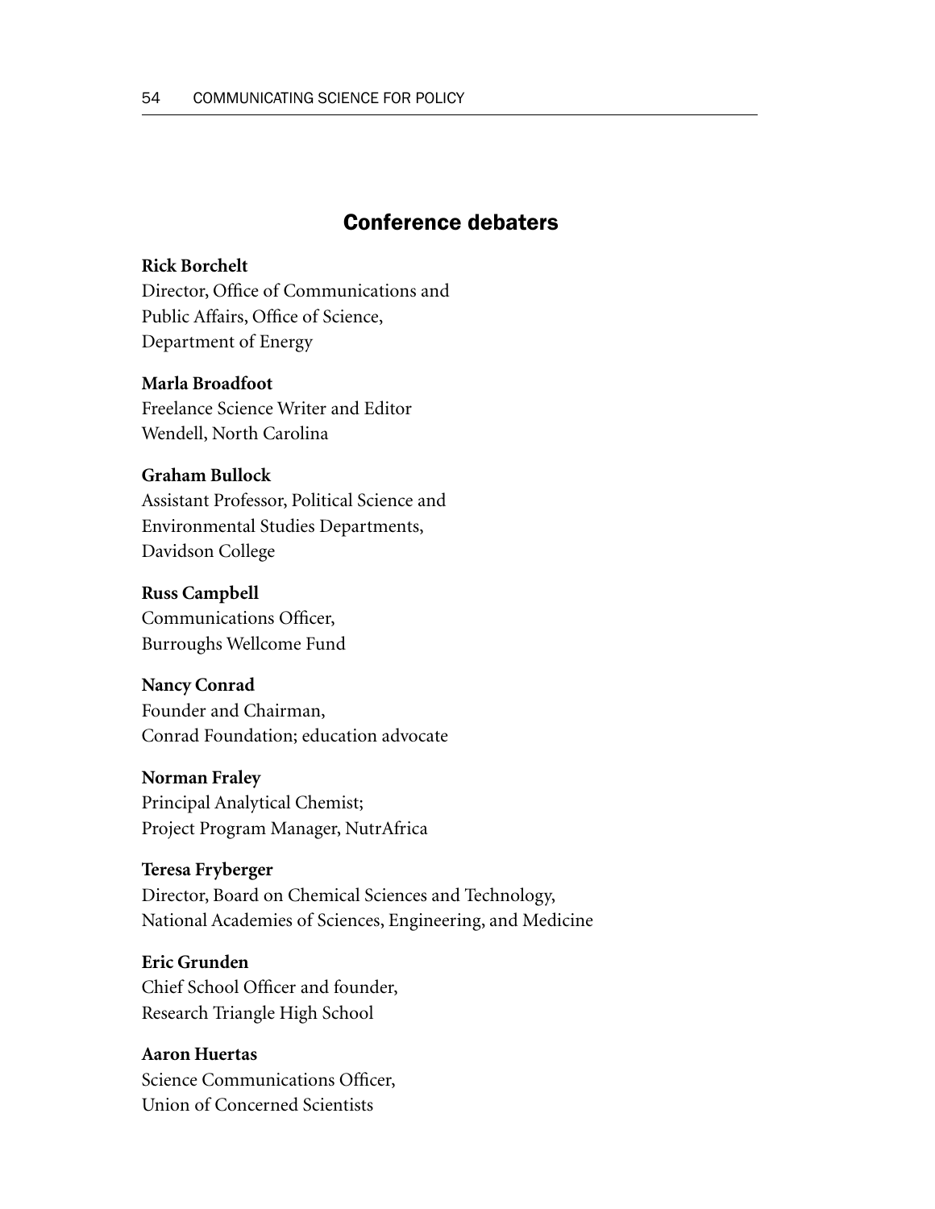## Conference debaters

**Rick Borchelt**
Director, Office of Communications and
Public Affairs, Office of Science,
Department of Energy

**Marla Broadfoot**
Freelance Science Writer and Editor
Wendell, North Carolina

**Graham Bullock**
Assistant Professor, Political Science and
Environmental Studies Departments,
Davidson College

**Russ Campbell**
Communications Officer,
Burroughs Wellcome Fund

**Nancy Conrad**
Founder and Chairman,
Conrad Foundation; education advocate

**Norman Fraley**
Principal Analytical Chemist;
Project Program Manager, NutrAfrica

**Teresa Fryberger**
Director, Board on Chemical Sciences and Technology,
National Academies of Sciences, Engineering, and Medicine

**Eric Grunden**
Chief School Officer and founder,
Research Triangle High School

**Aaron Huertas**
Science Communications Officer,
Union of Concerned Scientists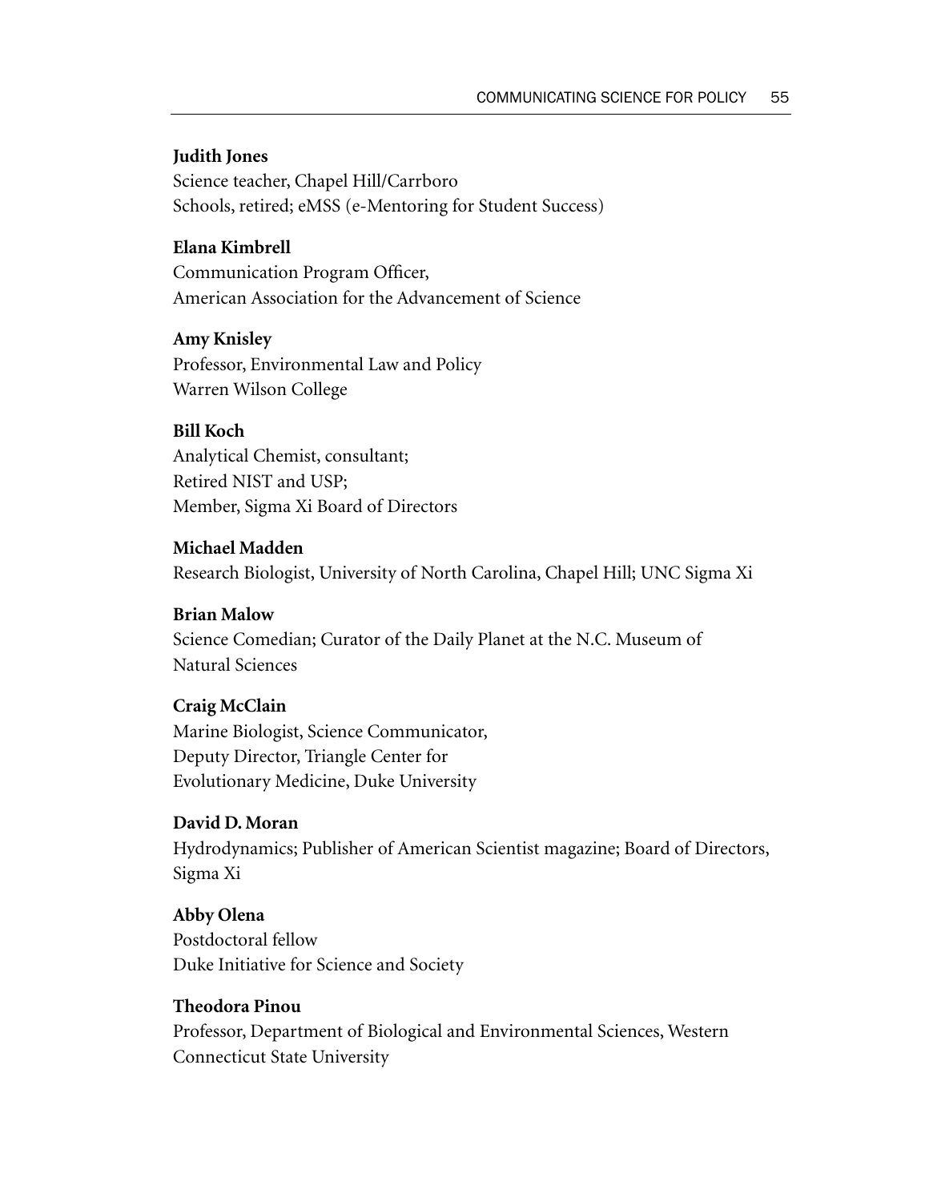**Judith Jones**
Science teacher, Chapel Hill/Carrboro
Schools, retired; eMSS (e-Mentoring for Student Success)

**Elana Kimbrell**
Communication Program Officer,
American Association for the Advancement of Science

**Amy Knisley**
Professor, Environmental Law and Policy
Warren Wilson College

**Bill Koch**
Analytical Chemist, consultant;
Retired NIST and USP;
Member, Sigma Xi Board of Directors

**Michael Madden**
Research Biologist, University of North Carolina, Chapel Hill; UNC Sigma Xi

**Brian Malow**
Science Comedian; Curator of the Daily Planet at the N.C. Museum of
Natural Sciences

**Craig McClain**
Marine Biologist, Science Communicator,
Deputy Director, Triangle Center for
Evolutionary Medicine, Duke University

**David D. Moran**
Hydrodynamics; Publisher of American Scientist magazine; Board of Directors,
Sigma Xi

**Abby Olena**
Postdoctoral fellow
Duke Initiative for Science and Society

**Theodora Pinou**
Professor, Department of Biological and Environmental Sciences, Western
Connecticut State University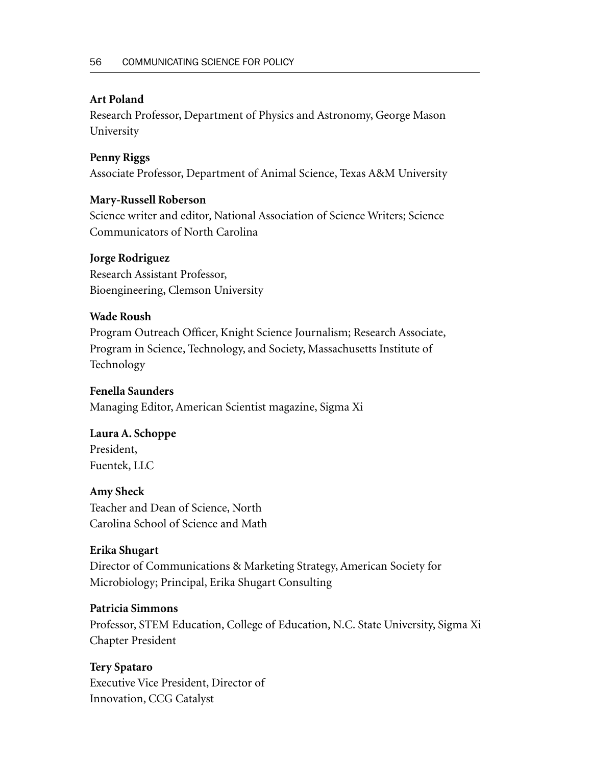**Art Poland**
Research Professor, Department of Physics and Astronomy, George Mason University

**Penny Riggs**
Associate Professor, Department of Animal Science, Texas A&M University

**Mary-Russell Roberson**
Science writer and editor, National Association of Science Writers; Science Communicators of North Carolina

**Jorge Rodriguez**
Research Assistant Professor, Bioengineering, Clemson University

**Wade Roush**
Program Outreach Officer, Knight Science Journalism; Research Associate, Program in Science, Technology, and Society, Massachusetts Institute of Technology

**Fenella Saunders**
Managing Editor, American Scientist magazine, Sigma Xi

**Laura A. Schoppe**
President, Fuentek, LLC

**Amy Sheck**
Teacher and Dean of Science, North Carolina School of Science and Math

**Erika Shugart**
Director of Communications & Marketing Strategy, American Society for Microbiology; Principal, Erika Shugart Consulting

**Patricia Simmons**
Professor, STEM Education, College of Education, N.C. State University, Sigma Xi Chapter President

**Tery Spataro**
Executive Vice President, Director of Innovation, CCG Catalyst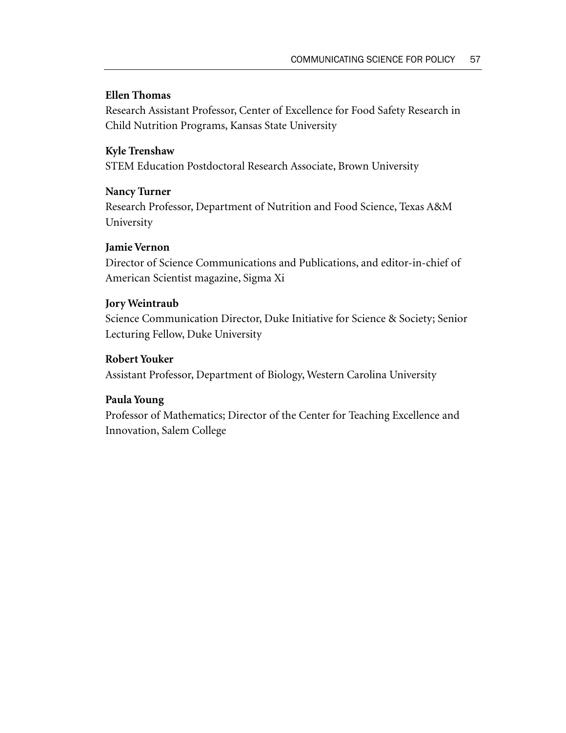**Ellen Thomas**
Research Assistant Professor, Center of Excellence for Food Safety Research in Child Nutrition Programs, Kansas State University

**Kyle Trenshaw**
STEM Education Postdoctoral Research Associate, Brown University

**Nancy Turner**
Research Professor, Department of Nutrition and Food Science, Texas A&M University

**Jamie Vernon**
Director of Science Communications and Publications, and editor-in-chief of American Scientist magazine, Sigma Xi

**Jory Weintraub**
Science Communication Director, Duke Initiative for Science & Society; Senior Lecturing Fellow, Duke University

**Robert Youker**
Assistant Professor, Department of Biology, Western Carolina University

**Paula Young**
Professor of Mathematics; Director of the Center for Teaching Excellence and Innovation, Salem College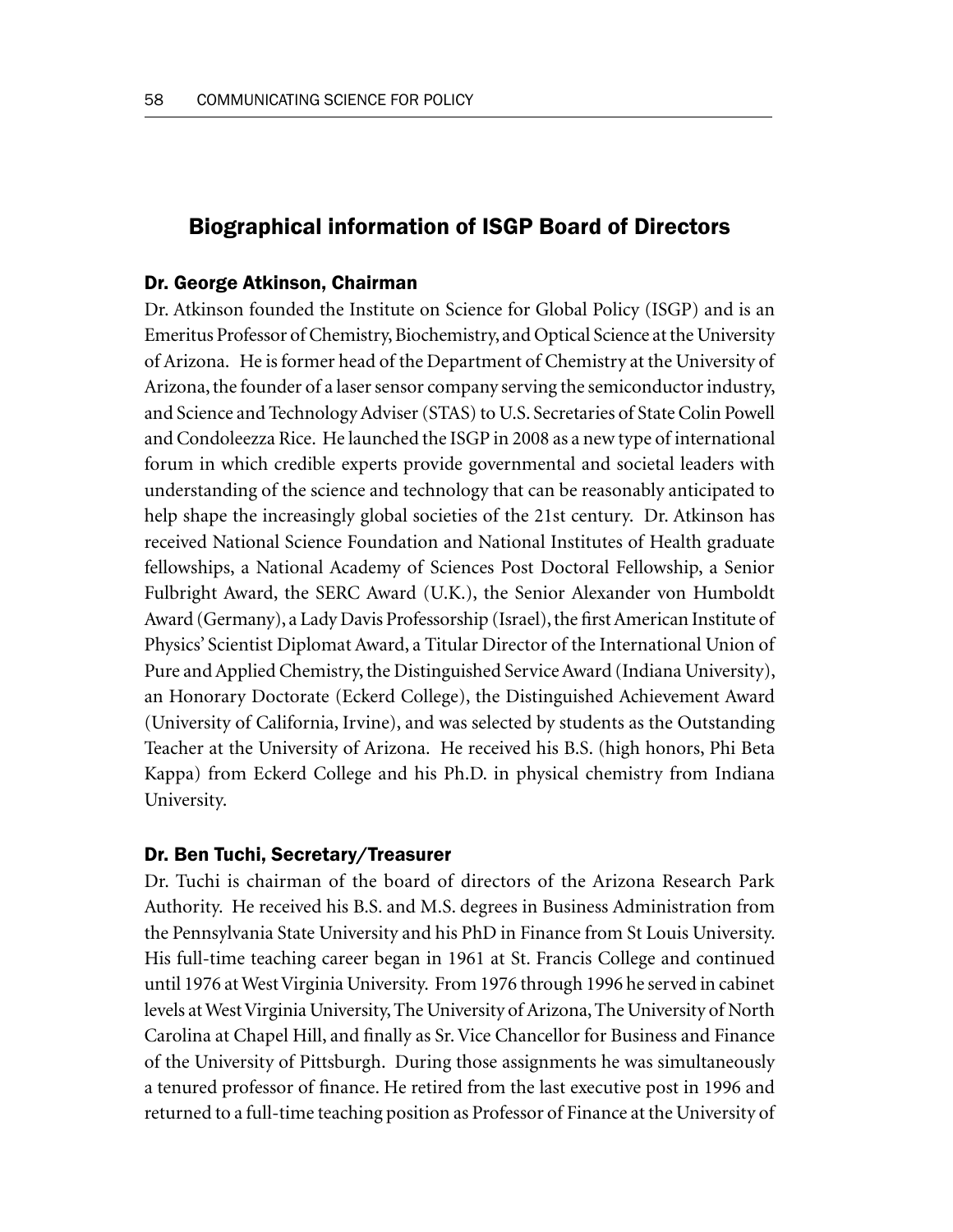## Biographical information of ISGP Board of Directors

### Dr. George Atkinson, Chairman

Dr. Atkinson founded the Institute on Science for Global Policy (ISGP) and is an Emeritus Professor of Chemistry, Biochemistry, and Optical Science at the University of Arizona. He is former head of the Department of Chemistry at the University of Arizona, the founder of a laser sensor company serving the semiconductor industry, and Science and Technology Adviser (STAS) to U.S. Secretaries of State Colin Powell and Condoleezza Rice. He launched the ISGP in 2008 as a new type of international forum in which credible experts provide governmental and societal leaders with understanding of the science and technology that can be reasonably anticipated to help shape the increasingly global societies of the 21st century. Dr. Atkinson has received National Science Foundation and National Institutes of Health graduate fellowships, a National Academy of Sciences Post Doctoral Fellowship, a Senior Fulbright Award, the SERC Award (U.K.), the Senior Alexander von Humboldt Award (Germany), a Lady Davis Professorship (Israel), the first American Institute of Physics' Scientist Diplomat Award, a Titular Director of the International Union of Pure and Applied Chemistry, the Distinguished Service Award (Indiana University), an Honorary Doctorate (Eckerd College), the Distinguished Achievement Award (University of California, Irvine), and was selected by students as the Outstanding Teacher at the University of Arizona. He received his B.S. (high honors, Phi Beta Kappa) from Eckerd College and his Ph.D. in physical chemistry from Indiana University.

### Dr. Ben Tuchi, Secretary/Treasurer

Dr. Tuchi is chairman of the board of directors of the Arizona Research Park Authority. He received his B.S. and M.S. degrees in Business Administration from the Pennsylvania State University and his PhD in Finance from St Louis University. His full-time teaching career began in 1961 at St. Francis College and continued until 1976 at West Virginia University. From 1976 through 1996 he served in cabinet levels at West Virginia University, The University of Arizona, The University of North Carolina at Chapel Hill, and finally as Sr. Vice Chancellor for Business and Finance of the University of Pittsburgh. During those assignments he was simultaneously a tenured professor of finance. He retired from the last executive post in 1996 and returned to a full-time teaching position as Professor of Finance at the University of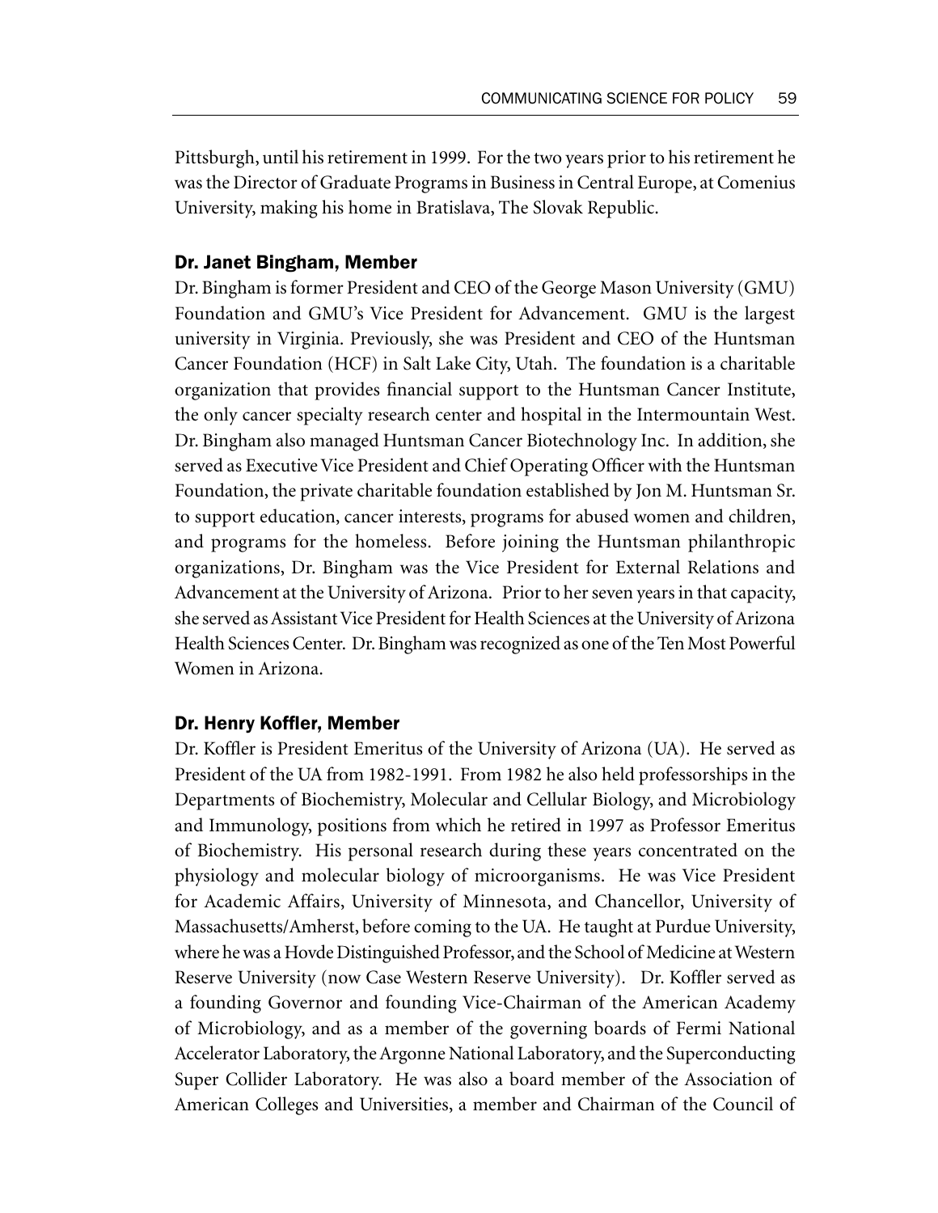Pittsburgh, until his retirement in 1999. For the two years prior to his retirement he was the Director of Graduate Programs in Business in Central Europe, at Comenius University, making his home in Bratislava, The Slovak Republic.

### Dr. Janet Bingham, Member

Dr. Bingham is former President and CEO of the George Mason University (GMU) Foundation and GMU's Vice President for Advancement. GMU is the largest university in Virginia. Previously, she was President and CEO of the Huntsman Cancer Foundation (HCF) in Salt Lake City, Utah. The foundation is a charitable organization that provides financial support to the Huntsman Cancer Institute, the only cancer specialty research center and hospital in the Intermountain West. Dr. Bingham also managed Huntsman Cancer Biotechnology Inc. In addition, she served as Executive Vice President and Chief Operating Officer with the Huntsman Foundation, the private charitable foundation established by Jon M. Huntsman Sr. to support education, cancer interests, programs for abused women and children, and programs for the homeless. Before joining the Huntsman philanthropic organizations, Dr. Bingham was the Vice President for External Relations and Advancement at the University of Arizona. Prior to her seven years in that capacity, she served as Assistant Vice President for Health Sciences at the University of Arizona Health Sciences Center. Dr. Bingham was recognized as one of the Ten Most Powerful Women in Arizona.

### Dr. Henry Koffler, Member

Dr. Koffler is President Emeritus of the University of Arizona (UA). He served as President of the UA from 1982-1991. From 1982 he also held professorships in the Departments of Biochemistry, Molecular and Cellular Biology, and Microbiology and Immunology, positions from which he retired in 1997 as Professor Emeritus of Biochemistry. His personal research during these years concentrated on the physiology and molecular biology of microorganisms. He was Vice President for Academic Affairs, University of Minnesota, and Chancellor, University of Massachusetts/Amherst, before coming to the UA. He taught at Purdue University, where he was a Hovde Distinguished Professor, and the School of Medicine at Western Reserve University (now Case Western Reserve University). Dr. Koffler served as a founding Governor and founding Vice-Chairman of the American Academy of Microbiology, and as a member of the governing boards of Fermi National Accelerator Laboratory, the Argonne National Laboratory, and the Superconducting Super Collider Laboratory. He was also a board member of the Association of American Colleges and Universities, a member and Chairman of the Council of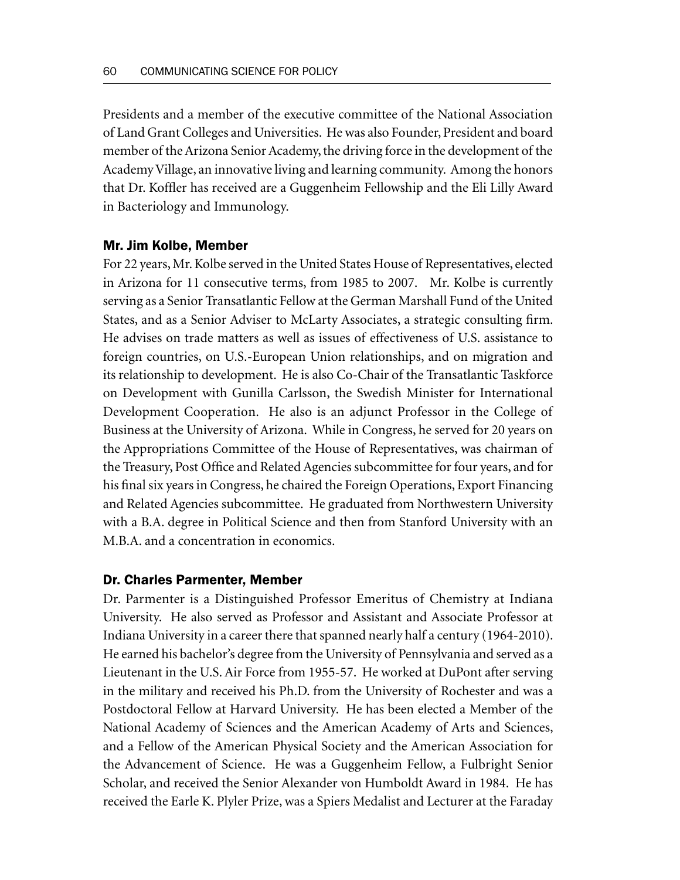Presidents and a member of the executive committee of the National Association of Land Grant Colleges and Universities. He was also Founder, President and board member of the Arizona Senior Academy, the driving force in the development of the Academy Village, an innovative living and learning community. Among the honors that Dr. Koffler has received are a Guggenheim Fellowship and the Eli Lilly Award in Bacteriology and Immunology.

### Mr. Jim Kolbe, Member

For 22 years, Mr. Kolbe served in the United States House of Representatives, elected in Arizona for 11 consecutive terms, from 1985 to 2007. Mr. Kolbe is currently serving as a Senior Transatlantic Fellow at the German Marshall Fund of the United States, and as a Senior Adviser to McLarty Associates, a strategic consulting firm. He advises on trade matters as well as issues of effectiveness of U.S. assistance to foreign countries, on U.S.-European Union relationships, and on migration and its relationship to development. He is also Co-Chair of the Transatlantic Taskforce on Development with Gunilla Carlsson, the Swedish Minister for International Development Cooperation. He also is an adjunct Professor in the College of Business at the University of Arizona. While in Congress, he served for 20 years on the Appropriations Committee of the House of Representatives, was chairman of the Treasury, Post Office and Related Agencies subcommittee for four years, and for his final six years in Congress, he chaired the Foreign Operations, Export Financing and Related Agencies subcommittee. He graduated from Northwestern University with a B.A. degree in Political Science and then from Stanford University with an M.B.A. and a concentration in economics.

### Dr. Charles Parmenter, Member

Dr. Parmenter is a Distinguished Professor Emeritus of Chemistry at Indiana University. He also served as Professor and Assistant and Associate Professor at Indiana University in a career there that spanned nearly half a century (1964-2010). He earned his bachelor's degree from the University of Pennsylvania and served as a Lieutenant in the U.S. Air Force from 1955-57. He worked at DuPont after serving in the military and received his Ph.D. from the University of Rochester and was a Postdoctoral Fellow at Harvard University. He has been elected a Member of the National Academy of Sciences and the American Academy of Arts and Sciences, and a Fellow of the American Physical Society and the American Association for the Advancement of Science. He was a Guggenheim Fellow, a Fulbright Senior Scholar, and received the Senior Alexander von Humboldt Award in 1984. He has received the Earle K. Plyler Prize, was a Spiers Medalist and Lecturer at the Faraday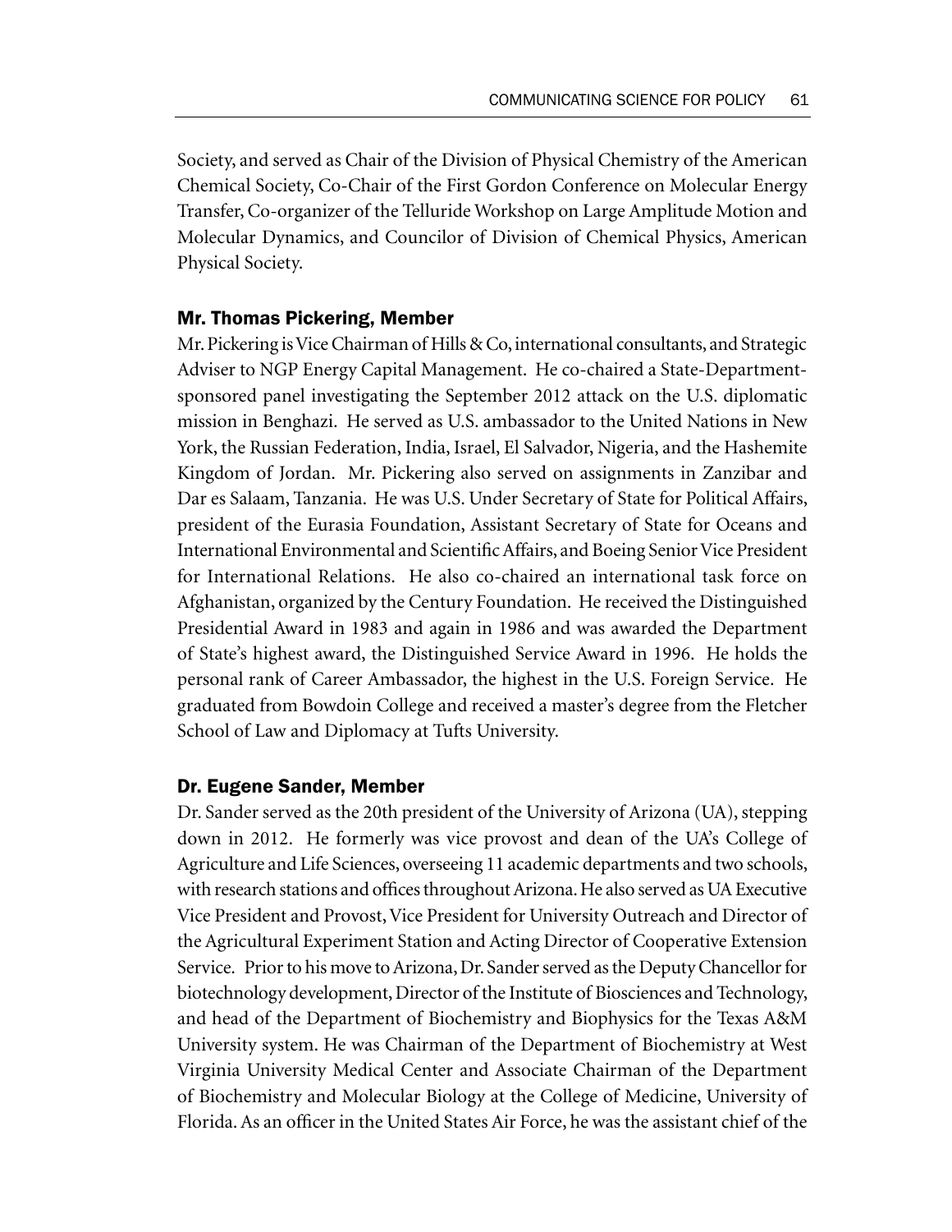Society, and served as Chair of the Division of Physical Chemistry of the American Chemical Society, Co-Chair of the First Gordon Conference on Molecular Energy Transfer, Co-organizer of the Telluride Workshop on Large Amplitude Motion and Molecular Dynamics, and Councilor of Division of Chemical Physics, American Physical Society.

### Mr. Thomas Pickering, Member

Mr. Pickering is Vice Chairman of Hills & Co, international consultants, and Strategic Adviser to NGP Energy Capital Management. He co-chaired a State-Department-sponsored panel investigating the September 2012 attack on the U.S. diplomatic mission in Benghazi. He served as U.S. ambassador to the United Nations in New York, the Russian Federation, India, Israel, El Salvador, Nigeria, and the Hashemite Kingdom of Jordan. Mr. Pickering also served on assignments in Zanzibar and Dar es Salaam, Tanzania. He was U.S. Under Secretary of State for Political Affairs, president of the Eurasia Foundation, Assistant Secretary of State for Oceans and International Environmental and Scientific Affairs, and Boeing Senior Vice President for International Relations. He also co-chaired an international task force on Afghanistan, organized by the Century Foundation. He received the Distinguished Presidential Award in 1983 and again in 1986 and was awarded the Department of State's highest award, the Distinguished Service Award in 1996. He holds the personal rank of Career Ambassador, the highest in the U.S. Foreign Service. He graduated from Bowdoin College and received a master's degree from the Fletcher School of Law and Diplomacy at Tufts University.

### Dr. Eugene Sander, Member

Dr. Sander served as the 20th president of the University of Arizona (UA), stepping down in 2012. He formerly was vice provost and dean of the UA's College of Agriculture and Life Sciences, overseeing 11 academic departments and two schools, with research stations and offices throughout Arizona. He also served as UA Executive Vice President and Provost, Vice President for University Outreach and Director of the Agricultural Experiment Station and Acting Director of Cooperative Extension Service. Prior to his move to Arizona, Dr. Sander served as the Deputy Chancellor for biotechnology development, Director of the Institute of Biosciences and Technology, and head of the Department of Biochemistry and Biophysics for the Texas A&M University system. He was Chairman of the Department of Biochemistry at West Virginia University Medical Center and Associate Chairman of the Department of Biochemistry and Molecular Biology at the College of Medicine, University of Florida. As an officer in the United States Air Force, he was the assistant chief of the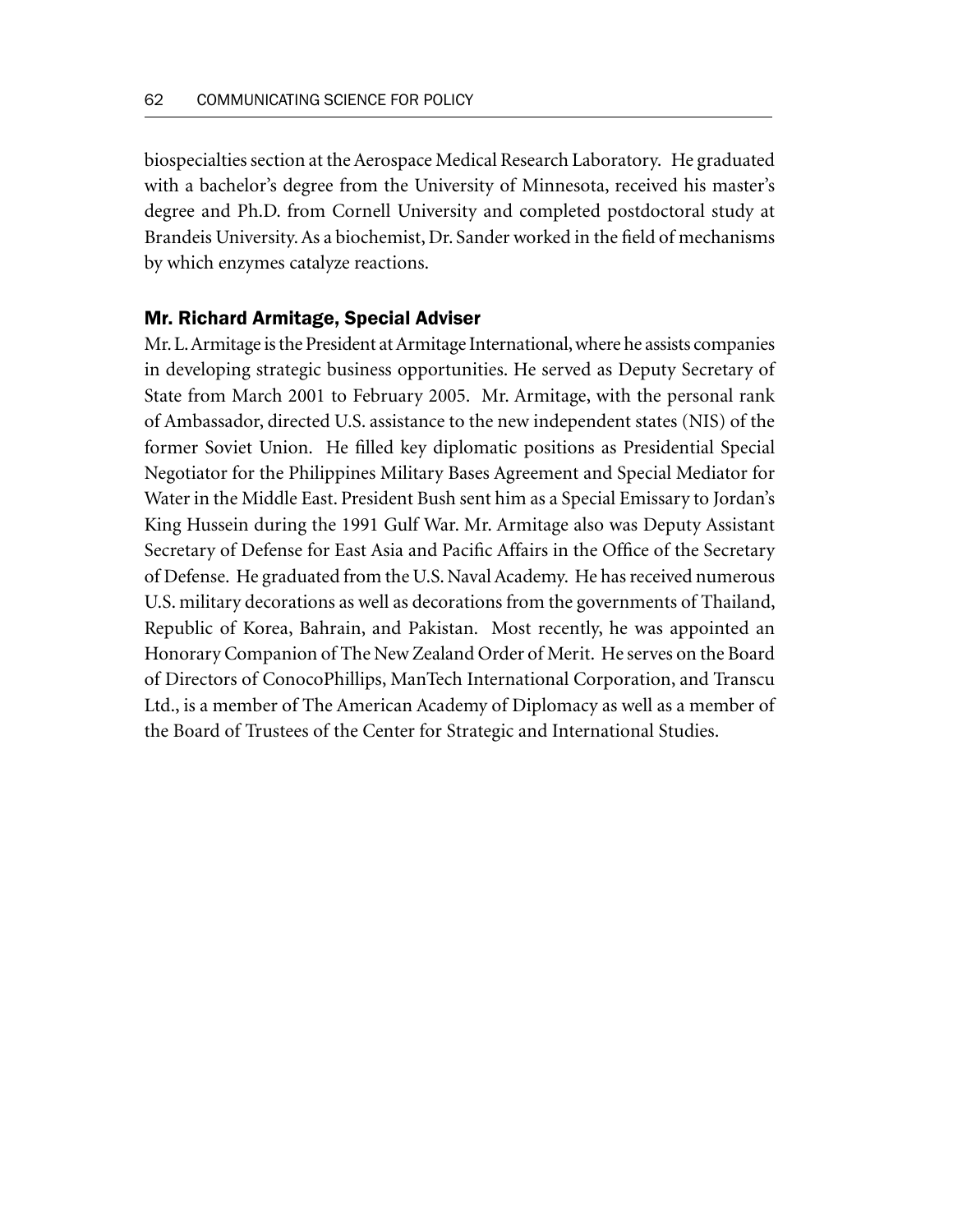biospecialties section at the Aerospace Medical Research Laboratory. He graduated with a bachelor's degree from the University of Minnesota, received his master's degree and Ph.D. from Cornell University and completed postdoctoral study at Brandeis University. As a biochemist, Dr. Sander worked in the field of mechanisms by which enzymes catalyze reactions.

### Mr. Richard Armitage, Special Adviser

Mr. L. Armitage is the President at Armitage International, where he assists companies in developing strategic business opportunities. He served as Deputy Secretary of State from March 2001 to February 2005. Mr. Armitage, with the personal rank of Ambassador, directed U.S. assistance to the new independent states (NIS) of the former Soviet Union. He filled key diplomatic positions as Presidential Special Negotiator for the Philippines Military Bases Agreement and Special Mediator for Water in the Middle East. President Bush sent him as a Special Emissary to Jordan's King Hussein during the 1991 Gulf War. Mr. Armitage also was Deputy Assistant Secretary of Defense for East Asia and Pacific Affairs in the Office of the Secretary of Defense. He graduated from the U.S. Naval Academy. He has received numerous U.S. military decorations as well as decorations from the governments of Thailand, Republic of Korea, Bahrain, and Pakistan. Most recently, he was appointed an Honorary Companion of The New Zealand Order of Merit. He serves on the Board of Directors of ConocoPhillips, ManTech International Corporation, and Transcu Ltd., is a member of The American Academy of Diplomacy as well as a member of the Board of Trustees of the Center for Strategic and International Studies.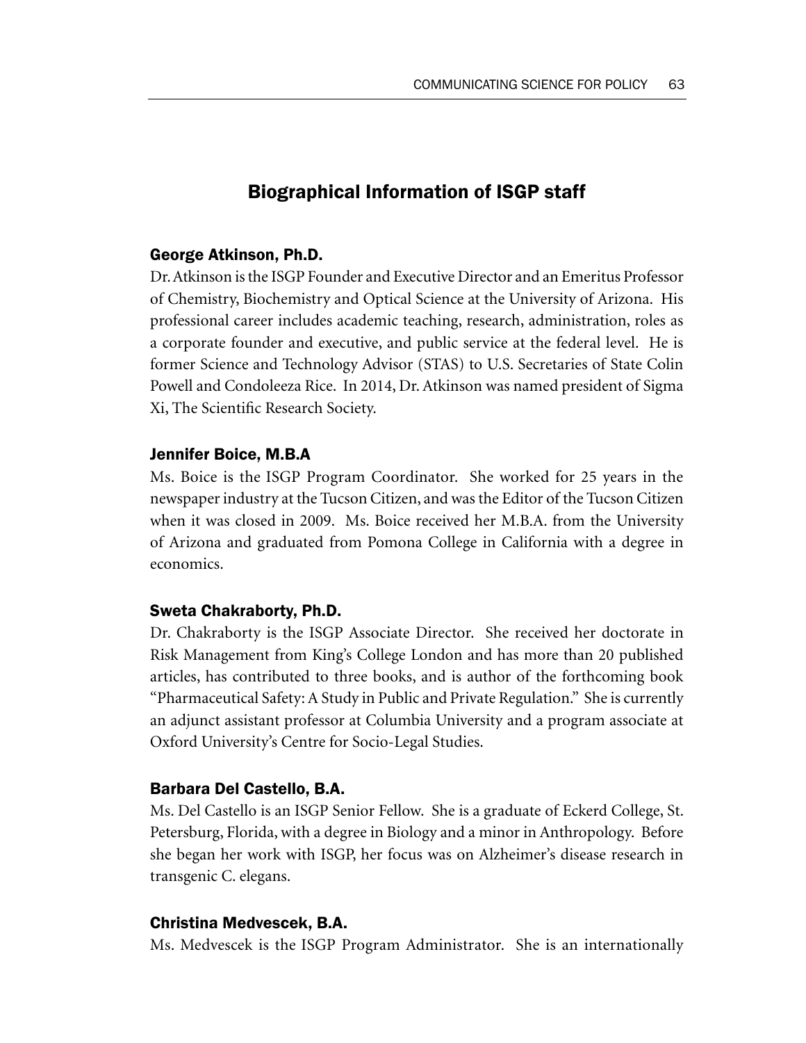## Biographical Information of ISGP staff

### George Atkinson, Ph.D.

Dr. Atkinson is the ISGP Founder and Executive Director and an Emeritus Professor of Chemistry, Biochemistry and Optical Science at the University of Arizona. His professional career includes academic teaching, research, administration, roles as a corporate founder and executive, and public service at the federal level. He is former Science and Technology Advisor (STAS) to U.S. Secretaries of State Colin Powell and Condoleeza Rice. In 2014, Dr. Atkinson was named president of Sigma Xi, The Scientific Research Society.

### Jennifer Boice, M.B.A

Ms. Boice is the ISGP Program Coordinator. She worked for 25 years in the newspaper industry at the Tucson Citizen, and was the Editor of the Tucson Citizen when it was closed in 2009. Ms. Boice received her M.B.A. from the University of Arizona and graduated from Pomona College in California with a degree in economics.

### Sweta Chakraborty, Ph.D.

Dr. Chakraborty is the ISGP Associate Director. She received her doctorate in Risk Management from King's College London and has more than 20 published articles, has contributed to three books, and is author of the forthcoming book "Pharmaceutical Safety: A Study in Public and Private Regulation." She is currently an adjunct assistant professor at Columbia University and a program associate at Oxford University's Centre for Socio-Legal Studies.

### Barbara Del Castello, B.A.

Ms. Del Castello is an ISGP Senior Fellow. She is a graduate of Eckerd College, St. Petersburg, Florida, with a degree in Biology and a minor in Anthropology. Before she began her work with ISGP, her focus was on Alzheimer's disease research in transgenic C. elegans.

### Christina Medvescek, B.A.

Ms. Medvescek is the ISGP Program Administrator. She is an internationally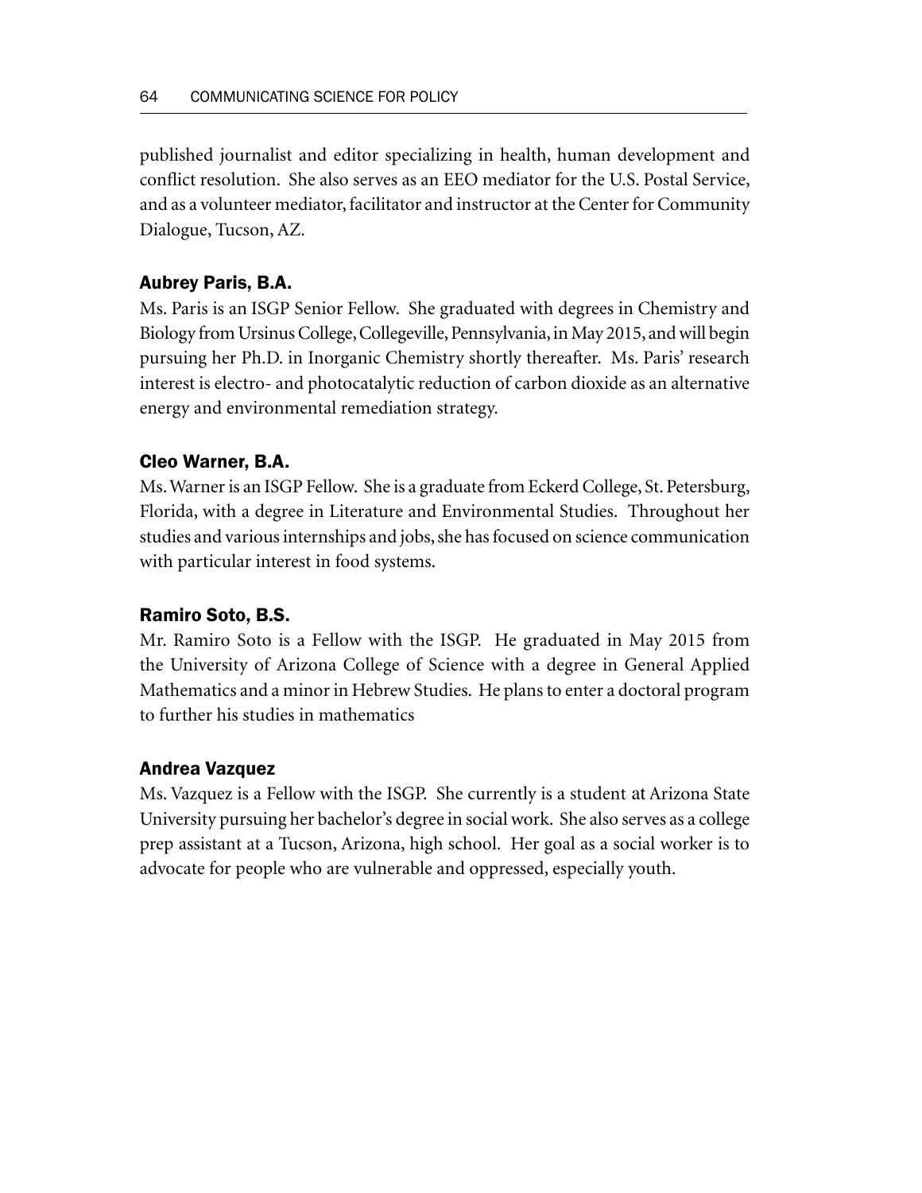published journalist and editor specializing in health, human development and conflict resolution. She also serves as an EEO mediator for the U.S. Postal Service, and as a volunteer mediator, facilitator and instructor at the Center for Community Dialogue, Tucson, AZ.

### Aubrey Paris, B.A.

Ms. Paris is an ISGP Senior Fellow. She graduated with degrees in Chemistry and Biology from Ursinus College, Collegeville, Pennsylvania, in May 2015, and will begin pursuing her Ph.D. in Inorganic Chemistry shortly thereafter. Ms. Paris' research interest is electro- and photocatalytic reduction of carbon dioxide as an alternative energy and environmental remediation strategy.

### Cleo Warner, B.A.

Ms. Warner is an ISGP Fellow. She is a graduate from Eckerd College, St. Petersburg, Florida, with a degree in Literature and Environmental Studies. Throughout her studies and various internships and jobs, she has focused on science communication with particular interest in food systems.

### Ramiro Soto, B.S.

Mr. Ramiro Soto is a Fellow with the ISGP. He graduated in May 2015 from the University of Arizona College of Science with a degree in General Applied Mathematics and a minor in Hebrew Studies. He plans to enter a doctoral program to further his studies in mathematics

### Andrea Vazquez

Ms. Vazquez is a Fellow with the ISGP. She currently is a student at Arizona State University pursuing her bachelor's degree in social work. She also serves as a college prep assistant at a Tucson, Arizona, high school. Her goal as a social worker is to advocate for people who are vulnerable and oppressed, especially youth.